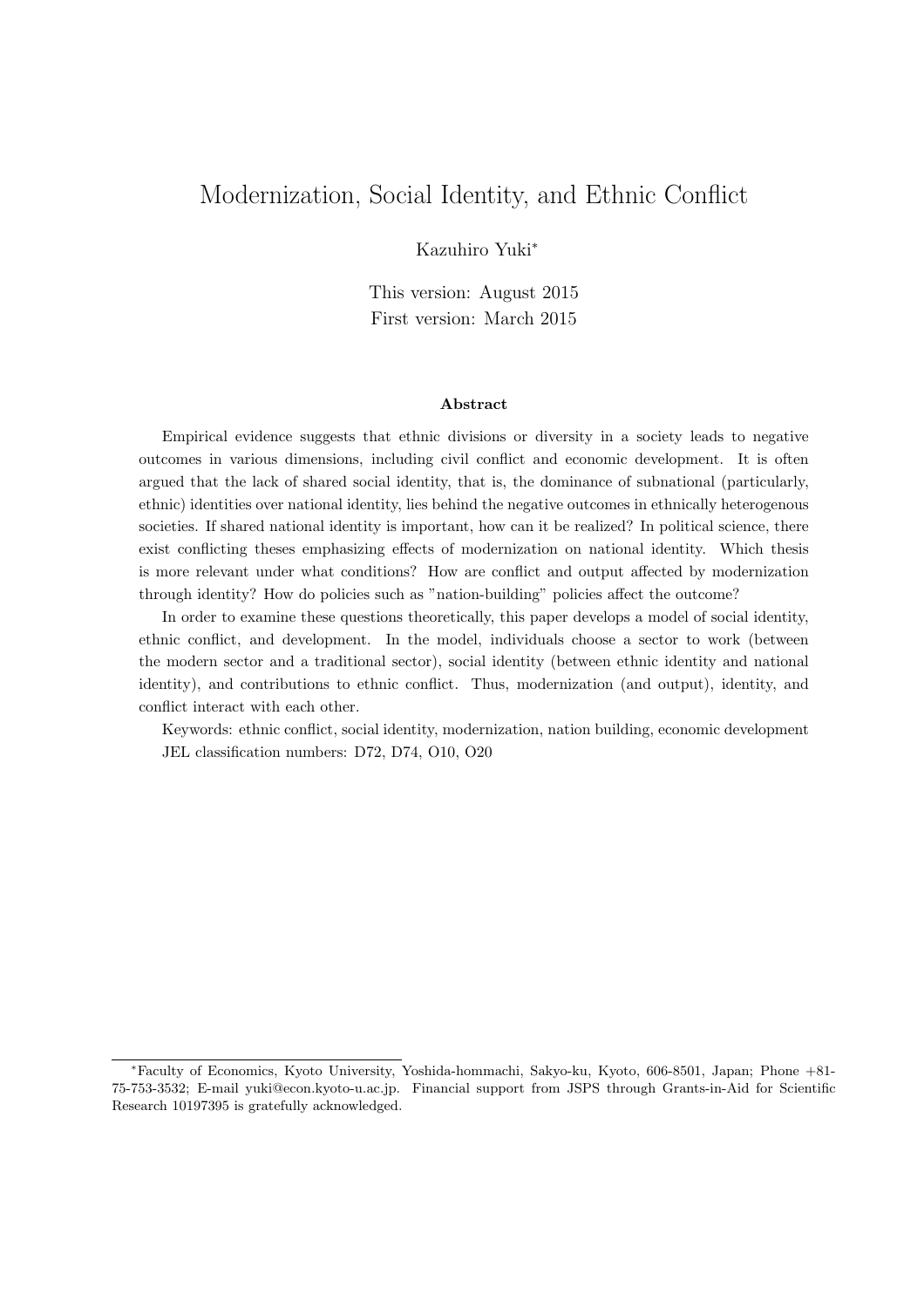# Modernization, Social Identity, and Ethnic Conflict

Kazuhiro Yuki*

This version: August 2015
First version: March 2015

**Abstract**

Empirical evidence suggests that ethnic divisions or diversity in a society leads to negative outcomes in various dimensions, including civil conflict and economic development. It is often argued that the lack of shared social identity, that is, the dominance of subnational (particularly, ethnic) identities over national identity, lies behind the negative outcomes in ethnically heterogenous societies. If shared national identity is important, how can it be realized? In political science, there exist conflicting theses emphasizing effects of modernization on national identity. Which thesis is more relevant under what conditions? How are conflict and output affected by modernization through identity? How do policies such as "nation-building" policies affect the outcome?

In order to examine these questions theoretically, this paper develops a model of social identity, ethnic conflict, and development. In the model, individuals choose a sector to work (between the modern sector and a traditional sector), social identity (between ethnic identity and national identity), and contributions to ethnic conflict. Thus, modernization (and output), identity, and conflict interact with each other.

Keywords: ethnic conflict, social identity, modernization, nation building, economic development
JEL classification numbers: D72, D74, O10, O20

---

*Faculty of Economics, Kyoto University, Yoshida-hommachi, Sakyo-ku, Kyoto, 606-8501, Japan; Phone +81-75-753-3532; E-mail yuki@econ.kyoto-u.ac.jp. Financial support from JSPS through Grants-in-Aid for Scientific Research 10197395 is gratefully acknowledged.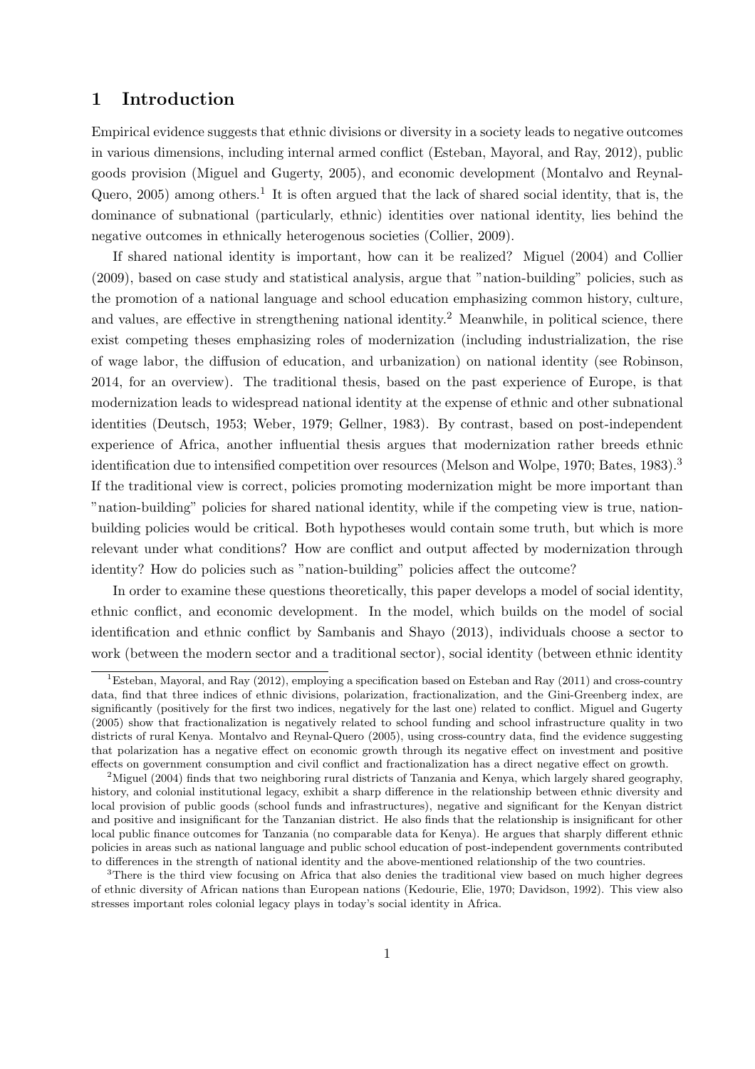# 1 Introduction

Empirical evidence suggests that ethnic divisions or diversity in a society leads to negative outcomes in various dimensions, including internal armed conflict (Esteban, Mayoral, and Ray, 2012), public goods provision (Miguel and Gugerty, 2005), and economic development (Montalvo and Reynal-Quero, 2005) among others.[1] It is often argued that the lack of shared social identity, that is, the dominance of subnational (particularly, ethnic) identities over national identity, lies behind the negative outcomes in ethnically heterogenous societies (Collier, 2009).

If shared national identity is important, how can it be realized? Miguel (2004) and Collier (2009), based on case study and statistical analysis, argue that "nation-building" policies, such as the promotion of a national language and school education emphasizing common history, culture, and values, are effective in strengthening national identity.[2] Meanwhile, in political science, there exist competing theses emphasizing roles of modernization (including industrialization, the rise of wage labor, the diffusion of education, and urbanization) on national identity (see Robinson, 2014, for an overview). The traditional thesis, based on the past experience of Europe, is that modernization leads to widespread national identity at the expense of ethnic and other subnational identities (Deutsch, 1953; Weber, 1979; Gellner, 1983). By contrast, based on post-independent experience of Africa, another influential thesis argues that modernization rather breeds ethnic identification due to intensified competition over resources (Melson and Wolpe, 1970; Bates, 1983).[3] If the traditional view is correct, policies promoting modernization might be more important than "nation-building" policies for shared national identity, while if the competing view is true, nation-building policies would be critical. Both hypotheses would contain some truth, but which is more relevant under what conditions? How are conflict and output affected by modernization through identity? How do policies such as "nation-building" policies affect the outcome?

In order to examine these questions theoretically, this paper develops a model of social identity, ethnic conflict, and economic development. In the model, which builds on the model of social identification and ethnic conflict by Sambanis and Shayo (2013), individuals choose a sector to work (between the modern sector and a traditional sector), social identity (between ethnic identity

[1] Esteban, Mayoral, and Ray (2012), employing a specification based on Esteban and Ray (2011) and cross-country data, find that three indices of ethnic divisions, polarization, fractionalization, and the Gini-Greenberg index, are significantly (positively for the first two indices, negatively for the last one) related to conflict. Miguel and Gugerty (2005) show that fractionalization is negatively related to school funding and school infrastructure quality in two districts of rural Kenya. Montalvo and Reynal-Quero (2005), using cross-country data, find the evidence suggesting that polarization has a negative effect on economic growth through its negative effect on investment and positive effects on government consumption and civil conflict and fractionalization has a direct negative effect on growth.

[2] Miguel (2004) finds that two neighboring rural districts of Tanzania and Kenya, which largely shared geography, history, and colonial institutional legacy, exhibit a sharp difference in the relationship between ethnic diversity and local provision of public goods (school funds and infrastructures), negative and significant for the Kenyan district and positive and insignificant for the Tanzanian district. He also finds that the relationship is insignificant for other local public finance outcomes for Tanzania (no comparable data for Kenya). He argues that sharply different ethnic policies in areas such as national language and public school education of post-independent governments contributed to differences in the strength of national identity and the above-mentioned relationship of the two countries.

[3] There is the third view focusing on Africa that also denies the traditional view based on much higher degrees of ethnic diversity of African nations than European nations (Kedourie, Elie, 1970; Davidson, 1992). This view also stresses important roles colonial legacy plays in today's social identity in Africa.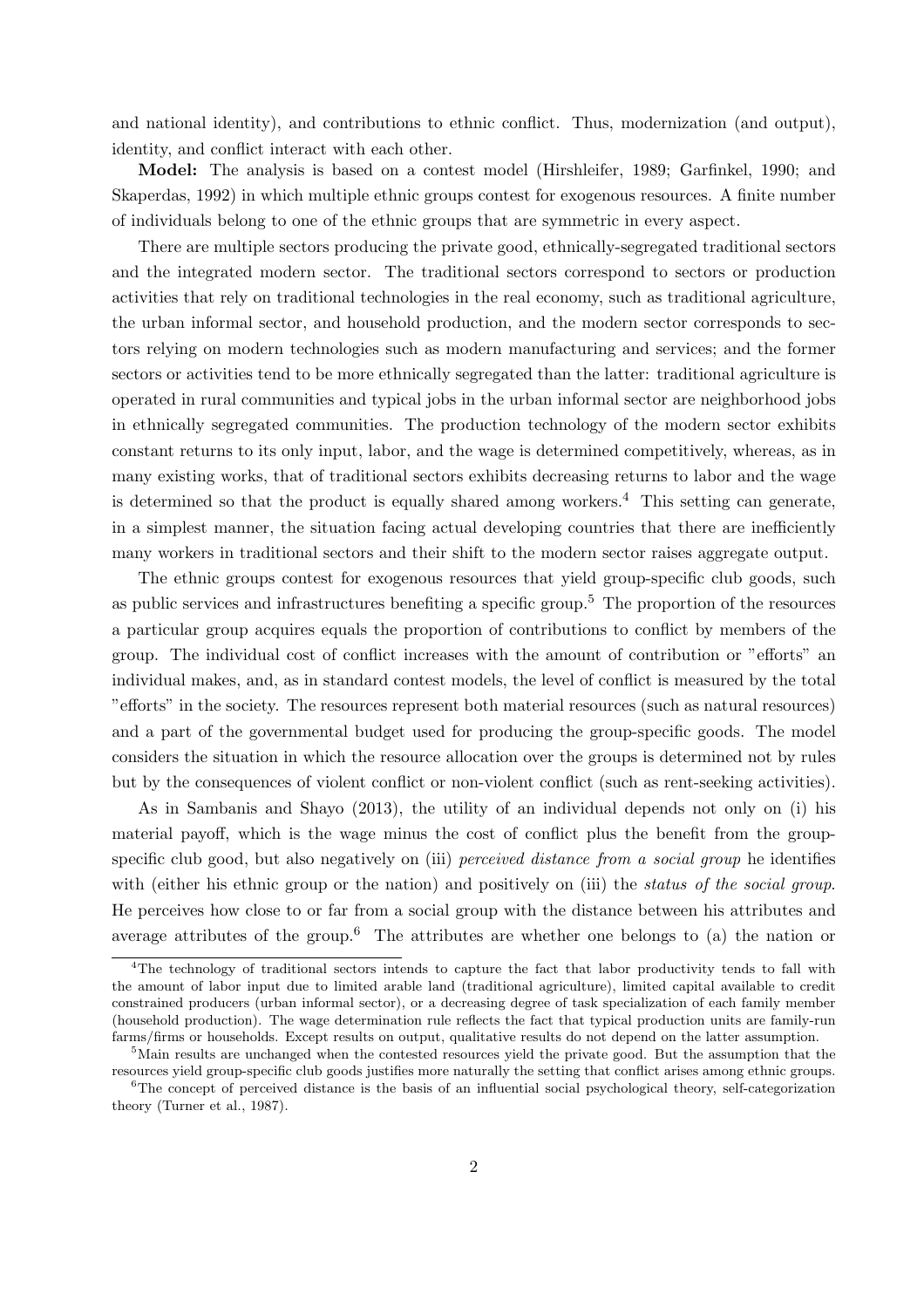and national identity), and contributions to ethnic conflict. Thus, modernization (and output), identity, and conflict interact with each other.

**Model:** The analysis is based on a contest model (Hirshleifer, 1989; Garfinkel, 1990; and Skaperdas, 1992) in which multiple ethnic groups contest for exogenous resources. A finite number of individuals belong to one of the ethnic groups that are symmetric in every aspect.

There are multiple sectors producing the private good, ethnically-segregated traditional sectors and the integrated modern sector. The traditional sectors correspond to sectors or production activities that rely on traditional technologies in the real economy, such as traditional agriculture, the urban informal sector, and household production, and the modern sector corresponds to sectors relying on modern technologies such as modern manufacturing and services; and the former sectors or activities tend to be more ethnically segregated than the latter: traditional agriculture is operated in rural communities and typical jobs in the urban informal sector are neighborhood jobs in ethnically segregated communities. The production technology of the modern sector exhibits constant returns to its only input, labor, and the wage is determined competitively, whereas, as in many existing works, that of traditional sectors exhibits decreasing returns to labor and the wage is determined so that the product is equally shared among workers.[4] This setting can generate, in a simplest manner, the situation facing actual developing countries that there are inefficiently many workers in traditional sectors and their shift to the modern sector raises aggregate output.

The ethnic groups contest for exogenous resources that yield group-specific club goods, such as public services and infrastructures benefiting a specific group.[5] The proportion of the resources a particular group acquires equals the proportion of contributions to conflict by members of the group. The individual cost of conflict increases with the amount of contribution or "efforts" an individual makes, and, as in standard contest models, the level of conflict is measured by the total "efforts" in the society. The resources represent both material resources (such as natural resources) and a part of the governmental budget used for producing the group-specific goods. The model considers the situation in which the resource allocation over the groups is determined not by rules but by the consequences of violent conflict or non-violent conflict (such as rent-seeking activities).

As in Sambanis and Shayo (2013), the utility of an individual depends not only on (i) his material payoff, which is the wage minus the cost of conflict plus the benefit from the group-specific club good, but also negatively on (iii) *perceived distance from a social group* he identifies with (either his ethnic group or the nation) and positively on (iii) the *status of the social group*. He perceives how close to or far from a social group with the distance between his attributes and average attributes of the group.[6] The attributes are whether one belongs to (a) the nation or

[4] The technology of traditional sectors intends to capture the fact that labor productivity tends to fall with the amount of labor input due to limited arable land (traditional agriculture), limited capital available to credit constrained producers (urban informal sector), or a decreasing degree of task specialization of each family member (household production). The wage determination rule reflects the fact that typical production units are family-run farms/firms or households. Except results on output, qualitative results do not depend on the latter assumption.

[5] Main results are unchanged when the contested resources yield the private good. But the assumption that the resources yield group-specific club goods justifies more naturally the setting that conflict arises among ethnic groups.

[6] The concept of perceived distance is the basis of an influential social psychological theory, self-categorization theory (Turner et al., 1987).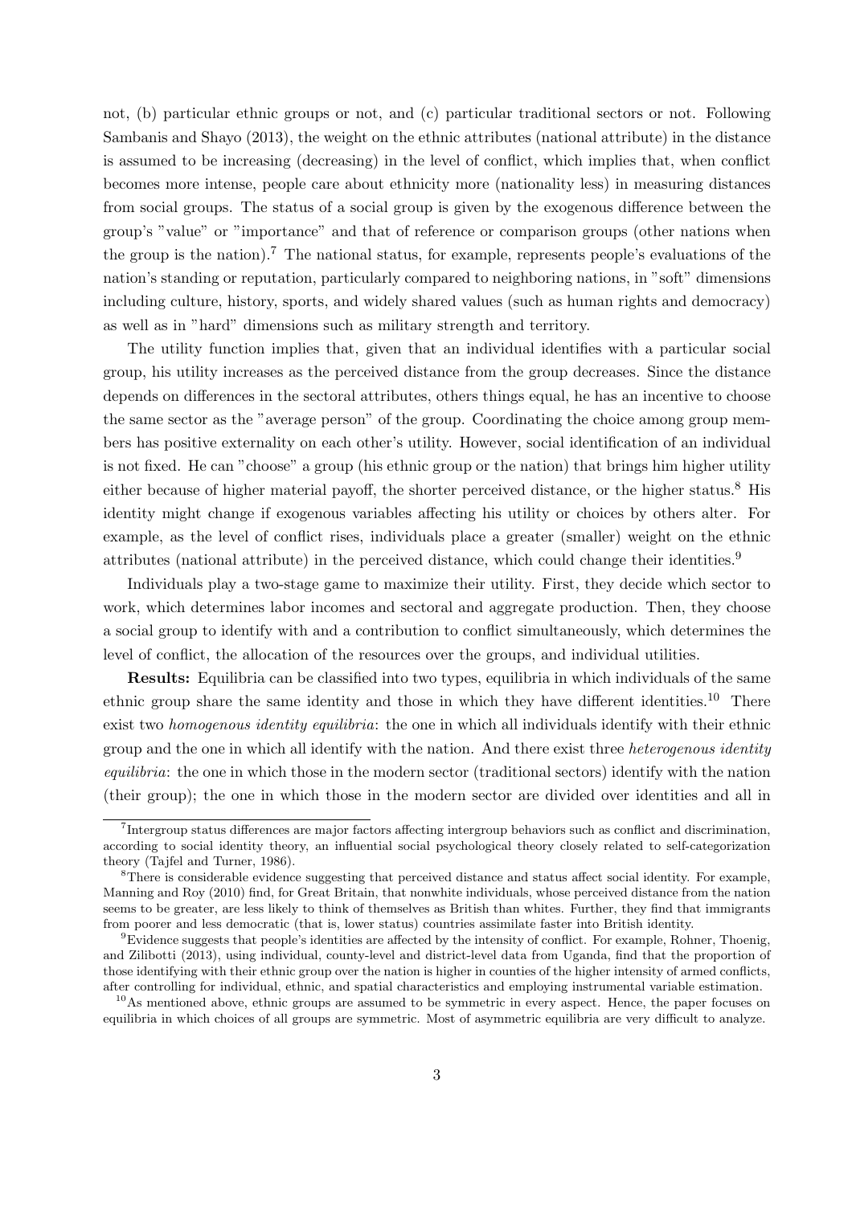not, (b) particular ethnic groups or not, and (c) particular traditional sectors or not. Following Sambanis and Shayo (2013), the weight on the ethnic attributes (national attribute) in the distance is assumed to be increasing (decreasing) in the level of conflict, which implies that, when conflict becomes more intense, people care about ethnicity more (nationality less) in measuring distances from social groups. The status of a social group is given by the exogenous difference between the group's "value" or "importance" and that of reference or comparison groups (other nations when the group is the nation).[7] The national status, for example, represents people's evaluations of the nation's standing or reputation, particularly compared to neighboring nations, in "soft" dimensions including culture, history, sports, and widely shared values (such as human rights and democracy) as well as in "hard" dimensions such as military strength and territory.

The utility function implies that, given that an individual identifies with a particular social group, his utility increases as the perceived distance from the group decreases. Since the distance depends on differences in the sectoral attributes, others things equal, he has an incentive to choose the same sector as the "average person" of the group. Coordinating the choice among group members has positive externality on each other's utility. However, social identification of an individual is not fixed. He can "choose" a group (his ethnic group or the nation) that brings him higher utility either because of higher material payoff, the shorter perceived distance, or the higher status.[8] His identity might change if exogenous variables affecting his utility or choices by others alter. For example, as the level of conflict rises, individuals place a greater (smaller) weight on the ethnic attributes (national attribute) in the perceived distance, which could change their identities.[9]

Individuals play a two-stage game to maximize their utility. First, they decide which sector to work, which determines labor incomes and sectoral and aggregate production. Then, they choose a social group to identify with and a contribution to conflict simultaneously, which determines the level of conflict, the allocation of the resources over the groups, and individual utilities.

**Results:** Equilibria can be classified into two types, equilibria in which individuals of the same ethnic group share the same identity and those in which they have different identities.[10] There exist two *homogenous identity equilibria*: the one in which all individuals identify with their ethnic group and the one in which all identify with the nation. And there exist three *heterogenous identity equilibria*: the one in which those in the modern sector (traditional sectors) identify with the nation (their group); the one in which those in the modern sector are divided over identities and all in

---

[7] Intergroup status differences are major factors affecting intergroup behaviors such as conflict and discrimination, according to social identity theory, an influential social psychological theory closely related to self-categorization theory (Tajfel and Turner, 1986).

[8] There is considerable evidence suggesting that perceived distance and status affect social identity. For example, Manning and Roy (2010) find, for Great Britain, that nonwhite individuals, whose perceived distance from the nation seems to be greater, are less likely to think of themselves as British than whites. Further, they find that immigrants from poorer and less democratic (that is, lower status) countries assimilate faster into British identity.

[9] Evidence suggests that people's identities are affected by the intensity of conflict. For example, Rohner, Thoenig, and Zilibotti (2013), using individual, county-level and district-level data from Uganda, find that the proportion of those identifying with their ethnic group over the nation is higher in counties of the higher intensity of armed conflicts, after controlling for individual, ethnic, and spatial characteristics and employing instrumental variable estimation.

[10] As mentioned above, ethnic groups are assumed to be symmetric in every aspect. Hence, the paper focuses on equilibria in which choices of all groups are symmetric. Most of asymmetric equilibria are very difficult to analyze.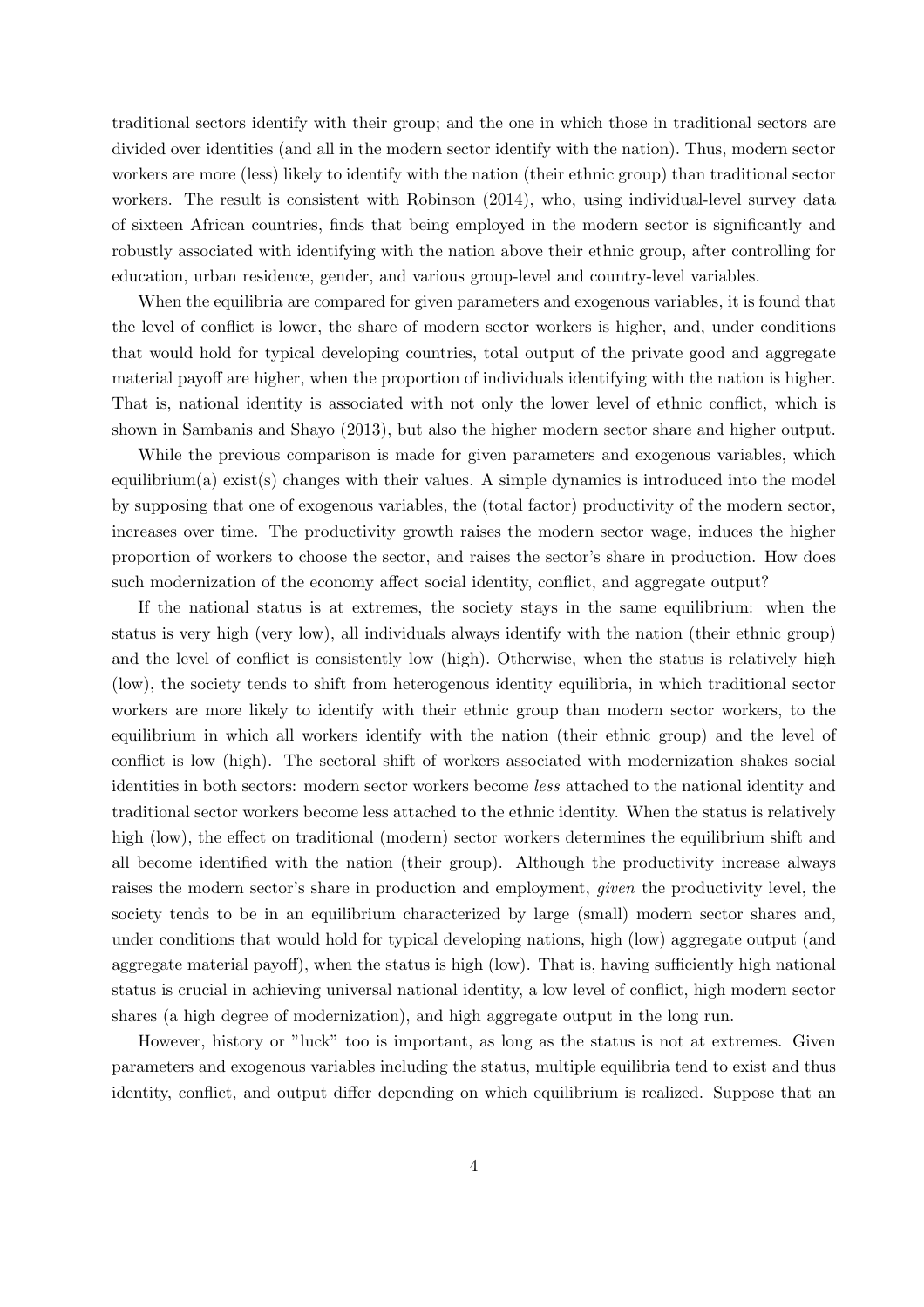traditional sectors identify with their group; and the one in which those in traditional sectors are divided over identities (and all in the modern sector identify with the nation). Thus, modern sector workers are more (less) likely to identify with the nation (their ethnic group) than traditional sector workers. The result is consistent with Robinson (2014), who, using individual-level survey data of sixteen African countries, finds that being employed in the modern sector is significantly and robustly associated with identifying with the nation above their ethnic group, after controlling for education, urban residence, gender, and various group-level and country-level variables.

When the equilibria are compared for given parameters and exogenous variables, it is found that the level of conflict is lower, the share of modern sector workers is higher, and, under conditions that would hold for typical developing countries, total output of the private good and aggregate material payoff are higher, when the proportion of individuals identifying with the nation is higher. That is, national identity is associated with not only the lower level of ethnic conflict, which is shown in Sambanis and Shayo (2013), but also the higher modern sector share and higher output.

While the previous comparison is made for given parameters and exogenous variables, which equilibrium(a) exist(s) changes with their values. A simple dynamics is introduced into the model by supposing that one of exogenous variables, the (total factor) productivity of the modern sector, increases over time. The productivity growth raises the modern sector wage, induces the higher proportion of workers to choose the sector, and raises the sector's share in production. How does such modernization of the economy affect social identity, conflict, and aggregate output?

If the national status is at extremes, the society stays in the same equilibrium: when the status is very high (very low), all individuals always identify with the nation (their ethnic group) and the level of conflict is consistently low (high). Otherwise, when the status is relatively high (low), the society tends to shift from heterogenous identity equilibria, in which traditional sector workers are more likely to identify with their ethnic group than modern sector workers, to the equilibrium in which all workers identify with the nation (their ethnic group) and the level of conflict is low (high). The sectoral shift of workers associated with modernization shakes social identities in both sectors: modern sector workers become *less* attached to the national identity and traditional sector workers become less attached to the ethnic identity. When the status is relatively high (low), the effect on traditional (modern) sector workers determines the equilibrium shift and all become identified with the nation (their group). Although the productivity increase always raises the modern sector's share in production and employment, *given* the productivity level, the society tends to be in an equilibrium characterized by large (small) modern sector shares and, under conditions that would hold for typical developing nations, high (low) aggregate output (and aggregate material payoff), when the status is high (low). That is, having sufficiently high national status is crucial in achieving universal national identity, a low level of conflict, high modern sector shares (a high degree of modernization), and high aggregate output in the long run.

However, history or "luck" too is important, as long as the status is not at extremes. Given parameters and exogenous variables including the status, multiple equilibria tend to exist and thus identity, conflict, and output differ depending on which equilibrium is realized. Suppose that an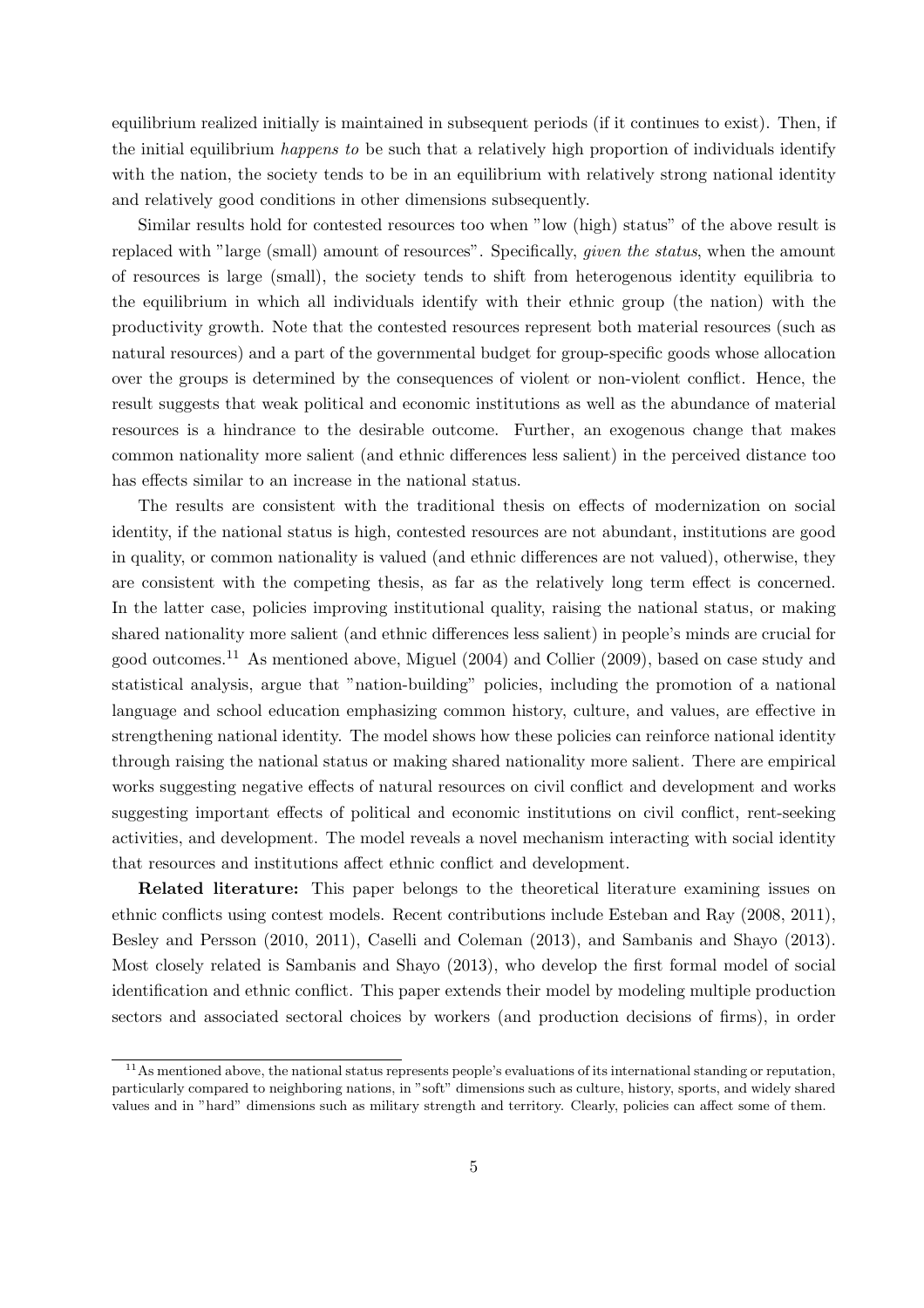equilibrium realized initially is maintained in subsequent periods (if it continues to exist). Then, if the initial equilibrium *happens to* be such that a relatively high proportion of individuals identify with the nation, the society tends to be in an equilibrium with relatively strong national identity and relatively good conditions in other dimensions subsequently.

Similar results hold for contested resources too when "low (high) status" of the above result is replaced with "large (small) amount of resources". Specifically, *given the status*, when the amount of resources is large (small), the society tends to shift from heterogenous identity equilibria to the equilibrium in which all individuals identify with their ethnic group (the nation) with the productivity growth. Note that the contested resources represent both material resources (such as natural resources) and a part of the governmental budget for group-specific goods whose allocation over the groups is determined by the consequences of violent or non-violent conflict. Hence, the result suggests that weak political and economic institutions as well as the abundance of material resources is a hindrance to the desirable outcome. Further, an exogenous change that makes common nationality more salient (and ethnic differences less salient) in the perceived distance too has effects similar to an increase in the national status.

The results are consistent with the traditional thesis on effects of modernization on social identity, if the national status is high, contested resources are not abundant, institutions are good in quality, or common nationality is valued (and ethnic differences are not valued), otherwise, they are consistent with the competing thesis, as far as the relatively long term effect is concerned. In the latter case, policies improving institutional quality, raising the national status, or making shared nationality more salient (and ethnic differences less salient) in people's minds are crucial for good outcomes.[11] As mentioned above, Miguel (2004) and Collier (2009), based on case study and statistical analysis, argue that "nation-building" policies, including the promotion of a national language and school education emphasizing common history, culture, and values, are effective in strengthening national identity. The model shows how these policies can reinforce national identity through raising the national status or making shared nationality more salient. There are empirical works suggesting negative effects of natural resources on civil conflict and development and works suggesting important effects of political and economic institutions on civil conflict, rent-seeking activities, and development. The model reveals a novel mechanism interacting with social identity that resources and institutions affect ethnic conflict and development.

**Related literature:** This paper belongs to the theoretical literature examining issues on ethnic conflicts using contest models. Recent contributions include Esteban and Ray (2008, 2011), Besley and Persson (2010, 2011), Caselli and Coleman (2013), and Sambanis and Shayo (2013). Most closely related is Sambanis and Shayo (2013), who develop the first formal model of social identification and ethnic conflict. This paper extends their model by modeling multiple production sectors and associated sectoral choices by workers (and production decisions of firms), in order

[11] As mentioned above, the national status represents people's evaluations of its international standing or reputation, particularly compared to neighboring nations, in "soft" dimensions such as culture, history, sports, and widely shared values and in "hard" dimensions such as military strength and territory. Clearly, policies can affect some of them.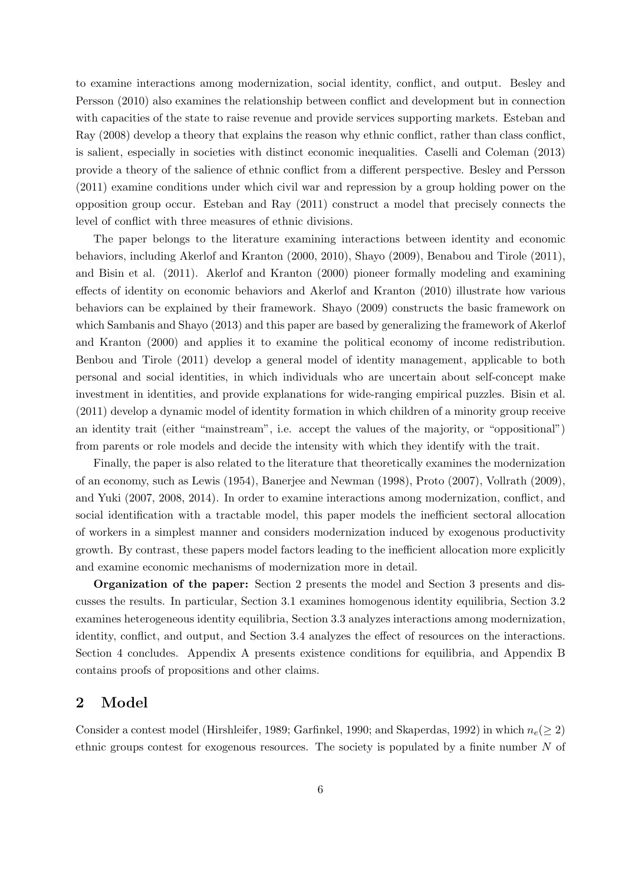to examine interactions among modernization, social identity, conflict, and output. Besley and Persson (2010) also examines the relationship between conflict and development but in connection with capacities of the state to raise revenue and provide services supporting markets. Esteban and Ray (2008) develop a theory that explains the reason why ethnic conflict, rather than class conflict, is salient, especially in societies with distinct economic inequalities. Caselli and Coleman (2013) provide a theory of the salience of ethnic conflict from a different perspective. Besley and Persson (2011) examine conditions under which civil war and repression by a group holding power on the opposition group occur. Esteban and Ray (2011) construct a model that precisely connects the level of conflict with three measures of ethnic divisions.

The paper belongs to the literature examining interactions between identity and economic behaviors, including Akerlof and Kranton (2000, 2010), Shayo (2009), Benabou and Tirole (2011), and Bisin et al. (2011). Akerlof and Kranton (2000) pioneer formally modeling and examining effects of identity on economic behaviors and Akerlof and Kranton (2010) illustrate how various behaviors can be explained by their framework. Shayo (2009) constructs the basic framework on which Sambanis and Shayo (2013) and this paper are based by generalizing the framework of Akerlof and Kranton (2000) and applies it to examine the political economy of income redistribution. Benbou and Tirole (2011) develop a general model of identity management, applicable to both personal and social identities, in which individuals who are uncertain about self-concept make investment in identities, and provide explanations for wide-ranging empirical puzzles. Bisin et al. (2011) develop a dynamic model of identity formation in which children of a minority group receive an identity trait (either "mainstream", i.e. accept the values of the majority, or "oppositional") from parents or role models and decide the intensity with which they identify with the trait.

Finally, the paper is also related to the literature that theoretically examines the modernization of an economy, such as Lewis (1954), Banerjee and Newman (1998), Proto (2007), Vollrath (2009), and Yuki (2007, 2008, 2014). In order to examine interactions among modernization, conflict, and social identification with a tractable model, this paper models the inefficient sectoral allocation of workers in a simplest manner and considers modernization induced by exogenous productivity growth. By contrast, these papers model factors leading to the inefficient allocation more explicitly and examine economic mechanisms of modernization more in detail.

**Organization of the paper:** Section 2 presents the model and Section 3 presents and discusses the results. In particular, Section 3.1 examines homogenous identity equilibria, Section 3.2 examines heterogeneous identity equilibria, Section 3.3 analyzes interactions among modernization, identity, conflict, and output, and Section 3.4 analyzes the effect of resources on the interactions. Section 4 concludes. Appendix A presents existence conditions for equilibria, and Appendix B contains proofs of propositions and other claims.

## 2 Model

Consider a contest model (Hirshleifer, 1989; Garfinkel, 1990; and Skaperdas, 1992) in which $n_e(\geq 2)$ ethnic groups contest for exogenous resources. The society is populated by a finite number $N$ of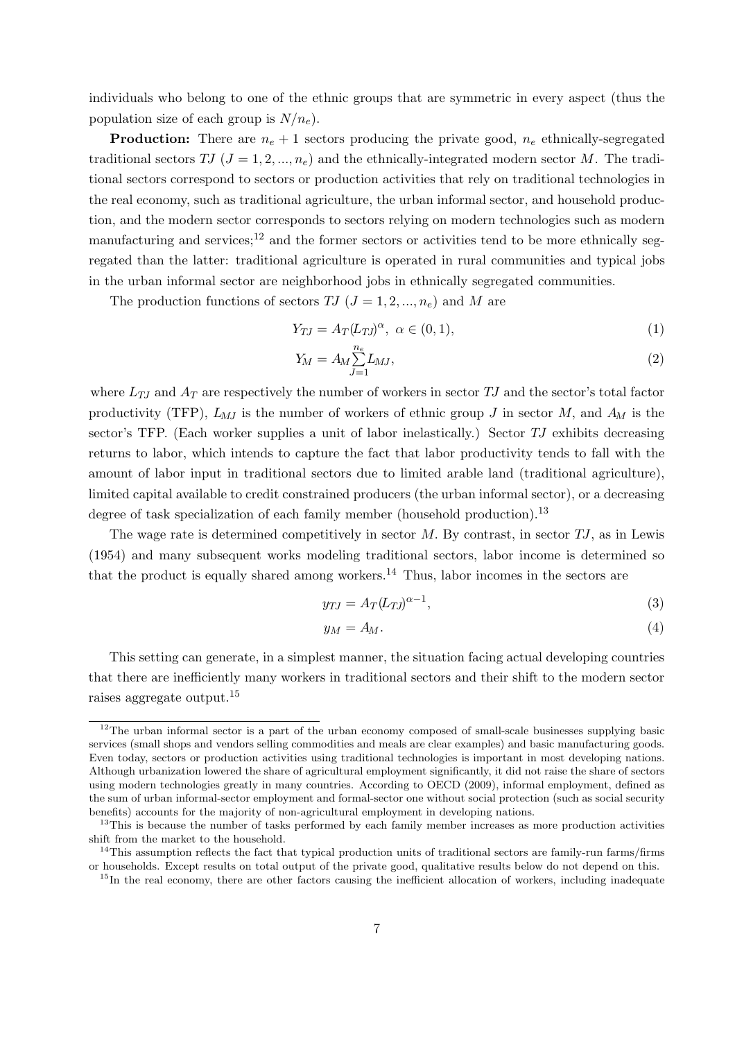individuals who belong to one of the ethnic groups that are symmetric in every aspect (thus the population size of each group is $N/n_e$).

**Production:** There are $n_e + 1$ sectors producing the private good, $n_e$ ethnically-segregated traditional sectors $TJ$ ($J = 1, 2, ..., n_e$) and the ethnically-integrated modern sector $M$. The traditional sectors correspond to sectors or production activities that rely on traditional technologies in the real economy, such as traditional agriculture, the urban informal sector, and household production, and the modern sector corresponds to sectors relying on modern technologies such as modern manufacturing and services;[12] and the former sectors or activities tend to be more ethnically segregated than the latter: traditional agriculture is operated in rural communities and typical jobs in the urban informal sector are neighborhood jobs in ethnically segregated communities.

The production functions of sectors $TJ$ ($J = 1, 2, ..., n_e$) and $M$ are

$$Y_{TJ} = A_T (L_{TJ})^{\alpha}, \ \alpha \in (0, 1), \tag{1}$$

$$Y_M = A_M \sum_{J=1}^{n_e} L_{MJ}, \tag{2}$$

where $L_{TJ}$ and $A_T$ are respectively the number of workers in sector $TJ$ and the sector's total factor productivity (TFP), $L_{MJ}$ is the number of workers of ethnic group $J$ in sector $M$, and $A_M$ is the sector's TFP. (Each worker supplies a unit of labor inelastically.) Sector $TJ$ exhibits decreasing returns to labor, which intends to capture the fact that labor productivity tends to fall with the amount of labor input in traditional sectors due to limited arable land (traditional agriculture), limited capital available to credit constrained producers (the urban informal sector), or a decreasing degree of task specialization of each family member (household production).[13]

The wage rate is determined competitively in sector $M$. By contrast, in sector $TJ$, as in Lewis (1954) and many subsequent works modeling traditional sectors, labor income is determined so that the product is equally shared among workers.[14] Thus, labor incomes in the sectors are

$$y_{TJ} = A_T (L_{TJ})^{\alpha - 1}, \tag{3}$$

$$y_M = A_M. \tag{4}$$

This setting can generate, in a simplest manner, the situation facing actual developing countries that there are inefficiently many workers in traditional sectors and their shift to the modern sector raises aggregate output.[15]

[12] The urban informal sector is a part of the urban economy composed of small-scale businesses supplying basic services (small shops and vendors selling commodities and meals are clear examples) and basic manufacturing goods. Even today, sectors or production activities using traditional technologies is important in most developing nations. Although urbanization lowered the share of agricultural employment significantly, it did not raise the share of sectors using modern technologies greatly in many countries. According to OECD (2009), informal employment, defined as the sum of urban informal-sector employment and formal-sector one without social protection (such as social security benefits) accounts for the majority of non-agricultural employment in developing nations.

[13] This is because the number of tasks performed by each family member increases as more production activities shift from the market to the household.

[14] This assumption reflects the fact that typical production units of traditional sectors are family-run farms/firms or households. Except results on total output of the private good, qualitative results below do not depend on this.

[15] In the real economy, there are other factors causing the inefficient allocation of workers, including inadequate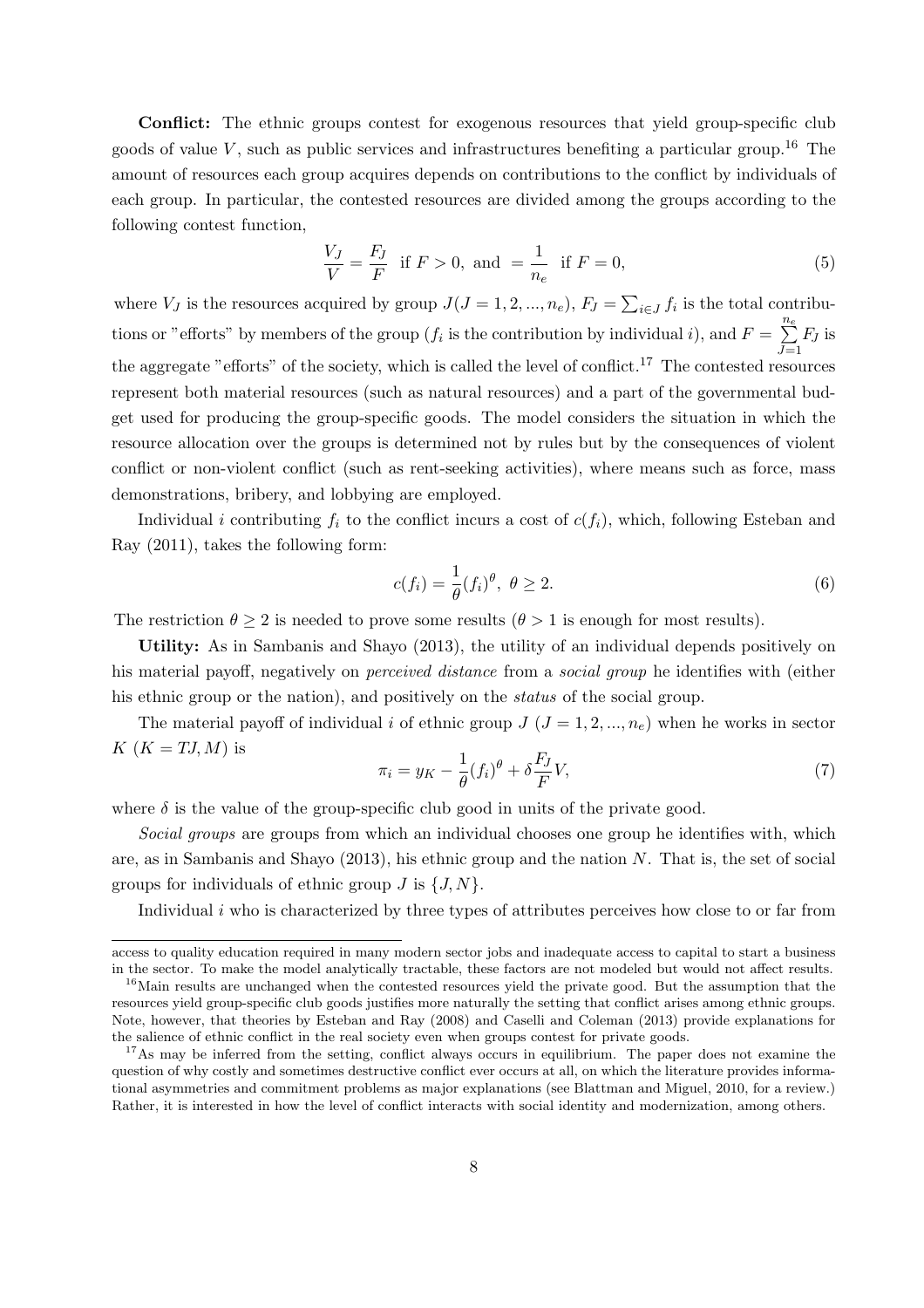**Conflict:** The ethnic groups contest for exogenous resources that yield group-specific club goods of value $V$, such as public services and infrastructures benefiting a particular group.[16] The amount of resources each group acquires depends on contributions to the conflict by individuals of each group. In particular, the contested resources are divided among the groups according to the following contest function,

$$\frac{V_J}{V} = \frac{F_J}{F} \text{ if } F > 0, \text{ and } = \frac{1}{n_e} \text{ if } F = 0, \tag{5}$$

where $V_J$ is the resources acquired by group $J (J = 1, 2, ..., n_e)$, $F_J = \sum_{i \in J} f_i$ is the total contributions or "efforts" by members of the group ($f_i$ is the contribution by individual $i$), and $F = \sum_{J=1}^{n_e} F_J$ is the aggregate "efforts" of the society, which is called the level of conflict.[17] The contested resources represent both material resources (such as natural resources) and a part of the governmental budget used for producing the group-specific goods. The model considers the situation in which the resource allocation over the groups is determined not by rules but by the consequences of violent conflict or non-violent conflict (such as rent-seeking activities), where means such as force, mass demonstrations, bribery, and lobbying are employed.

Individual $i$ contributing $f_i$ to the conflict incurs a cost of $c(f_i)$, which, following Esteban and Ray (2011), takes the following form:

$$c(f_i) = \frac{1}{\theta}(f_i)^\theta, \ \theta \geq 2. \tag{6}$$

The restriction $\theta \geq 2$ is needed to prove some results ($\theta > 1$ is enough for most results).

**Utility:** As in Sambanis and Shayo (2013), the utility of an individual depends positively on his material payoff, negatively on *perceived distance* from a *social group* he identifies with (either his ethnic group or the nation), and positively on the *status* of the social group.

The material payoff of individual $i$ of ethnic group $J$ ($J = 1, 2, ..., n_e$) when he works in sector $K$ ($K = TJ, M$) is

$$\pi_i = y_K - \frac{1}{\theta}(f_i)^\theta + \delta \frac{F_J}{F} V, \tag{7}$$

where $\delta$ is the value of the group-specific club good in units of the private good.

*Social groups* are groups from which an individual chooses one group he identifies with, which are, as in Sambanis and Shayo (2013), his ethnic group and the nation $N$. That is, the set of social groups for individuals of ethnic group $J$ is $\{J, N\}$.

Individual $i$ who is characterized by three types of attributes perceives how close to or far from

access to quality education required in many modern sector jobs and inadequate access to capital to start a business in the sector. To make the model analytically tractable, these factors are not modeled but would not affect results.

[16] Main results are unchanged when the contested resources yield the private good. But the assumption that the resources yield group-specific club goods justifies more naturally the setting that conflict arises among ethnic groups. Note, however, that theories by Esteban and Ray (2008) and Caselli and Coleman (2013) provide explanations for the salience of ethnic conflict in the real society even when groups contest for private goods.

[17] As may be inferred from the setting, conflict always occurs in equilibrium. The paper does not examine the question of why costly and sometimes destructive conflict ever occurs at all, on which the literature provides informational asymmetries and commitment problems as major explanations (see Blattman and Miguel, 2010, for a review.) Rather, it is interested in how the level of conflict interacts with social identity and modernization, among others.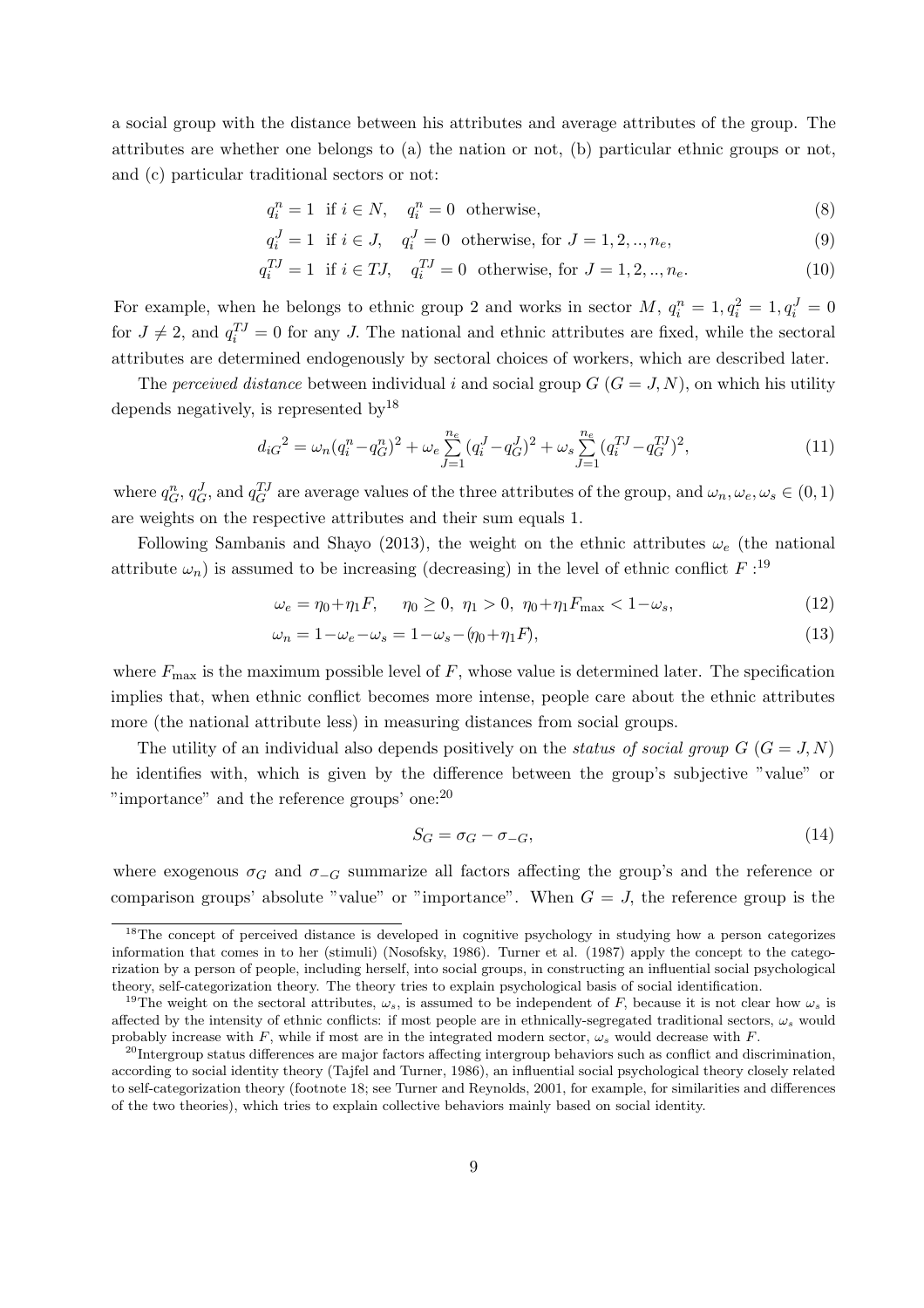a social group with the distance between his attributes and average attributes of the group. The attributes are whether one belongs to (a) the nation or not, (b) particular ethnic groups or not, and (c) particular traditional sectors or not:

$$q_i^n = 1 \;\text{ if } i \in N, \quad q_i^n = 0 \;\text{ otherwise,} \tag{8}$$

$$q_i^J = 1 \;\text{ if } i \in J, \quad q_i^J = 0 \;\text{ otherwise, for } J = 1, 2, .., n_e, \tag{9}$$

$$q_i^{TJ} = 1 \;\text{ if } i \in TJ, \quad q_i^{TJ} = 0 \;\text{ otherwise, for } J = 1, 2, .., n_e. \tag{10}$$

For example, when he belongs to ethnic group 2 and works in sector $M$, $q_i^n = 1, q_i^2 = 1, q_i^J = 0$ for $J \neq 2$, and $q_i^{TJ} = 0$ for any $J$. The national and ethnic attributes are fixed, while the sectoral attributes are determined endogenously by sectoral choices of workers, which are described later.

The *perceived distance* between individual $i$ and social group $G$ ($G = J, N$), on which his utility depends negatively, is represented by[18]

$$d_{iG}{}^2 = \omega_n (q_i^n - q_G^n)^2 + \omega_e \sum_{J=1}^{n_e} (q_i^J - q_G^J)^2 + \omega_s \sum_{J=1}^{n_e} (q_i^{TJ} - q_G^{TJ})^2, \tag{11}$$

where $q_G^n$, $q_G^J$, and $q_G^{TJ}$ are average values of the three attributes of the group, and $\omega_n, \omega_e, \omega_s \in (0, 1)$ are weights on the respective attributes and their sum equals 1.

Following Sambanis and Shayo (2013), the weight on the ethnic attributes $\omega_e$ (the national attribute $\omega_n$) is assumed to be increasing (decreasing) in the level of ethnic conflict $F$ :[19]

$$\omega_e = \eta_0 + \eta_1 F, \qquad \eta_0 \geq 0, \; \eta_1 > 0, \; \eta_0 + \eta_1 F_{\max} < 1 - \omega_s, \tag{12}$$

$$\omega_n = 1 - \omega_e - \omega_s = 1 - \omega_s - (\eta_0 + \eta_1 F), \tag{13}$$

where $F_{\max}$ is the maximum possible level of $F$, whose value is determined later. The specification implies that, when ethnic conflict becomes more intense, people care about the ethnic attributes more (the national attribute less) in measuring distances from social groups.

The utility of an individual also depends positively on the *status of social group* $G$ ($G = J, N$) he identifies with, which is given by the difference between the group's subjective "value" or "importance" and the reference groups' one:[20]

$$S_G = \sigma_G - \sigma_{-G}, \tag{14}$$

where exogenous $\sigma_G$ and $\sigma_{-G}$ summarize all factors affecting the group's and the reference or comparison groups' absolute "value" or "importance". When $G = J$, the reference group is the

---

[18] The concept of perceived distance is developed in cognitive psychology in studying how a person categorizes information that comes in to her (stimuli) (Nosofsky, 1986). Turner et al. (1987) apply the concept to the categorization by a person of people, including herself, into social groups, in constructing an influential social psychological theory, self-categorization theory. The theory tries to explain psychological basis of social identification.

[19] The weight on the sectoral attributes, $\omega_s$, is assumed to be independent of $F$, because it is not clear how $\omega_s$ is affected by the intensity of ethnic conflicts: if most people are in ethnically-segregated traditional sectors, $\omega_s$ would probably increase with $F$, while if most are in the integrated modern sector, $\omega_s$ would decrease with $F$.

[20] Intergroup status differences are major factors affecting intergroup behaviors such as conflict and discrimination, according to social identity theory (Tajfel and Turner, 1986), an influential social psychological theory closely related to self-categorization theory (footnote 18; see Turner and Reynolds, 2001, for example, for similarities and differences of the two theories), which tries to explain collective behaviors mainly based on social identity.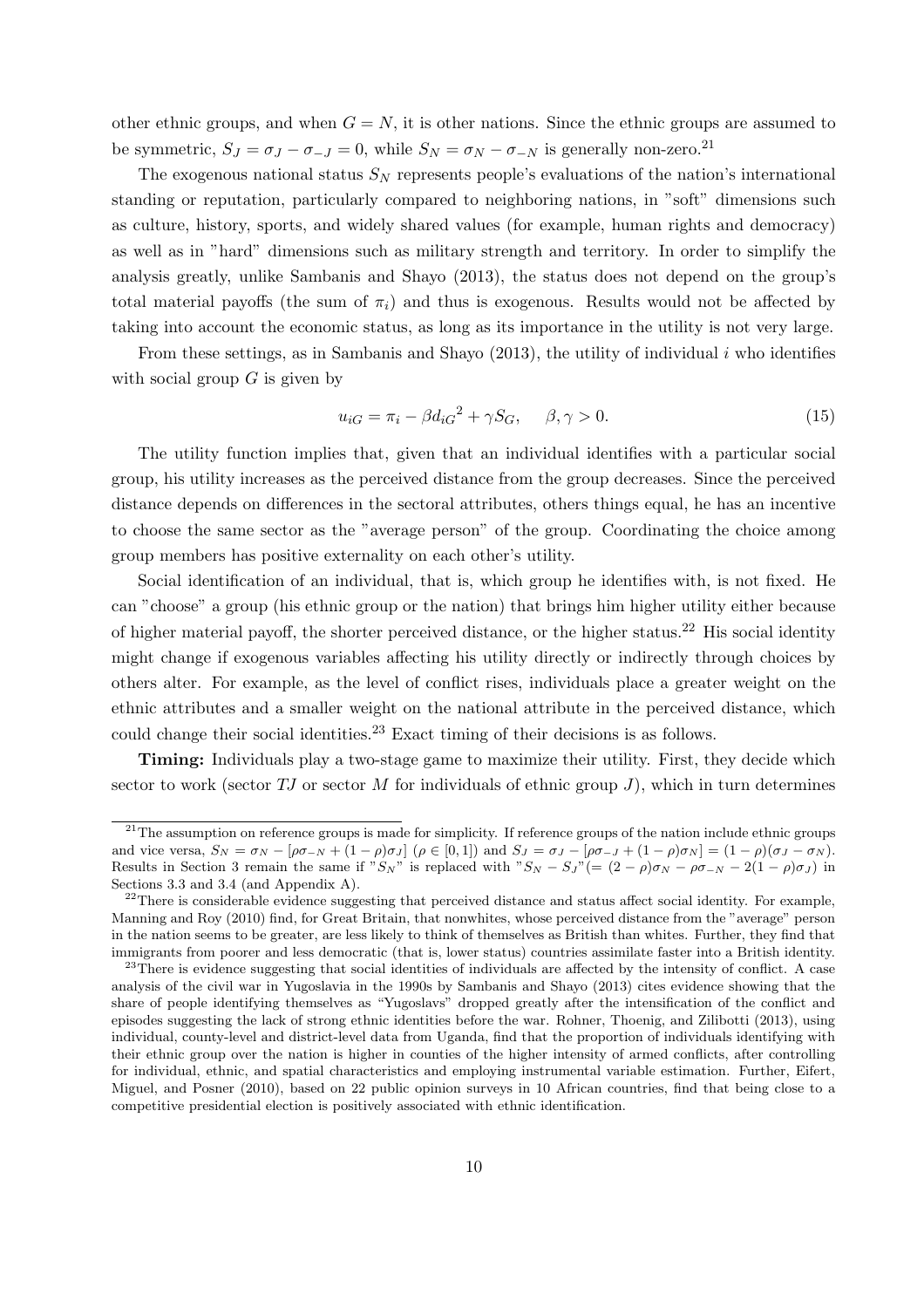other ethnic groups, and when $G = N$, it is other nations. Since the ethnic groups are assumed to be symmetric, $S_J = \sigma_J - \sigma_{-J} = 0$, while $S_N = \sigma_N - \sigma_{-N}$ is generally non-zero.[21]

The exogenous national status $S_N$ represents people's evaluations of the nation's international standing or reputation, particularly compared to neighboring nations, in "soft" dimensions such as culture, history, sports, and widely shared values (for example, human rights and democracy) as well as in "hard" dimensions such as military strength and territory. In order to simplify the analysis greatly, unlike Sambanis and Shayo (2013), the status does not depend on the group's total material payoffs (the sum of $\pi_i$) and thus is exogenous. Results would not be affected by taking into account the economic status, as long as its importance in the utility is not very large.

From these settings, as in Sambanis and Shayo (2013), the utility of individual $i$ who identifies with social group $G$ is given by

$$u_{iG} = \pi_i - \beta {d_{iG}}^2 + \gamma S_G, \quad \beta, \gamma > 0. \tag{15}$$

The utility function implies that, given that an individual identifies with a particular social group, his utility increases as the perceived distance from the group decreases. Since the perceived distance depends on differences in the sectoral attributes, others things equal, he has an incentive to choose the same sector as the "average person" of the group. Coordinating the choice among group members has positive externality on each other's utility.

Social identification of an individual, that is, which group he identifies with, is not fixed. He can "choose" a group (his ethnic group or the nation) that brings him higher utility either because of higher material payoff, the shorter perceived distance, or the higher status.[22] His social identity might change if exogenous variables affecting his utility directly or indirectly through choices by others alter. For example, as the level of conflict rises, individuals place a greater weight on the ethnic attributes and a smaller weight on the national attribute in the perceived distance, which could change their social identities.[23] Exact timing of their decisions is as follows.

**Timing:** Individuals play a two-stage game to maximize their utility. First, they decide which sector to work (sector $TJ$ or sector $M$ for individuals of ethnic group $J$), which in turn determines

---

[21] The assumption on reference groups is made for simplicity. If reference groups of the nation include ethnic groups and vice versa, $S_N = \sigma_N - [\rho\sigma_{-N} + (1-\rho)\sigma_J]$ ($\rho \in [0,1]$) and $S_J = \sigma_J - [\rho\sigma_{-J} + (1-\rho)\sigma_N] = (1-\rho)(\sigma_J - \sigma_N)$. Results in Section 3 remain the same if "$S_N$" is replaced with "$S_N - S_J$"($= (2-\rho)\sigma_N - \rho\sigma_{-N} - 2(1-\rho)\sigma_J$) in Sections 3.3 and 3.4 (and Appendix A).

[22] There is considerable evidence suggesting that perceived distance and status affect social identity. For example, Manning and Roy (2010) find, for Great Britain, that nonwhites, whose perceived distance from the "average" person in the nation seems to be greater, are less likely to think of themselves as British than whites. Further, they find that immigrants from poorer and less democratic (that is, lower status) countries assimilate faster into a British identity.

[23] There is evidence suggesting that social identities of individuals are affected by the intensity of conflict. A case analysis of the civil war in Yugoslavia in the 1990s by Sambanis and Shayo (2013) cites evidence showing that the share of people identifying themselves as "Yugoslavs" dropped greatly after the intensification of the conflict and episodes suggesting the lack of strong ethnic identities before the war. Rohner, Thoenig, and Zilibotti (2013), using individual, county-level and district-level data from Uganda, find that the proportion of individuals identifying with their ethnic group over the nation is higher in counties of the higher intensity of armed conflicts, after controlling for individual, ethnic, and spatial characteristics and employing instrumental variable estimation. Further, Eifert, Miguel, and Posner (2010), based on 22 public opinion surveys in 10 African countries, find that being close to a competitive presidential election is positively associated with ethnic identification.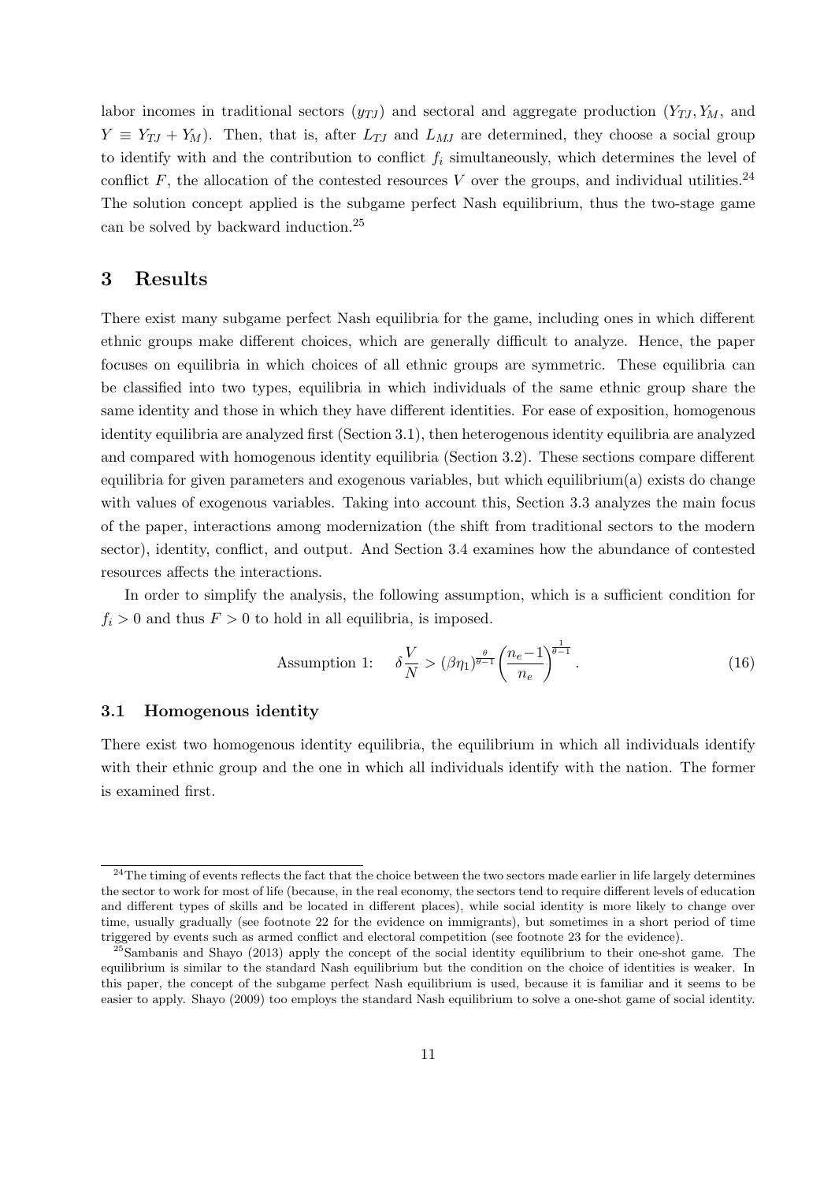labor incomes in traditional sectors ($y_{TJ}$) and sectoral and aggregate production ($Y_{TJ}, Y_M$, and $Y \equiv Y_{TJ} + Y_M$). Then, that is, after $L_{TJ}$ and $L_{MJ}$ are determined, they choose a social group to identify with and the contribution to conflict $f_i$ simultaneously, which determines the level of conflict $F$, the allocation of the contested resources $V$ over the groups, and individual utilities.[24] The solution concept applied is the subgame perfect Nash equilibrium, thus the two-stage game can be solved by backward induction.[25]

# 3 Results

There exist many subgame perfect Nash equilibria for the game, including ones in which different ethnic groups make different choices, which are generally difficult to analyze. Hence, the paper focuses on equilibria in which choices of all ethnic groups are symmetric. These equilibria can be classified into two types, equilibria in which individuals of the same ethnic group share the same identity and those in which they have different identities. For ease of exposition, homogenous identity equilibria are analyzed first (Section 3.1), then heterogenous identity equilibria are analyzed and compared with homogenous identity equilibria (Section 3.2). These sections compare different equilibria for given parameters and exogenous variables, but which equilibrium(a) exists do change with values of exogenous variables. Taking into account this, Section 3.3 analyzes the main focus of the paper, interactions among modernization (the shift from traditional sectors to the modern sector), identity, conflict, and output. And Section 3.4 examines how the abundance of contested resources affects the interactions.

In order to simplify the analysis, the following assumption, which is a sufficient condition for $f_i > 0$ and thus $F > 0$ to hold in all equilibria, is imposed.

$$\text{Assumption 1:} \quad \delta \frac{V}{N} > (\beta\eta_1)^{\frac{\theta}{\theta-1}} \left(\frac{n_e - 1}{n_e}\right)^{\frac{1}{\theta-1}}. \tag{16}$$

## 3.1 Homogenous identity

There exist two homogenous identity equilibria, the equilibrium in which all individuals identify with their ethnic group and the one in which all individuals identify with the nation. The former is examined first.

---

[24] The timing of events reflects the fact that the choice between the two sectors made earlier in life largely determines the sector to work for most of life (because, in the real economy, the sectors tend to require different levels of education and different types of skills and be located in different places), while social identity is more likely to change over time, usually gradually (see footnote 22 for the evidence on immigrants), but sometimes in a short period of time triggered by events such as armed conflict and electoral competition (see footnote 23 for the evidence).

[25] Sambanis and Shayo (2013) apply the concept of the social identity equilibrium to their one-shot game. The equilibrium is similar to the standard Nash equilibrium but the condition on the choice of identities is weaker. In this paper, the concept of the subgame perfect Nash equilibrium is used, because it is familiar and it seems to be easier to apply. Shayo (2009) too employs the standard Nash equilibrium to solve a one-shot game of social identity.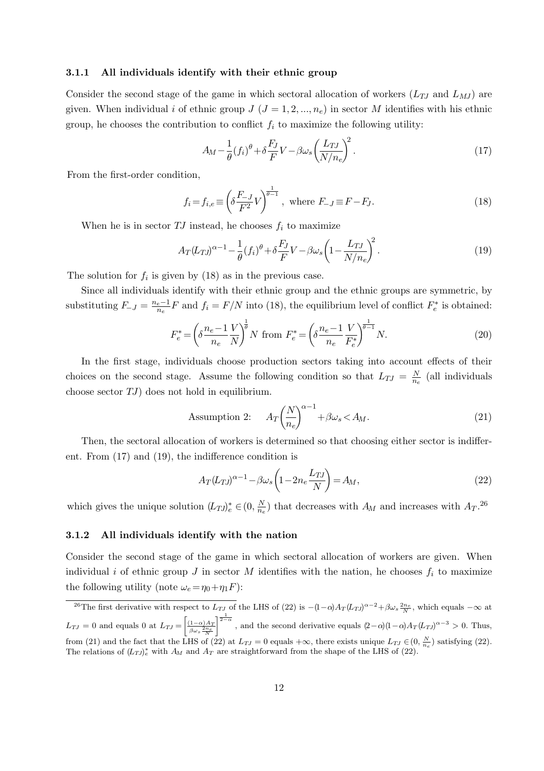#### 3.1.1 All individuals identify with their ethnic group

Consider the second stage of the game in which sectoral allocation of workers ($L_{TJ}$ and $L_{MJ}$) are given. When individual $i$ of ethnic group $J$ ($J = 1, 2, ..., n_e$) in sector $M$ identifies with his ethnic group, he chooses the contribution to conflict $f_i$ to maximize the following utility:

$$A_M - \frac{1}{\theta}(f_i)^\theta + \delta \frac{F_J}{F} V - \beta \omega_s \left( \frac{L_{TJ}}{N/n_e} \right)^2. \tag{17}$$

From the first-order condition,

$$f_i = f_{i,e} \equiv \left( \delta \frac{F_{-J}}{F^2} V \right)^{\frac{1}{\theta-1}}, \text{ where } F_{-J} \equiv F - F_J. \tag{18}$$

When he is in sector $TJ$ instead, he chooses $f_i$ to maximize

$$A_T (L_{TJ})^{\alpha-1} - \frac{1}{\theta}(f_i)^\theta + \delta \frac{F_J}{F} V - \beta \omega_s \left( 1 - \frac{L_{TJ}}{N/n_e} \right)^2. \tag{19}$$

The solution for $f_i$ is given by (18) as in the previous case.

Since all individuals identify with their ethnic group and the ethnic groups are symmetric, by substituting $F_{-J} = \frac{n_e - 1}{n_e} F$ and $f_i = F/N$ into (18), the equilibrium level of conflict $F_e^*$ is obtained:

$$F_e^* = \left( \delta \frac{n_e - 1}{n_e} \frac{V}{N} \right)^{\frac{1}{\theta}} N \text{ from } F_e^* = \left( \delta \frac{n_e - 1}{n_e} \frac{V}{F_e^*} \right)^{\frac{1}{\theta-1}} N. \tag{20}$$

In the first stage, individuals choose production sectors taking into account effects of their choices on the second stage. Assume the following condition so that $L_{TJ} = \frac{N}{n_e}$ (all individuals choose sector $TJ$) does not hold in equilibrium.

$$\text{Assumption 2:} \quad A_T \left( \frac{N}{n_e} \right)^{\alpha-1} + \beta \omega_s < A_M. \tag{21}$$

Then, the sectoral allocation of workers is determined so that choosing either sector is indifferent. From (17) and (19), the indifference condition is

$$A_T (L_{TJ})^{\alpha-1} - \beta \omega_s \left( 1 - 2n_e \frac{L_{TJ}}{N} \right) = A_M, \tag{22}$$

which gives the unique solution $(L_{TJ})_e^* \in (0, \frac{N}{n_e})$ that decreases with $A_M$ and increases with $A_T$.[26]

#### 3.1.2 All individuals identify with the nation

Consider the second stage of the game in which sectoral allocation of workers are given. When individual $i$ of ethnic group $J$ in sector $M$ identifies with the nation, he chooses $f_i$ to maximize the following utility (note $\omega_e = \eta_0 + \eta_1 F$):

---

[26] The first derivative with respect to $L_{TJ}$ of the LHS of (22) is $-(1-\alpha)A_T(L_{TJ})^{\alpha-2} + \beta\omega_s \frac{2n_e}{N}$, which equals $-\infty$ at $L_{TJ} = 0$ and equals 0 at $L_{TJ} = \left[ \frac{(1-\alpha)A_T}{\beta\omega_s \frac{2n_e}{N}} \right]^{\frac{1}{2-\alpha}}$, and the second derivative equals $(2-\alpha)(1-\alpha)A_T(L_{TJ})^{\alpha-3} > 0$. Thus, from (21) and the fact that the LHS of (22) at $L_{TJ} = 0$ equals $+\infty$, there exists unique $L_{TJ} \in (0, \frac{N}{n_e})$ satisfying (22). The relations of $(L_{TJ})_e^*$ with $A_M$ and $A_T$ are straightforward from the shape of the LHS of (22).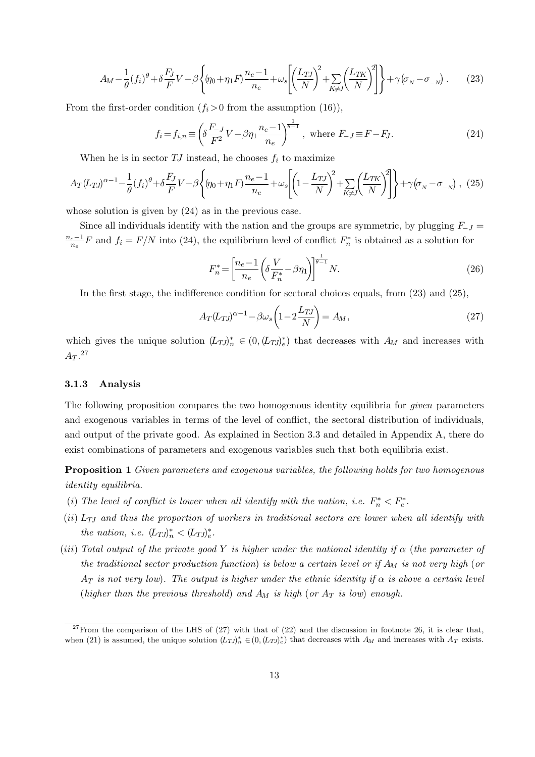$$A_M - \frac{1}{\theta}(f_i)^\theta + \delta\frac{F_J}{F}V - \beta\left\{(\eta_0+\eta_1 F)\frac{n_e-1}{n_e} + \omega_s\left[\left(\frac{L_{TJ}}{N}\right)^2 + \sum_{K\neq J}\left(\frac{L_{TK}}{N}\right)^2\right]\right\} + \gamma\left(\sigma_N - \sigma_{-N}\right). \tag{23}$$

From the first-order condition ($f_i > 0$ from the assumption (16)),

$$f_i = f_{i,n} \equiv \left(\delta\frac{F_{-J}}{F^2}V - \beta\eta_1\frac{n_e-1}{n_e}\right)^{\frac{1}{\theta-1}}, \text{ where } F_{-J} \equiv F - F_J. \tag{24}$$

When he is in sector $TJ$ instead, he chooses $f_i$ to maximize

$$A_T(L_{TJ})^{\alpha-1} - \frac{1}{\theta}(f_i)^\theta + \delta\frac{F_J}{F}V - \beta\left\{(\eta_0+\eta_1 F)\frac{n_e-1}{n_e} + \omega_s\left[\left(1-\frac{L_{TJ}}{N}\right)^2 + \sum_{K\neq J}\left(\frac{L_{TK}}{N}\right)^2\right]\right\} + \gamma\left(\sigma_N - \sigma_{-N}\right), \tag{25}$$

whose solution is given by (24) as in the previous case.

Since all individuals identify with the nation and the groups are symmetric, by plugging $F_{-J} = \frac{n_e-1}{n_e}F$ and $f_i = F/N$ into (24), the equilibrium level of conflict $F_n^*$ is obtained as a solution for

$$F_n^* = \left[\frac{n_e-1}{n_e}\left(\delta\frac{V}{F_n^*} - \beta\eta_1\right)\right]^{\frac{1}{\theta-1}} N. \tag{26}$$

In the first stage, the indifference condition for sectoral choices equals, from (23) and (25),

$$A_T(L_{TJ})^{\alpha-1} - \beta\omega_s\left(1 - 2\frac{L_{TJ}}{N}\right) = A_M, \tag{27}$$

which gives the unique solution $(L_{TJ})_n^* \in (0, (L_{TJ})_e^*)$ that decreases with $A_M$ and increases with $A_T$.[27]

### 3.1.3 Analysis

The following proposition compares the two homogenous identity equilibria for *given* parameters and exogenous variables in terms of the level of conflict, the sectoral distribution of individuals, and output of the private good. As explained in Section 3.3 and detailed in Appendix A, there do exist combinations of parameters and exogenous variables such that both equilibria exist.

**Proposition 1** *Given parameters and exogenous variables, the following holds for two homogenous identity equilibria.*

*(i) The level of conflict is lower when all identify with the nation, i.e.* $F_n^* < F_e^*$.

*(ii)* $L_{TJ}$ *and thus the proportion of workers in traditional sectors are lower when all identify with the nation, i.e.* $(L_{TJ})_n^* < (L_{TJ})_e^*$.

*(iii) Total output of the private good* $Y$ *is higher under the national identity if* $\alpha$ *(the parameter of the traditional sector production function) is below a certain level or if* $A_M$ *is not very high (or* $A_T$ *is not very low). The output is higher under the ethnic identity if* $\alpha$ *is above a certain level (higher than the previous threshold) and* $A_M$ *is high (or* $A_T$ *is low) enough.*

---

[27] From the comparison of the LHS of (27) with that of (22) and the discussion in footnote 26, it is clear that, when (21) is assumed, the unique solution $(L_{TJ})_n^* \in (0, (L_{TJ})_e^*)$ that decreases with $A_M$ and increases with $A_T$ exists.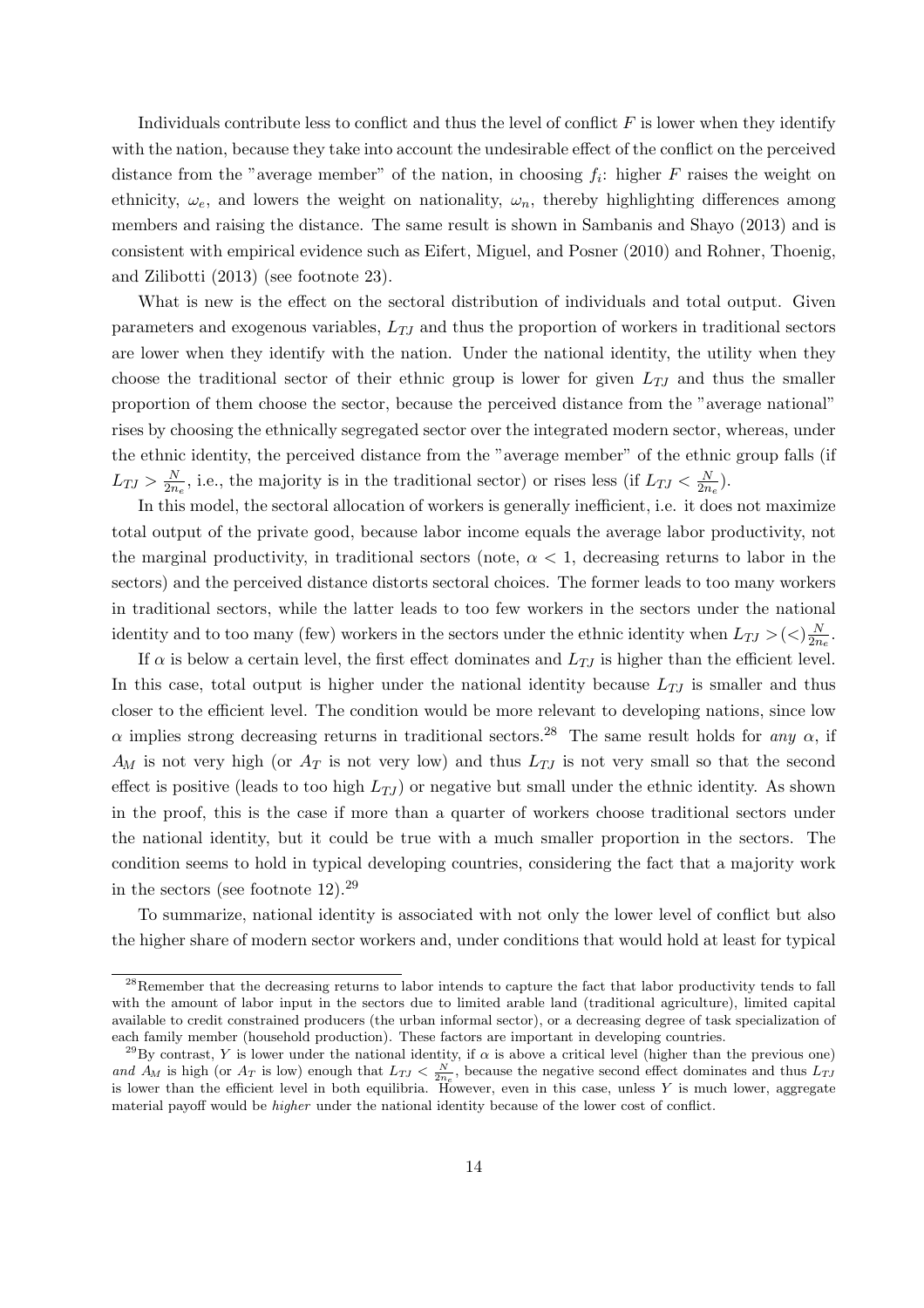Individuals contribute less to conflict and thus the level of conflict $F$ is lower when they identify with the nation, because they take into account the undesirable effect of the conflict on the perceived distance from the "average member" of the nation, in choosing $f_i$: higher $F$ raises the weight on ethnicity, $\omega_e$, and lowers the weight on nationality, $\omega_n$, thereby highlighting differences among members and raising the distance. The same result is shown in Sambanis and Shayo (2013) and is consistent with empirical evidence such as Eifert, Miguel, and Posner (2010) and Rohner, Thoenig, and Zilibotti (2013) (see footnote 23).

What is new is the effect on the sectoral distribution of individuals and total output. Given parameters and exogenous variables, $L_{TJ}$ and thus the proportion of workers in traditional sectors are lower when they identify with the nation. Under the national identity, the utility when they choose the traditional sector of their ethnic group is lower for given $L_{TJ}$ and thus the smaller proportion of them choose the sector, because the perceived distance from the "average national" rises by choosing the ethnically segregated sector over the integrated modern sector, whereas, under the ethnic identity, the perceived distance from the "average member" of the ethnic group falls (if $L_{TJ} > \frac{N}{2n_e}$, i.e., the majority is in the traditional sector) or rises less (if $L_{TJ} < \frac{N}{2n_e}$).

In this model, the sectoral allocation of workers is generally inefficient, i.e. it does not maximize total output of the private good, because labor income equals the average labor productivity, not the marginal productivity, in traditional sectors (note, $\alpha < 1$, decreasing returns to labor in the sectors) and the perceived distance distorts sectoral choices. The former leads to too many workers in traditional sectors, while the latter leads to too few workers in the sectors under the national identity and to too many (few) workers in the sectors under the ethnic identity when $L_{TJ} > (<) \frac{N}{2n_e}$.

If $\alpha$ is below a certain level, the first effect dominates and $L_{TJ}$ is higher than the efficient level. In this case, total output is higher under the national identity because $L_{TJ}$ is smaller and thus closer to the efficient level. The condition would be more relevant to developing nations, since low $\alpha$ implies strong decreasing returns in traditional sectors.[28] The same result holds for *any* $\alpha$, if $A_M$ is not very high (or $A_T$ is not very low) and thus $L_{TJ}$ is not very small so that the second effect is positive (leads to too high $L_{TJ}$) or negative but small under the ethnic identity. As shown in the proof, this is the case if more than a quarter of workers choose traditional sectors under the national identity, but it could be true with a much smaller proportion in the sectors. The condition seems to hold in typical developing countries, considering the fact that a majority work in the sectors (see footnote 12).[29]

To summarize, national identity is associated with not only the lower level of conflict but also the higher share of modern sector workers and, under conditions that would hold at least for typical

[28] Remember that the decreasing returns to labor intends to capture the fact that labor productivity tends to fall with the amount of labor input in the sectors due to limited arable land (traditional agriculture), limited capital available to credit constrained producers (the urban informal sector), or a decreasing degree of task specialization of each family member (household production). These factors are important in developing countries.

[29] By contrast, $Y$ is lower under the national identity, if $\alpha$ is above a critical level (higher than the previous one) *and* $A_M$ is high (or $A_T$ is low) enough that $L_{TJ} < \frac{N}{2n_e}$, because the negative second effect dominates and thus $L_{TJ}$ is lower than the efficient level in both equilibria. However, even in this case, unless $Y$ is much lower, aggregate material payoff would be *higher* under the national identity because of the lower cost of conflict.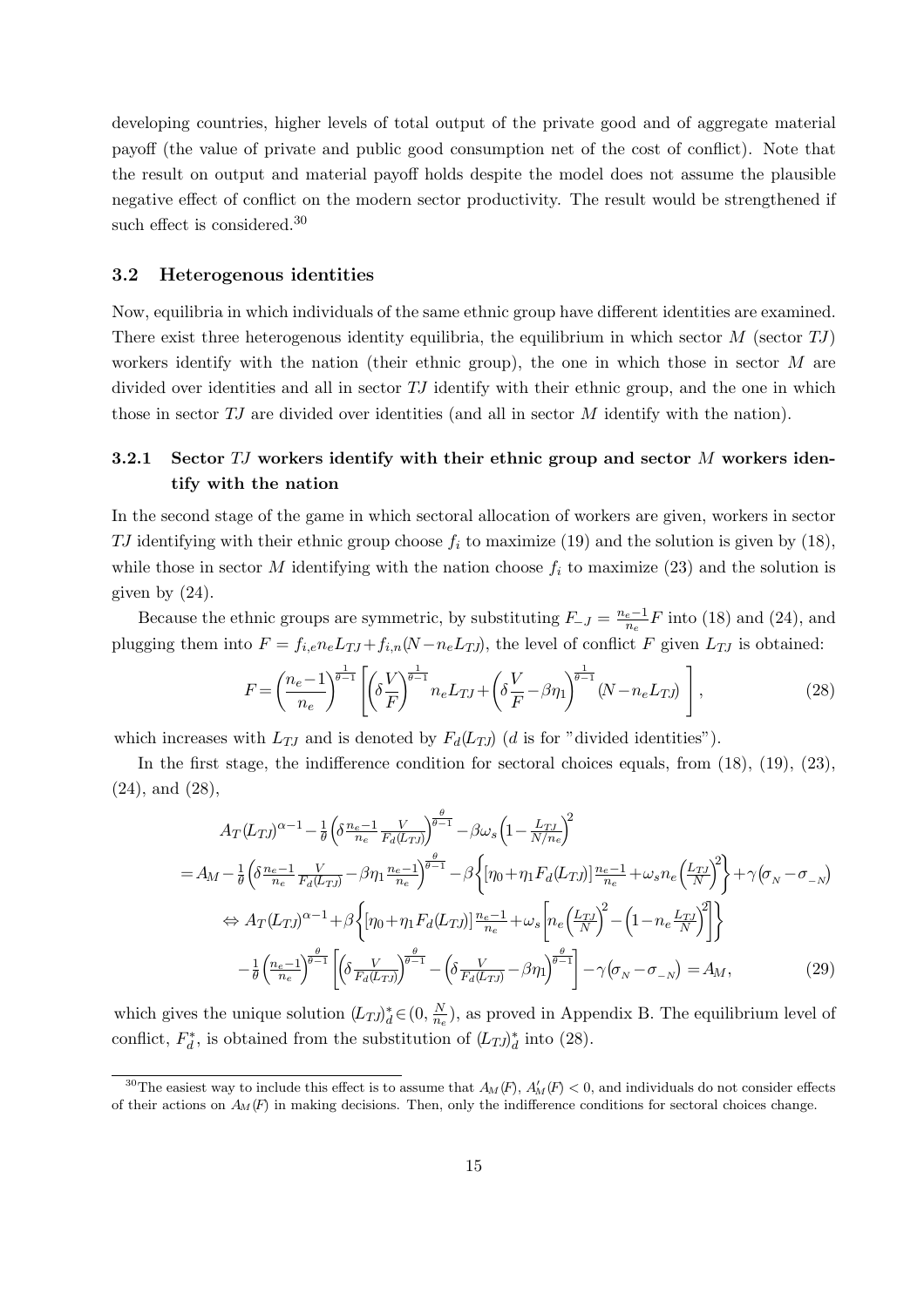developing countries, higher levels of total output of the private good and of aggregate material payoff (the value of private and public good consumption net of the cost of conflict). Note that the result on output and material payoff holds despite the model does not assume the plausible negative effect of conflict on the modern sector productivity. The result would be strengthened if such effect is considered.[30]

### 3.2 Heterogenous identities

Now, equilibria in which individuals of the same ethnic group have different identities are examined. There exist three heterogenous identity equilibria, the equilibrium in which sector $M$ (sector $TJ$) workers identify with the nation (their ethnic group), the one in which those in sector $M$ are divided over identities and all in sector $TJ$ identify with their ethnic group, and the one in which those in sector $TJ$ are divided over identities (and all in sector $M$ identify with the nation).

#### 3.2.1 Sector $TJ$ workers identify with their ethnic group and sector $M$ workers identify with the nation

In the second stage of the game in which sectoral allocation of workers are given, workers in sector $TJ$ identifying with their ethnic group choose $f_i$ to maximize (19) and the solution is given by (18), while those in sector $M$ identifying with the nation choose $f_i$ to maximize (23) and the solution is given by (24).

Because the ethnic groups are symmetric, by substituting $F_{-J} = \frac{n_e-1}{n_e}F$ into (18) and (24), and plugging them into $F = f_{i,e}n_eL_{TJ} + f_{i,n}(N - n_eL_{TJ})$, the level of conflict $F$ given $L_{TJ}$ is obtained:

$$F = \left(\frac{n_e-1}{n_e}\right)^{\frac{1}{\theta-1}} \left[ \left(\delta\frac{V}{F}\right)^{\frac{1}{\theta-1}} n_eL_{TJ} + \left(\delta\frac{V}{F} - \beta\eta_1\right)^{\frac{1}{\theta-1}} (N - n_eL_{TJ}) \right], \tag{28}$$

which increases with $L_{TJ}$ and is denoted by $F_d(L_{TJ})$ ($d$ is for "divided identities").

In the first stage, the indifference condition for sectoral choices equals, from (18), (19), (23), (24), and (28),

$$\begin{aligned}
&A_T(L_{TJ})^{\alpha-1} - \tfrac{1}{\theta}\left(\delta\tfrac{n_e-1}{n_e}\tfrac{V}{F_d(L_{TJ})}\right)^{\frac{\theta}{\theta-1}} - \beta\omega_s\left(1 - \tfrac{L_{TJ}}{N/n_e}\right)^2 \\
&= A_M - \tfrac{1}{\theta}\left(\delta\tfrac{n_e-1}{n_e}\tfrac{V}{F_d(L_{TJ})} - \beta\eta_1\tfrac{n_e-1}{n_e}\right)^{\frac{\theta}{\theta-1}} - \beta\left\{[\eta_0 + \eta_1F_d(L_{TJ})]\tfrac{n_e-1}{n_e} + \omega_s n_e\left(\tfrac{L_{TJ}}{N}\right)^2\right\} + \gamma\left(\sigma_{_N} - \sigma_{_{-N}}\right) \\
&\Leftrightarrow A_T(L_{TJ})^{\alpha-1} + \beta\left\{[\eta_0 + \eta_1F_d(L_{TJ})]\tfrac{n_e-1}{n_e} + \omega_s\left[n_e\left(\tfrac{L_{TJ}}{N}\right)^2 - \left(1 - n_e\tfrac{L_{TJ}}{N}\right)^2\right]\right\} \\
&\quad - \tfrac{1}{\theta}\left(\tfrac{n_e-1}{n_e}\right)^{\frac{\theta}{\theta-1}}\left[\left(\delta\tfrac{V}{F_d(L_{TJ})}\right)^{\frac{\theta}{\theta-1}} - \left(\delta\tfrac{V}{F_d(L_{TJ})} - \beta\eta_1\right)^{\frac{\theta}{\theta-1}}\right] - \gamma\left(\sigma_{_N} - \sigma_{_{-N}}\right) = A_M,
\end{aligned} \tag{29}$$

which gives the unique solution $(L_{TJ})_d^* \in (0, \frac{N}{n_e})$, as proved in Appendix B. The equilibrium level of conflict, $F_d^*$, is obtained from the substitution of $(L_{TJ})_d^*$ into (28).

---

[30] The easiest way to include this effect is to assume that $A_M(F)$, $A_M'(F) < 0$, and individuals do not consider effects of their actions on $A_M(F)$ in making decisions. Then, only the indifference conditions for sectoral choices change.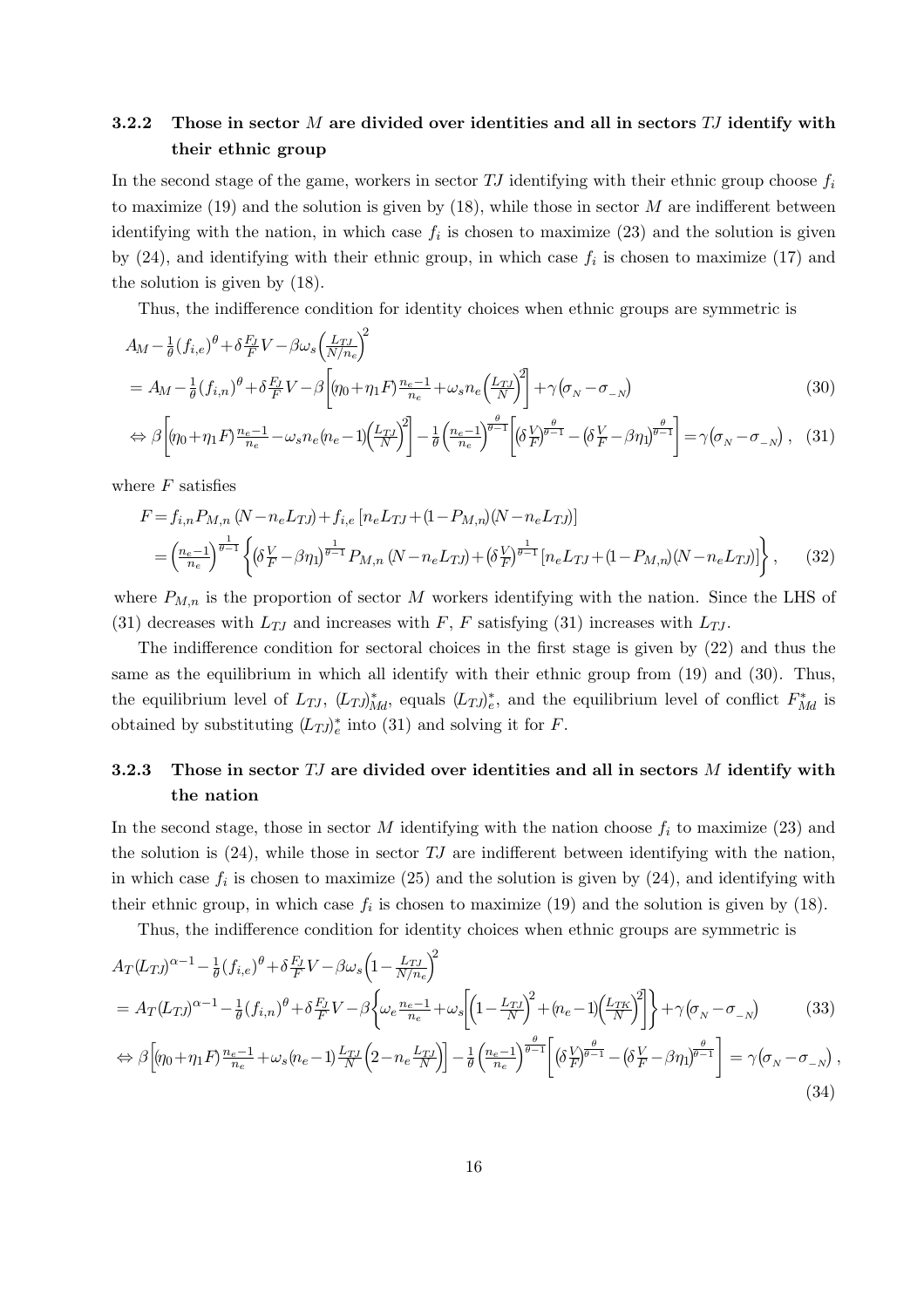### 3.2.2 Those in sector $M$ are divided over identities and all in sectors $TJ$ identify with their ethnic group

In the second stage of the game, workers in sector $TJ$ identifying with their ethnic group choose $f_i$ to maximize (19) and the solution is given by (18), while those in sector $M$ are indifferent between identifying with the nation, in which case $f_i$ is chosen to maximize (23) and the solution is given by (24), and identifying with their ethnic group, in which case $f_i$ is chosen to maximize (17) and the solution is given by (18).

Thus, the indifference condition for identity choices when ethnic groups are symmetric is

$$
\begin{aligned}
&A_M - \frac{1}{\theta}(f_{i,e})^\theta + \delta\frac{F_J}{F}V - \beta\omega_s\left(\frac{L_{TJ}}{N/n_e}\right)^2 \\
&= A_M - \frac{1}{\theta}(f_{i,n})^\theta + \delta\frac{F_J}{F}V - \beta\left[(\eta_0+\eta_1 F)\frac{n_e-1}{n_e} + \omega_s n_e\left(\frac{L_{TJ}}{N}\right)^2\right] + \gamma\left(\sigma_{_N} - \sigma_{_{-N}}\right) \qquad (30)\\
&\Leftrightarrow \beta\left[(\eta_0+\eta_1 F)\frac{n_e-1}{n_e} - \omega_s n_e(n_e-1)\left(\frac{L_{TJ}}{N}\right)^2\right] - \frac{1}{\theta}\left(\frac{n_e-1}{n_e}\right)^{\frac{\theta}{\theta-1}}\left[\left(\delta\frac{V}{F}\right)^{\frac{\theta}{\theta-1}} - \left(\delta\frac{V}{F} - \beta\eta_1\right)^{\frac{\theta}{\theta-1}}\right] = \gamma\left(\sigma_{_N} - \sigma_{_{-N}}\right), \quad (31)
\end{aligned}
$$

where $F$ satisfies

$$
\begin{aligned}
F &= f_{i,n}P_{M,n}\,(N - n_e L_{TJ}) + f_{i,e}\left[n_e L_{TJ} + (1-P_{M,n})(N - n_e L_{TJ})\right] \\
&= \left(\frac{n_e-1}{n_e}\right)^{\frac{1}{\theta-1}}\left\{\left(\delta\frac{V}{F} - \beta\eta_1\right)^{\frac{1}{\theta-1}}P_{M,n}\,(N-n_e L_{TJ}) + \left(\delta\frac{V}{F}\right)^{\frac{1}{\theta-1}}\left[n_e L_{TJ} + (1-P_{M,n})(N-n_e L_{TJ})\right]\right\}, \qquad (32)
\end{aligned}
$$

where $P_{M,n}$ is the proportion of sector $M$ workers identifying with the nation. Since the LHS of (31) decreases with $L_{TJ}$ and increases with $F$, $F$ satisfying (31) increases with $L_{TJ}$.

The indifference condition for sectoral choices in the first stage is given by (22) and thus the same as the equilibrium in which all identify with their ethnic group from (19) and (30). Thus, the equilibrium level of $L_{TJ}$, $(L_{TJ})^*_{Md}$, equals $(L_{TJ})^*_e$, and the equilibrium level of conflict $F^*_{Md}$ is obtained by substituting $(L_{TJ})^*_e$ into (31) and solving it for $F$.

### 3.2.3 Those in sector $TJ$ are divided over identities and all in sectors $M$ identify with the nation

In the second stage, those in sector $M$ identifying with the nation choose $f_i$ to maximize (23) and the solution is (24), while those in sector $TJ$ are indifferent between identifying with the nation, in which case $f_i$ is chosen to maximize (25) and the solution is given by (24), and identifying with their ethnic group, in which case $f_i$ is chosen to maximize (19) and the solution is given by (18).

Thus, the indifference condition for identity choices when ethnic groups are symmetric is

$$
\begin{aligned}
&A_T(L_{TJ})^{\alpha-1} - \frac{1}{\theta}(f_{i,e})^\theta + \delta\frac{F_J}{F}V - \beta\omega_s\left(1 - \frac{L_{TJ}}{N/n_e}\right)^2 \\
&= A_T(L_{TJ})^{\alpha-1} - \frac{1}{\theta}(f_{i,n})^\theta + \delta\frac{F_J}{F}V - \beta\left\{\omega_e\frac{n_e-1}{n_e} + \omega_s\left[\left(1-\frac{L_{TJ}}{N}\right)^2 + (n_e-1)\left(\frac{L_{TK}}{N}\right)^2\right]\right\} + \gamma\left(\sigma_{_N} - \sigma_{_{-N}}\right) \qquad (33)\\
&\Leftrightarrow \beta\left[(\eta_0+\eta_1 F)\frac{n_e-1}{n_e} + \omega_s(n_e-1)\frac{L_{TJ}}{N}\left(2 - n_e\frac{L_{TJ}}{N}\right)\right] - \frac{1}{\theta}\left(\frac{n_e-1}{n_e}\right)^{\frac{\theta}{\theta-1}}\left[\left(\delta\frac{V}{F}\right)^{\frac{\theta}{\theta-1}} - \left(\delta\frac{V}{F} - \beta\eta_1\right)^{\frac{\theta}{\theta-1}}\right] = \gamma\left(\sigma_{_N} - \sigma_{_{-N}}\right), \qquad (34)
\end{aligned}
$$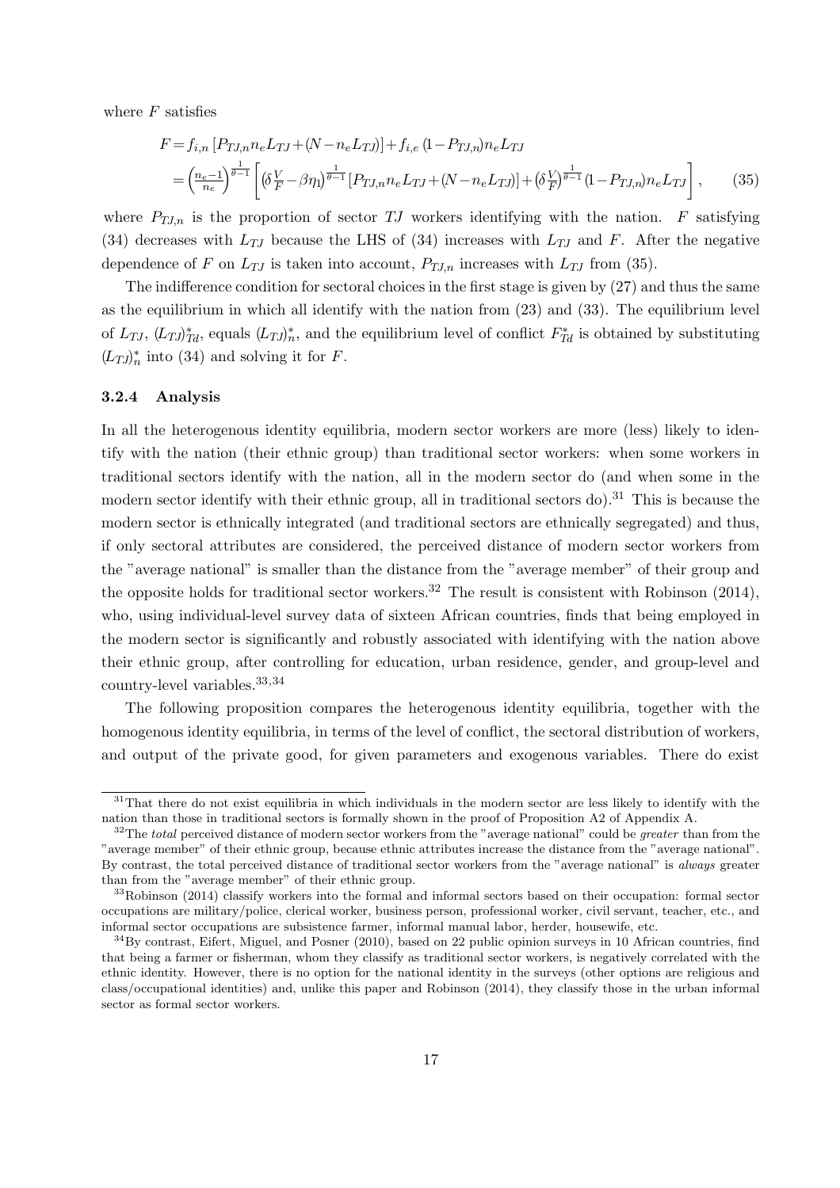where $F$ satisfies

$$F = f_{i,n}\left[P_{TJ,n} n_e L_{TJ} + (N - n_e L_{TJ})\right] + f_{i,e}\,(1 - P_{TJ,n}) n_e L_{TJ}$$
$$= \left(\tfrac{n_e - 1}{n_e}\right)^{\frac{1}{\theta - 1}} \left[ \left(\delta \tfrac{V}{F} - \beta \eta_1\right)^{\frac{1}{\theta - 1}} \left[P_{TJ,n} n_e L_{TJ} + (N - n_e L_{TJ})\right] + \left(\delta \tfrac{V}{F}\right)^{\frac{1}{\theta - 1}} (1 - P_{TJ,n}) n_e L_{TJ} \right], \tag{35}$$

where $P_{TJ,n}$ is the proportion of sector $TJ$ workers identifying with the nation. $F$ satisfying (34) decreases with $L_{TJ}$ because the LHS of (34) increases with $L_{TJ}$ and $F$. After the negative dependence of $F$ on $L_{TJ}$ is taken into account, $P_{TJ,n}$ increases with $L_{TJ}$ from (35).

The indifference condition for sectoral choices in the first stage is given by (27) and thus the same as the equilibrium in which all identify with the nation from (23) and (33). The equilibrium level of $L_{TJ}$, $(L_{TJ})^*_{Td}$, equals $(L_{TJ})^*_n$, and the equilibrium level of conflict $F^*_{Td}$ is obtained by substituting $(L_{TJ})^*_n$ into (34) and solving it for $F$.

### 3.2.4 Analysis

In all the heterogenous identity equilibria, modern sector workers are more (less) likely to identify with the nation (their ethnic group) than traditional sector workers: when some workers in traditional sectors identify with the nation, all in the modern sector do (and when some in the modern sector identify with their ethnic group, all in traditional sectors do).[31] This is because the modern sector is ethnically integrated (and traditional sectors are ethnically segregated) and thus, if only sectoral attributes are considered, the perceived distance of modern sector workers from the "average national" is smaller than the distance from the "average member" of their group and the opposite holds for traditional sector workers.[32] The result is consistent with Robinson (2014), who, using individual-level survey data of sixteen African countries, finds that being employed in the modern sector is significantly and robustly associated with identifying with the nation above their ethnic group, after controlling for education, urban residence, gender, and group-level and country-level variables.[33,34]

The following proposition compares the heterogenous identity equilibria, together with the homogenous identity equilibria, in terms of the level of conflict, the sectoral distribution of workers, and output of the private good, for given parameters and exogenous variables. There do exist

[31] That there do not exist equilibria in which individuals in the modern sector are less likely to identify with the nation than those in traditional sectors is formally shown in the proof of Proposition A2 of Appendix A.

[32] The *total* perceived distance of modern sector workers from the "average national" could be *greater* than from the "average member" of their ethnic group, because ethnic attributes increase the distance from the "average national". By contrast, the total perceived distance of traditional sector workers from the "average national" is *always* greater than from the "average member" of their ethnic group.

[33] Robinson (2014) classify workers into the formal and informal sectors based on their occupation: formal sector occupations are military/police, clerical worker, business person, professional worker, civil servant, teacher, etc., and informal sector occupations are subsistence farmer, informal manual labor, herder, housewife, etc.

[34] By contrast, Eifert, Miguel, and Posner (2010), based on 22 public opinion surveys in 10 African countries, find that being a farmer or fisherman, whom they classify as traditional sector workers, is negatively correlated with the ethnic identity. However, there is no option for the national identity in the surveys (other options are religious and class/occupational identities) and, unlike this paper and Robinson (2014), they classify those in the urban informal sector as formal sector workers.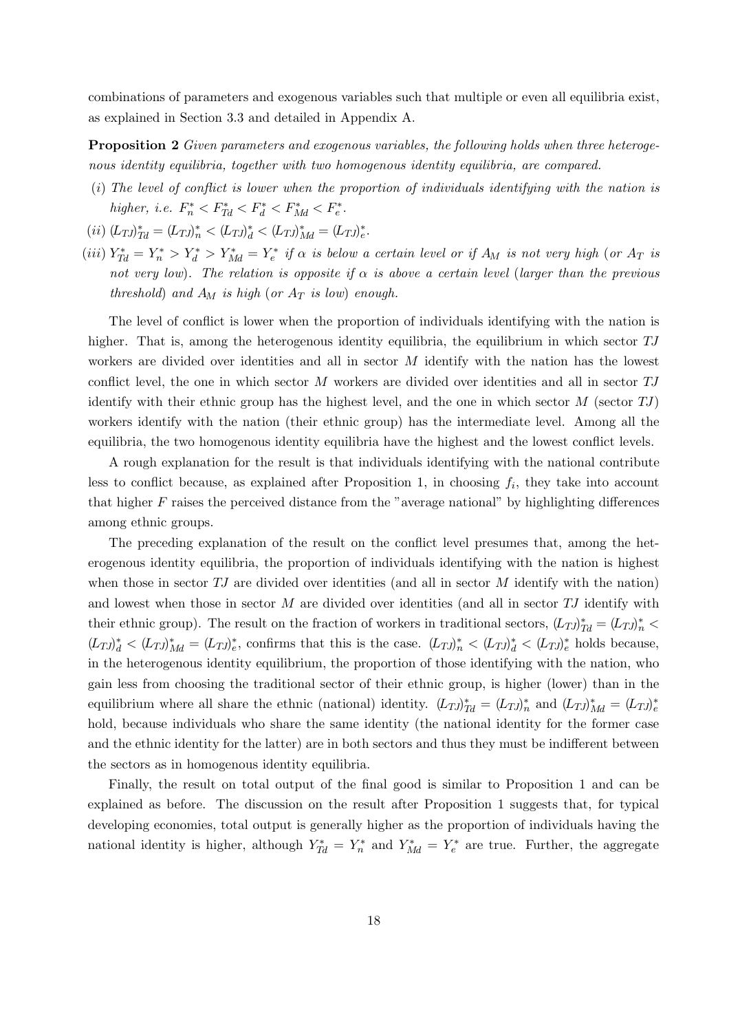combinations of parameters and exogenous variables such that multiple or even all equilibria exist, as explained in Section 3.3 and detailed in Appendix A.

**Proposition 2** *Given parameters and exogenous variables, the following holds when three heterogenous identity equilibria, together with two homogenous identity equilibria, are compared.*

(*i*) *The level of conflict is lower when the proportion of individuals identifying with the nation is higher, i.e.* $F_n^* < F_{Td}^* < F_d^* < F_{Md}^* < F_e^*$.

(*ii*) $(L_{TJ})_{Td}^* = (L_{TJ})_n^* < (L_{TJ})_d^* < (L_{TJ})_{Md}^* = (L_{TJ})_e^*$.

(*iii*) $Y_{Td}^* = Y_n^* > Y_d^* > Y_{Md}^* = Y_e^*$ *if* $\alpha$ *is below a certain level or if* $A_M$ *is not very high* (*or* $A_T$ *is not very low*). *The relation is opposite if* $\alpha$ *is above a certain level* (*larger than the previous threshold*) *and* $A_M$ *is high* (*or* $A_T$ *is low*) *enough.*

The level of conflict is lower when the proportion of individuals identifying with the nation is higher. That is, among the heterogenous identity equilibria, the equilibrium in which sector $TJ$ workers are divided over identities and all in sector $M$ identify with the nation has the lowest conflict level, the one in which sector $M$ workers are divided over identities and all in sector $TJ$ identify with their ethnic group has the highest level, and the one in which sector $M$ (sector $TJ$) workers identify with the nation (their ethnic group) has the intermediate level. Among all the equilibria, the two homogenous identity equilibria have the highest and the lowest conflict levels.

A rough explanation for the result is that individuals identifying with the national contribute less to conflict because, as explained after Proposition 1, in choosing $f_i$, they take into account that higher $F$ raises the perceived distance from the "average national" by highlighting differences among ethnic groups.

The preceding explanation of the result on the conflict level presumes that, among the heterogenous identity equilibria, the proportion of individuals identifying with the nation is highest when those in sector $TJ$ are divided over identities (and all in sector $M$ identify with the nation) and lowest when those in sector $M$ are divided over identities (and all in sector $TJ$ identify with their ethnic group). The result on the fraction of workers in traditional sectors, $(L_{TJ})_{Td}^* = (L_{TJ})_n^* < (L_{TJ})_d^* < (L_{TJ})_{Md}^* = (L_{TJ})_e^*$, confirms that this is the case. $(L_{TJ})_n^* < (L_{TJ})_d^* < (L_{TJ})_e^*$ holds because, in the heterogenous identity equilibrium, the proportion of those identifying with the nation, who gain less from choosing the traditional sector of their ethnic group, is higher (lower) than in the equilibrium where all share the ethnic (national) identity. $(L_{TJ})_{Td}^* = (L_{TJ})_n^*$ and $(L_{TJ})_{Md}^* = (L_{TJ})_e^*$ hold, because individuals who share the same identity (the national identity for the former case and the ethnic identity for the latter) are in both sectors and thus they must be indifferent between the sectors as in homogenous identity equilibria.

Finally, the result on total output of the final good is similar to Proposition 1 and can be explained as before. The discussion on the result after Proposition 1 suggests that, for typical developing economies, total output is generally higher as the proportion of individuals having the national identity is higher, although $Y_{Td}^* = Y_n^*$ and $Y_{Md}^* = Y_e^*$ are true. Further, the aggregate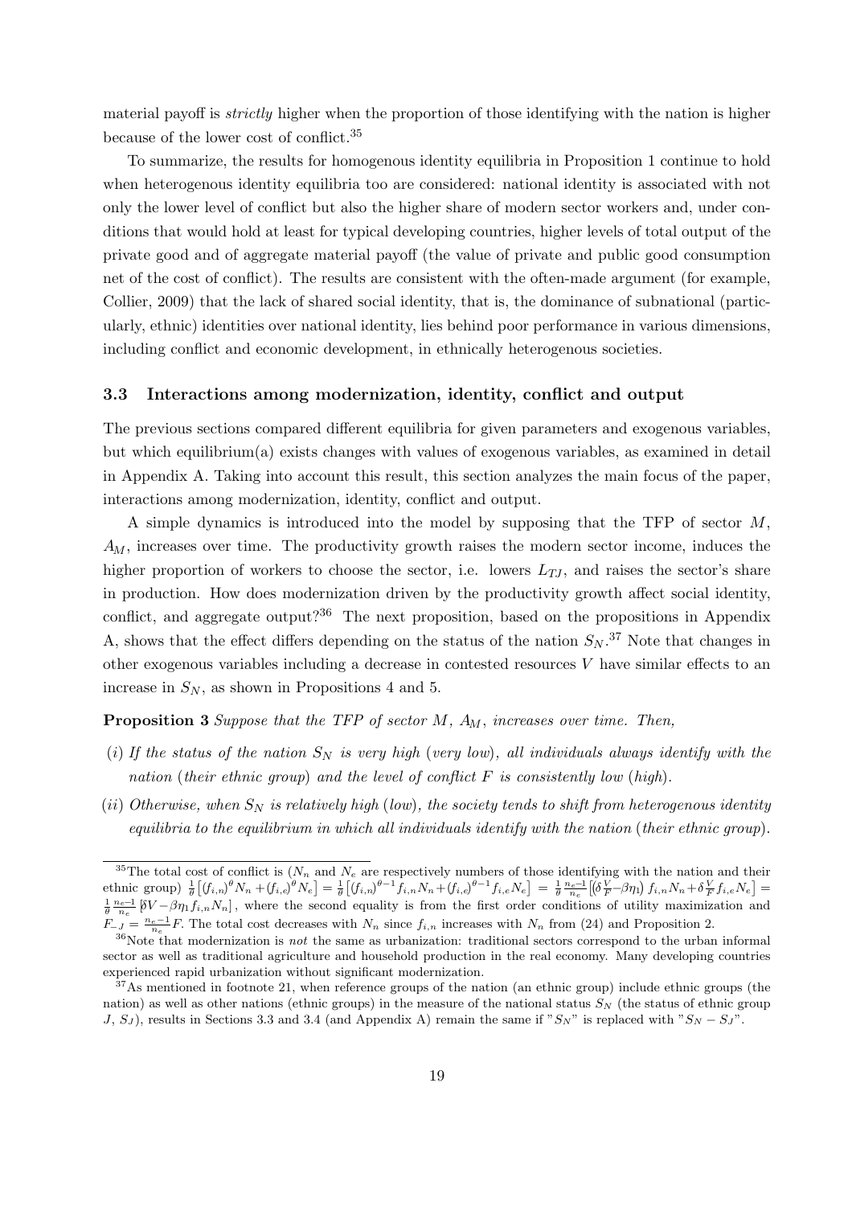material payoff is *strictly* higher when the proportion of those identifying with the nation is higher because of the lower cost of conflict.[35]

To summarize, the results for homogenous identity equilibria in Proposition 1 continue to hold when heterogenous identity equilibria too are considered: national identity is associated with not only the lower level of conflict but also the higher share of modern sector workers and, under conditions that would hold at least for typical developing countries, higher levels of total output of the private good and of aggregate material payoff (the value of private and public good consumption net of the cost of conflict). The results are consistent with the often-made argument (for example, Collier, 2009) that the lack of shared social identity, that is, the dominance of subnational (particularly, ethnic) identities over national identity, lies behind poor performance in various dimensions, including conflict and economic development, in ethnically heterogenous societies.

### 3.3 Interactions among modernization, identity, conflict and output

The previous sections compared different equilibria for given parameters and exogenous variables, but which equilibrium(a) exists changes with values of exogenous variables, as examined in detail in Appendix A. Taking into account this result, this section analyzes the main focus of the paper, interactions among modernization, identity, conflict and output.

A simple dynamics is introduced into the model by supposing that the TFP of sector $M$, $A_M$, increases over time. The productivity growth raises the modern sector income, induces the higher proportion of workers to choose the sector, i.e. lowers $L_{TJ}$, and raises the sector's share in production. How does modernization driven by the productivity growth affect social identity, conflict, and aggregate output?[36] The next proposition, based on the propositions in Appendix A, shows that the effect differs depending on the status of the nation $S_N$.[37] Note that changes in other exogenous variables including a decrease in contested resources $V$ have similar effects to an increase in $S_N$, as shown in Propositions 4 and 5.

**Proposition 3** *Suppose that the TFP of sector $M$, $A_M$, increases over time. Then,*

*(i) If the status of the nation $S_N$ is very high (very low), all individuals always identify with the nation (their ethnic group) and the level of conflict $F$ is consistently low (high).*

*(ii) Otherwise, when $S_N$ is relatively high (low), the society tends to shift from heterogenous identity equilibria to the equilibrium in which all individuals identify with the nation (their ethnic group).*

---

[35] The total cost of conflict is ($N_n$ and $N_e$ are respectively numbers of those identifying with the nation and their ethnic group) $\frac{1}{\theta}\left[(f_{i,n})^{\theta}N_n + (f_{i,e})^{\theta}N_e\right] = \frac{1}{\theta}\left[(f_{i,n})^{\theta-1}f_{i,n}N_n + (f_{i,e})^{\theta-1}f_{i,e}N_e\right] = \frac{1}{\theta}\frac{n_e-1}{n_e}\left[\left(\delta\frac{V}{F}-\beta\eta_1\right)f_{i,n}N_n + \delta\frac{V}{F}f_{i,e}N_e\right] = \frac{1}{\theta}\frac{n_e-1}{n_e}\left[\delta V - \beta\eta_1 f_{i,n}N_n\right]$, where the second equality is from the first order conditions of utility maximization and $F_{-J} = \frac{n_e-1}{n_e}F$. The total cost decreases with $N_n$ since $f_{i,n}$ increases with $N_n$ from (24) and Proposition 2.

[36] Note that modernization is *not* the same as urbanization: traditional sectors correspond to the urban informal sector as well as traditional agriculture and household production in the real economy. Many developing countries experienced rapid urbanization without significant modernization.

[37] As mentioned in footnote 21, when reference groups of the nation (an ethnic group) include ethnic groups (the nation) as well as other nations (ethnic groups) in the measure of the national status $S_N$ (the status of ethnic group $J$, $S_J$), results in Sections 3.3 and 3.4 (and Appendix A) remain the same if "$S_N$" is replaced with "$S_N - S_J$".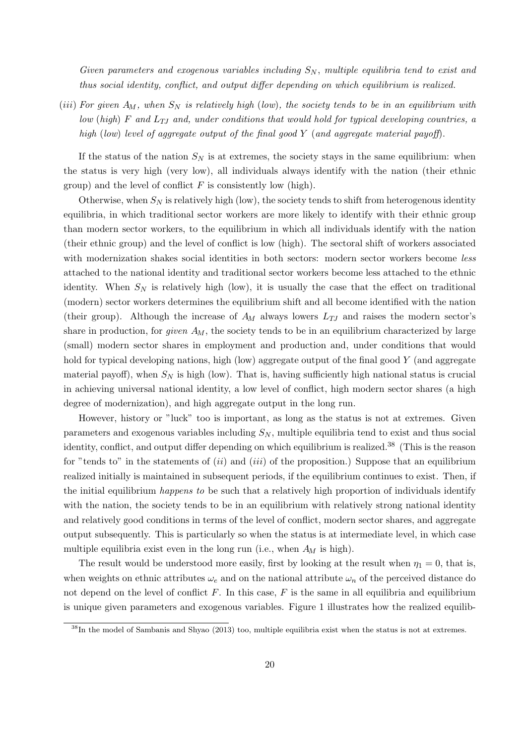*Given parameters and exogenous variables including $S_N$, multiple equilibria tend to exist and thus social identity, conflict, and output differ depending on which equilibrium is realized.*

(*iii*) *For given $A_M$, when $S_N$ is relatively high (low), the society tends to be in an equilibrium with low (high) $F$ and $L_{TJ}$ and, under conditions that would hold for typical developing countries, a high (low) level of aggregate output of the final good $Y$ (and aggregate material payoff).*

If the status of the nation $S_N$ is at extremes, the society stays in the same equilibrium: when the status is very high (very low), all individuals always identify with the nation (their ethnic group) and the level of conflict $F$ is consistently low (high).

Otherwise, when $S_N$ is relatively high (low), the society tends to shift from heterogenous identity equilibria, in which traditional sector workers are more likely to identify with their ethnic group than modern sector workers, to the equilibrium in which all individuals identify with the nation (their ethnic group) and the level of conflict is low (high). The sectoral shift of workers associated with modernization shakes social identities in both sectors: modern sector workers become *less* attached to the national identity and traditional sector workers become less attached to the ethnic identity. When $S_N$ is relatively high (low), it is usually the case that the effect on traditional (modern) sector workers determines the equilibrium shift and all become identified with the nation (their group). Although the increase of $A_M$ always lowers $L_{TJ}$ and raises the modern sector's share in production, for *given* $A_M$, the society tends to be in an equilibrium characterized by large (small) modern sector shares in employment and production and, under conditions that would hold for typical developing nations, high (low) aggregate output of the final good $Y$ (and aggregate material payoff), when $S_N$ is high (low). That is, having sufficiently high national status is crucial in achieving universal national identity, a low level of conflict, high modern sector shares (a high degree of modernization), and high aggregate output in the long run.

However, history or "luck" too is important, as long as the status is not at extremes. Given parameters and exogenous variables including $S_N$, multiple equilibria tend to exist and thus social identity, conflict, and output differ depending on which equilibrium is realized.[38] (This is the reason for "tends to" in the statements of (*ii*) and (*iii*) of the proposition.) Suppose that an equilibrium realized initially is maintained in subsequent periods, if the equilibrium continues to exist. Then, if the initial equilibrium *happens to* be such that a relatively high proportion of individuals identify with the nation, the society tends to be in an equilibrium with relatively strong national identity and relatively good conditions in terms of the level of conflict, modern sector shares, and aggregate output subsequently. This is particularly so when the status is at intermediate level, in which case multiple equilibria exist even in the long run (i.e., when $A_M$ is high).

The result would be understood more easily, first by looking at the result when $\eta_1 = 0$, that is, when weights on ethnic attributes $\omega_e$ and on the national attribute $\omega_n$ of the perceived distance do not depend on the level of conflict $F$. In this case, $F$ is the same in all equilibria and equilibrium is unique given parameters and exogenous variables. Figure 1 illustrates how the realized equilib-

[38] In the model of Sambanis and Shyao (2013) too, multiple equilibria exist when the status is not at extremes.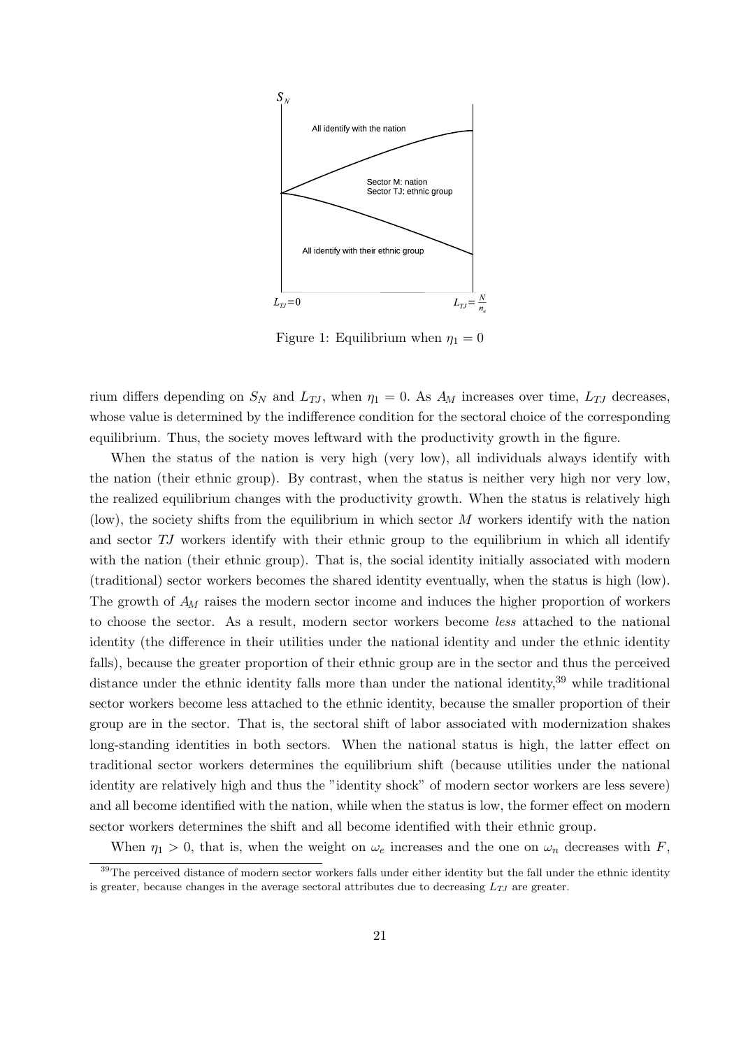Figure 1: Equilibrium when $\eta_1 = 0$

rium differs depending on $S_N$ and $L_{TJ}$, when $\eta_1 = 0$. As $A_M$ increases over time, $L_{TJ}$ decreases, whose value is determined by the indifference condition for the sectoral choice of the corresponding equilibrium. Thus, the society moves leftward with the productivity growth in the figure.

When the status of the nation is very high (very low), all individuals always identify with the nation (their ethnic group). By contrast, when the status is neither very high nor very low, the realized equilibrium changes with the productivity growth. When the status is relatively high (low), the society shifts from the equilibrium in which sector $M$ workers identify with the nation and sector $TJ$ workers identify with their ethnic group to the equilibrium in which all identify with the nation (their ethnic group). That is, the social identity initially associated with modern (traditional) sector workers becomes the shared identity eventually, when the status is high (low). The growth of $A_M$ raises the modern sector income and induces the higher proportion of workers to choose the sector. As a result, modern sector workers become *less* attached to the national identity (the difference in their utilities under the national identity and under the ethnic identity falls), because the greater proportion of their ethnic group are in the sector and thus the perceived distance under the ethnic identity falls more than under the national identity,[39] while traditional sector workers become less attached to the ethnic identity, because the smaller proportion of their group are in the sector. That is, the sectoral shift of labor associated with modernization shakes long-standing identities in both sectors. When the national status is high, the latter effect on traditional sector workers determines the equilibrium shift (because utilities under the national identity are relatively high and thus the "identity shock" of modern sector workers are less severe) and all become identified with the nation, while when the status is low, the former effect on modern sector workers determines the shift and all become identified with their ethnic group.

When $\eta_1 > 0$, that is, when the weight on $\omega_e$ increases and the one on $\omega_n$ decreases with $F$,

[39] The perceived distance of modern sector workers falls under either identity but the fall under the ethnic identity is greater, because changes in the average sectoral attributes due to decreasing $L_{TJ}$ are greater.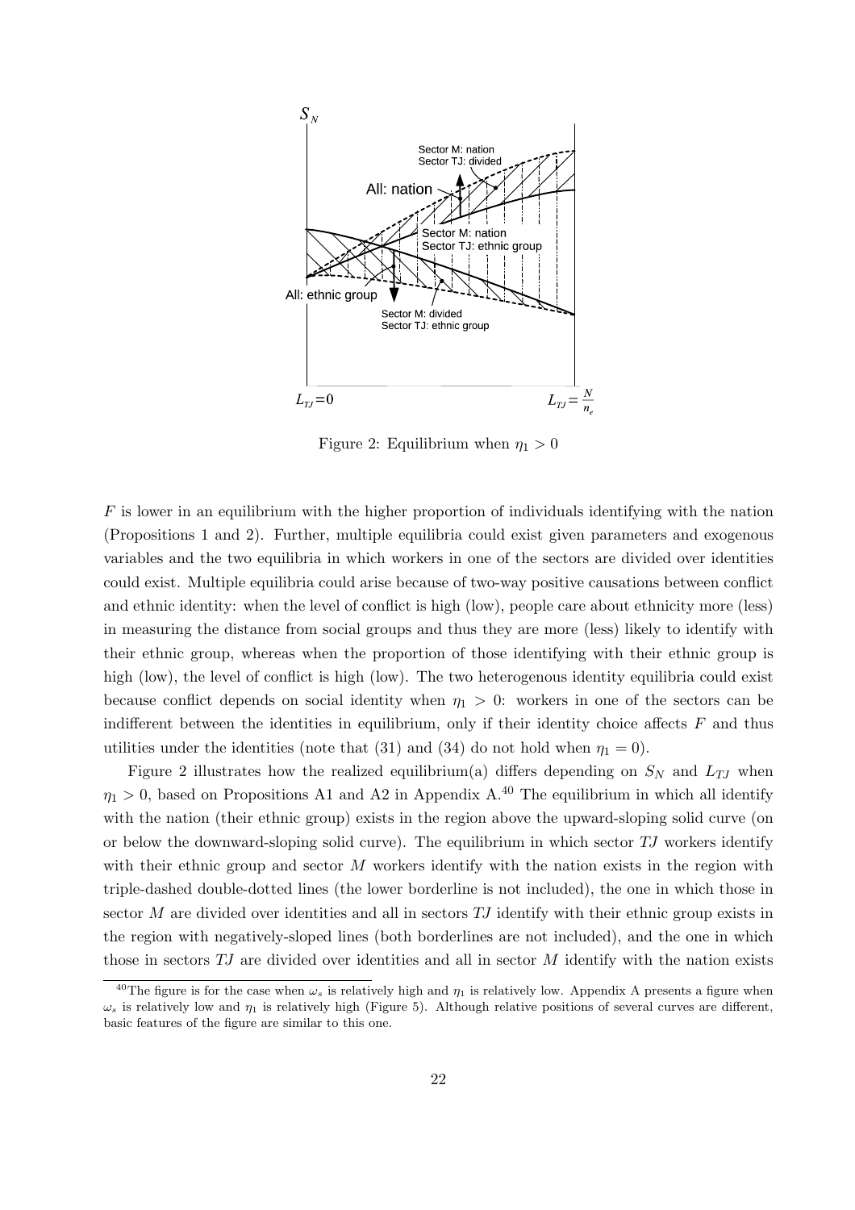Figure 2: Equilibrium when $\eta_1 > 0$

$F$ is lower in an equilibrium with the higher proportion of individuals identifying with the nation (Propositions 1 and 2). Further, multiple equilibria could exist given parameters and exogenous variables and the two equilibria in which workers in one of the sectors are divided over identities could exist. Multiple equilibria could arise because of two-way positive causations between conflict and ethnic identity: when the level of conflict is high (low), people care about ethnicity more (less) in measuring the distance from social groups and thus they are more (less) likely to identify with their ethnic group, whereas when the proportion of those identifying with their ethnic group is high (low), the level of conflict is high (low). The two heterogenous identity equilibria could exist because conflict depends on social identity when $\eta_1 > 0$: workers in one of the sectors can be indifferent between the identities in equilibrium, only if their identity choice affects $F$ and thus utilities under the identities (note that (31) and (34) do not hold when $\eta_1 = 0$).

Figure 2 illustrates how the realized equilibrium(a) differs depending on $S_N$ and $L_{TJ}$ when $\eta_1 > 0$, based on Propositions A1 and A2 in Appendix A.[40] The equilibrium in which all identify with the nation (their ethnic group) exists in the region above the upward-sloping solid curve (on or below the downward-sloping solid curve). The equilibrium in which sector $TJ$ workers identify with their ethnic group and sector $M$ workers identify with the nation exists in the region with triple-dashed double-dotted lines (the lower borderline is not included), the one in which those in sector $M$ are divided over identities and all in sectors $TJ$ identify with their ethnic group exists in the region with negatively-sloped lines (both borderlines are not included), and the one in which those in sectors $TJ$ are divided over identities and all in sector $M$ identify with the nation exists

[40] The figure is for the case when $\omega_s$ is relatively high and $\eta_1$ is relatively low. Appendix A presents a figure when $\omega_s$ is relatively low and $\eta_1$ is relatively high (Figure 5). Although relative positions of several curves are different, basic features of the figure are similar to this one.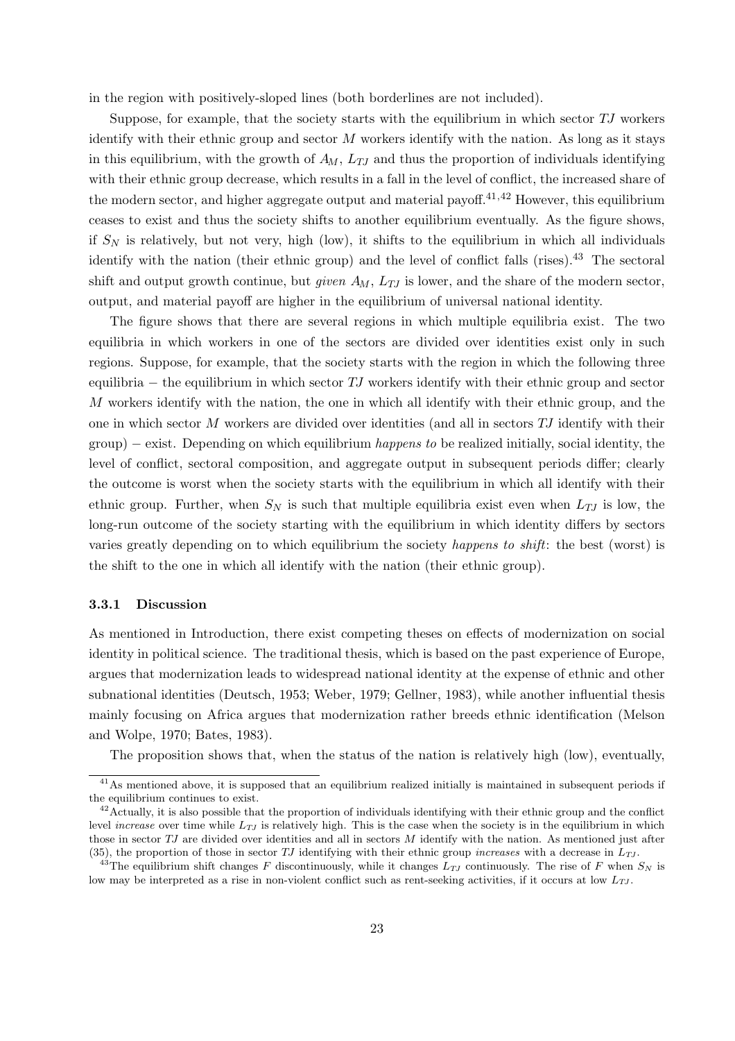in the region with positively-sloped lines (both borderlines are not included).

Suppose, for example, that the society starts with the equilibrium in which sector $TJ$ workers identify with their ethnic group and sector $M$ workers identify with the nation. As long as it stays in this equilibrium, with the growth of $A_M$, $L_{TJ}$ and thus the proportion of individuals identifying with their ethnic group decrease, which results in a fall in the level of conflict, the increased share of the modern sector, and higher aggregate output and material payoff.[41,42] However, this equilibrium ceases to exist and thus the society shifts to another equilibrium eventually. As the figure shows, if $S_N$ is relatively, but not very, high (low), it shifts to the equilibrium in which all individuals identify with the nation (their ethnic group) and the level of conflict falls (rises).[43] The sectoral shift and output growth continue, but *given* $A_M$, $L_{TJ}$ is lower, and the share of the modern sector, output, and material payoff are higher in the equilibrium of universal national identity.

The figure shows that there are several regions in which multiple equilibria exist. The two equilibria in which workers in one of the sectors are divided over identities exist only in such regions. Suppose, for example, that the society starts with the region in which the following three equilibria − the equilibrium in which sector $TJ$ workers identify with their ethnic group and sector $M$ workers identify with the nation, the one in which all identify with their ethnic group, and the one in which sector $M$ workers are divided over identities (and all in sectors $TJ$ identify with their group) − exist. Depending on which equilibrium *happens to* be realized initially, social identity, the level of conflict, sectoral composition, and aggregate output in subsequent periods differ; clearly the outcome is worst when the society starts with the equilibrium in which all identify with their ethnic group. Further, when $S_N$ is such that multiple equilibria exist even when $L_{TJ}$ is low, the long-run outcome of the society starting with the equilibrium in which identity differs by sectors varies greatly depending on to which equilibrium the society *happens to shift*: the best (worst) is the shift to the one in which all identify with the nation (their ethnic group).

### 3.3.1 Discussion

As mentioned in Introduction, there exist competing theses on effects of modernization on social identity in political science. The traditional thesis, which is based on the past experience of Europe, argues that modernization leads to widespread national identity at the expense of ethnic and other subnational identities (Deutsch, 1953; Weber, 1979; Gellner, 1983), while another influential thesis mainly focusing on Africa argues that modernization rather breeds ethnic identification (Melson and Wolpe, 1970; Bates, 1983).

The proposition shows that, when the status of the nation is relatively high (low), eventually,

[41] As mentioned above, it is supposed that an equilibrium realized initially is maintained in subsequent periods if the equilibrium continues to exist.

[42] Actually, it is also possible that the proportion of individuals identifying with their ethnic group and the conflict level *increase* over time while $L_{TJ}$ is relatively high. This is the case when the society is in the equilibrium in which those in sector $TJ$ are divided over identities and all in sectors $M$ identify with the nation. As mentioned just after (35), the proportion of those in sector $TJ$ identifying with their ethnic group *increases* with a decrease in $L_{TJ}$.

[43] The equilibrium shift changes $F$ discontinuously, while it changes $L_{TJ}$ continuously. The rise of $F$ when $S_N$ is low may be interpreted as a rise in non-violent conflict such as rent-seeking activities, if it occurs at low $L_{TJ}$.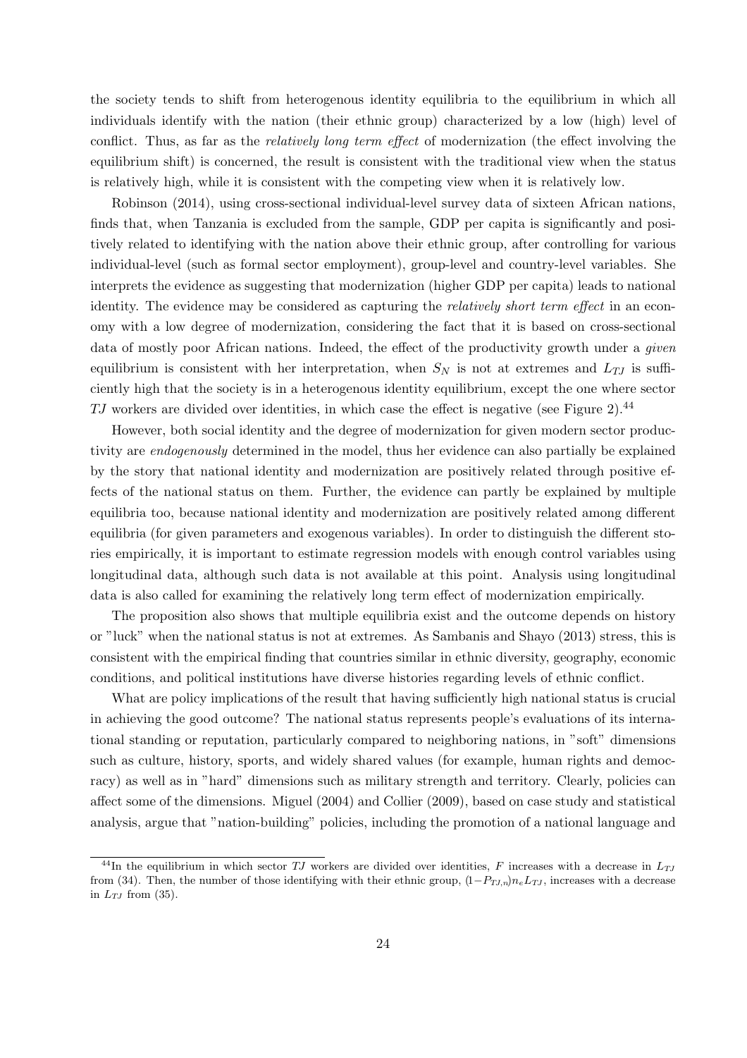the society tends to shift from heterogenous identity equilibria to the equilibrium in which all individuals identify with the nation (their ethnic group) characterized by a low (high) level of conflict. Thus, as far as the *relatively long term effect* of modernization (the effect involving the equilibrium shift) is concerned, the result is consistent with the traditional view when the status is relatively high, while it is consistent with the competing view when it is relatively low.

Robinson (2014), using cross-sectional individual-level survey data of sixteen African nations, finds that, when Tanzania is excluded from the sample, GDP per capita is significantly and positively related to identifying with the nation above their ethnic group, after controlling for various individual-level (such as formal sector employment), group-level and country-level variables. She interprets the evidence as suggesting that modernization (higher GDP per capita) leads to national identity. The evidence may be considered as capturing the *relatively short term effect* in an economy with a low degree of modernization, considering the fact that it is based on cross-sectional data of mostly poor African nations. Indeed, the effect of the productivity growth under a *given* equilibrium is consistent with her interpretation, when $S_N$ is not at extremes and $L_{TJ}$ is sufficiently high that the society is in a heterogenous identity equilibrium, except the one where sector $TJ$ workers are divided over identities, in which case the effect is negative (see Figure 2).[44]

However, both social identity and the degree of modernization for given modern sector productivity are *endogenously* determined in the model, thus her evidence can also partially be explained by the story that national identity and modernization are positively related through positive effects of the national status on them. Further, the evidence can partly be explained by multiple equilibria too, because national identity and modernization are positively related among different equilibria (for given parameters and exogenous variables). In order to distinguish the different stories empirically, it is important to estimate regression models with enough control variables using longitudinal data, although such data is not available at this point. Analysis using longitudinal data is also called for examining the relatively long term effect of modernization empirically.

The proposition also shows that multiple equilibria exist and the outcome depends on history or "luck" when the national status is not at extremes. As Sambanis and Shayo (2013) stress, this is consistent with the empirical finding that countries similar in ethnic diversity, geography, economic conditions, and political institutions have diverse histories regarding levels of ethnic conflict.

What are policy implications of the result that having sufficiently high national status is crucial in achieving the good outcome? The national status represents people's evaluations of its international standing or reputation, particularly compared to neighboring nations, in "soft" dimensions such as culture, history, sports, and widely shared values (for example, human rights and democracy) as well as in "hard" dimensions such as military strength and territory. Clearly, policies can affect some of the dimensions. Miguel (2004) and Collier (2009), based on case study and statistical analysis, argue that "nation-building" policies, including the promotion of a national language and

[44] In the equilibrium in which sector $TJ$ workers are divided over identities, $F$ increases with a decrease in $L_{TJ}$ from (34). Then, the number of those identifying with their ethnic group, $(1-P_{TJ,n})n_e L_{TJ}$, increases with a decrease in $L_{TJ}$ from (35).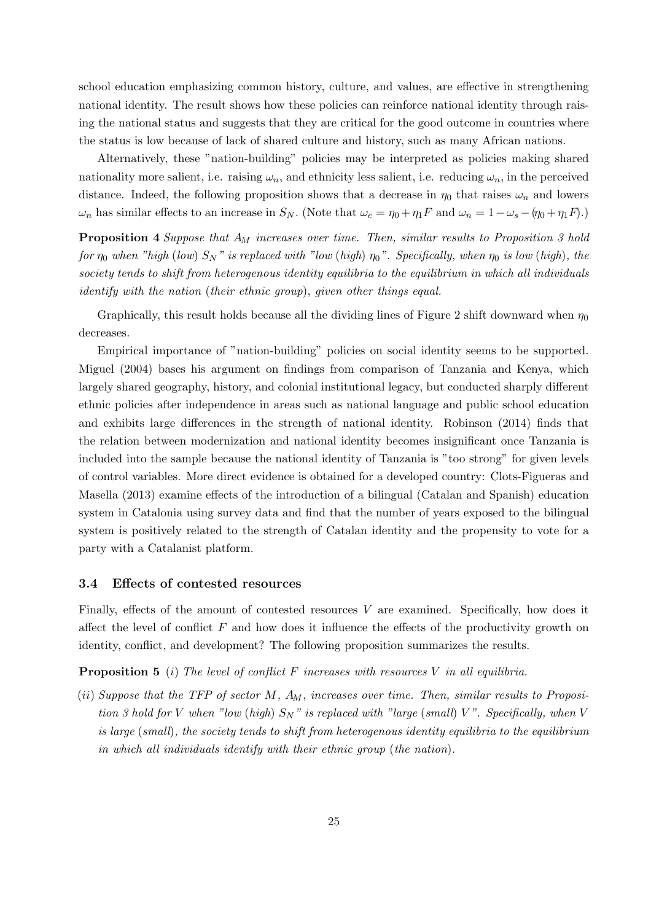school education emphasizing common history, culture, and values, are effective in strengthening national identity. The result shows how these policies can reinforce national identity through raising the national status and suggests that they are critical for the good outcome in countries where the status is low because of lack of shared culture and history, such as many African nations.

Alternatively, these "nation-building" policies may be interpreted as policies making shared nationality more salient, i.e. raising $\omega_n$, and ethnicity less salient, i.e. reducing $\omega_n$, in the perceived distance. Indeed, the following proposition shows that a decrease in $\eta_0$ that raises $\omega_n$ and lowers $\omega_n$ has similar effects to an increase in $S_N$. (Note that $\omega_e = \eta_0 + \eta_1 F$ and $\omega_n = 1 - \omega_s - (\eta_0 + \eta_1 F)$.)

**Proposition 4** *Suppose that $A_M$ increases over time. Then, similar results to Proposition 3 hold for $\eta_0$ when "high (low) $S_N$" is replaced with "low (high) $\eta_0$". Specifically, when $\eta_0$ is low (high), the society tends to shift from heterogenous identity equilibria to the equilibrium in which all individuals identify with the nation (their ethnic group), given other things equal.*

Graphically, this result holds because all the dividing lines of Figure 2 shift downward when $\eta_0$ decreases.

Empirical importance of "nation-building" policies on social identity seems to be supported. Miguel (2004) bases his argument on findings from comparison of Tanzania and Kenya, which largely shared geography, history, and colonial institutional legacy, but conducted sharply different ethnic policies after independence in areas such as national language and public school education and exhibits large differences in the strength of national identity. Robinson (2014) finds that the relation between modernization and national identity becomes insignificant once Tanzania is included into the sample because the national identity of Tanzania is "too strong" for given levels of control variables. More direct evidence is obtained for a developed country: Clots-Figueras and Masella (2013) examine effects of the introduction of a bilingual (Catalan and Spanish) education system in Catalonia using survey data and find that the number of years exposed to the bilingual system is positively related to the strength of Catalan identity and the propensity to vote for a party with a Catalanist platform.

### 3.4 Effects of contested resources

Finally, effects of the amount of contested resources $V$ are examined. Specifically, how does it affect the level of conflict $F$ and how does it influence the effects of the productivity growth on identity, conflict, and development? The following proposition summarizes the results.

**Proposition 5** *(i) The level of conflict $F$ increases with resources $V$ in all equilibria.*

*(ii) Suppose that the TFP of sector $M$, $A_M$, increases over time. Then, similar results to Proposition 3 hold for $V$ when "low (high) $S_N$" is replaced with "large (small) $V$". Specifically, when $V$ is large (small), the society tends to shift from heterogenous identity equilibria to the equilibrium in which all individuals identify with their ethnic group (the nation).*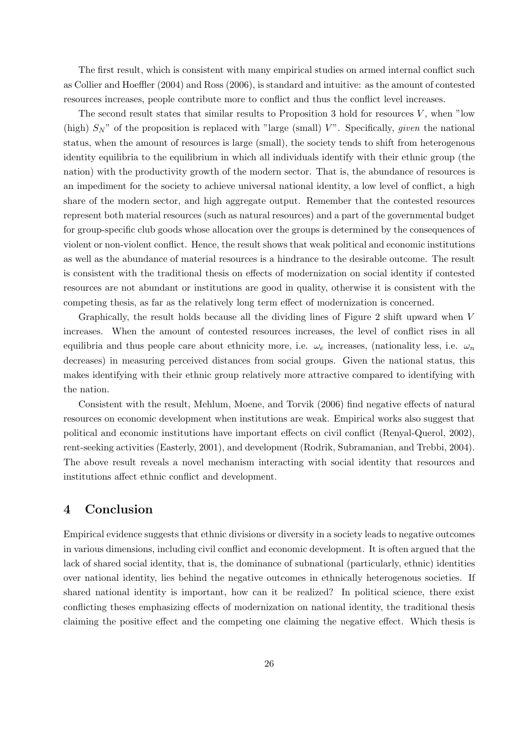The first result, which is consistent with many empirical studies on armed internal conflict such as Collier and Hoeffler (2004) and Ross (2006), is standard and intuitive: as the amount of contested resources increases, people contribute more to conflict and thus the conflict level increases.

The second result states that similar results to Proposition 3 hold for resources $V$, when "low (high) $S_N$" of the proposition is replaced with "large (small) $V$". Specifically, *given* the national status, when the amount of resources is large (small), the society tends to shift from heterogenous identity equilibria to the equilibrium in which all individuals identify with their ethnic group (the nation) with the productivity growth of the modern sector. That is, the abundance of resources is an impediment for the society to achieve universal national identity, a low level of conflict, a high share of the modern sector, and high aggregate output. Remember that the contested resources represent both material resources (such as natural resources) and a part of the governmental budget for group-specific club goods whose allocation over the groups is determined by the consequences of violent or non-violent conflict. Hence, the result shows that weak political and economic institutions as well as the abundance of material resources is a hindrance to the desirable outcome. The result is consistent with the traditional thesis on effects of modernization on social identity if contested resources are not abundant or institutions are good in quality, otherwise it is consistent with the competing thesis, as far as the relatively long term effect of modernization is concerned.

Graphically, the result holds because all the dividing lines of Figure 2 shift upward when $V$ increases. When the amount of contested resources increases, the level of conflict rises in all equilibria and thus people care about ethnicity more, i.e. $\omega_e$ increases, (nationality less, i.e. $\omega_n$ decreases) in measuring perceived distances from social groups. Given the national status, this makes identifying with their ethnic group relatively more attractive compared to identifying with the nation.

Consistent with the result, Mehlum, Moene, and Torvik (2006) find negative effects of natural resources on economic development when institutions are weak. Empirical works also suggest that political and economic institutions have important effects on civil conflict (Renyal-Querol, 2002), rent-seeking activities (Easterly, 2001), and development (Rodrik, Subramanian, and Trebbi, 2004). The above result reveals a novel mechanism interacting with social identity that resources and institutions affect ethnic conflict and development.

## 4 Conclusion

Empirical evidence suggests that ethnic divisions or diversity in a society leads to negative outcomes in various dimensions, including civil conflict and economic development. It is often argued that the lack of shared social identity, that is, the dominance of subnational (particularly, ethnic) identities over national identity, lies behind the negative outcomes in ethnically heterogenous societies. If shared national identity is important, how can it be realized? In political science, there exist conflicting theses emphasizing effects of modernization on national identity, the traditional thesis claiming the positive effect and the competing one claiming the negative effect. Which thesis is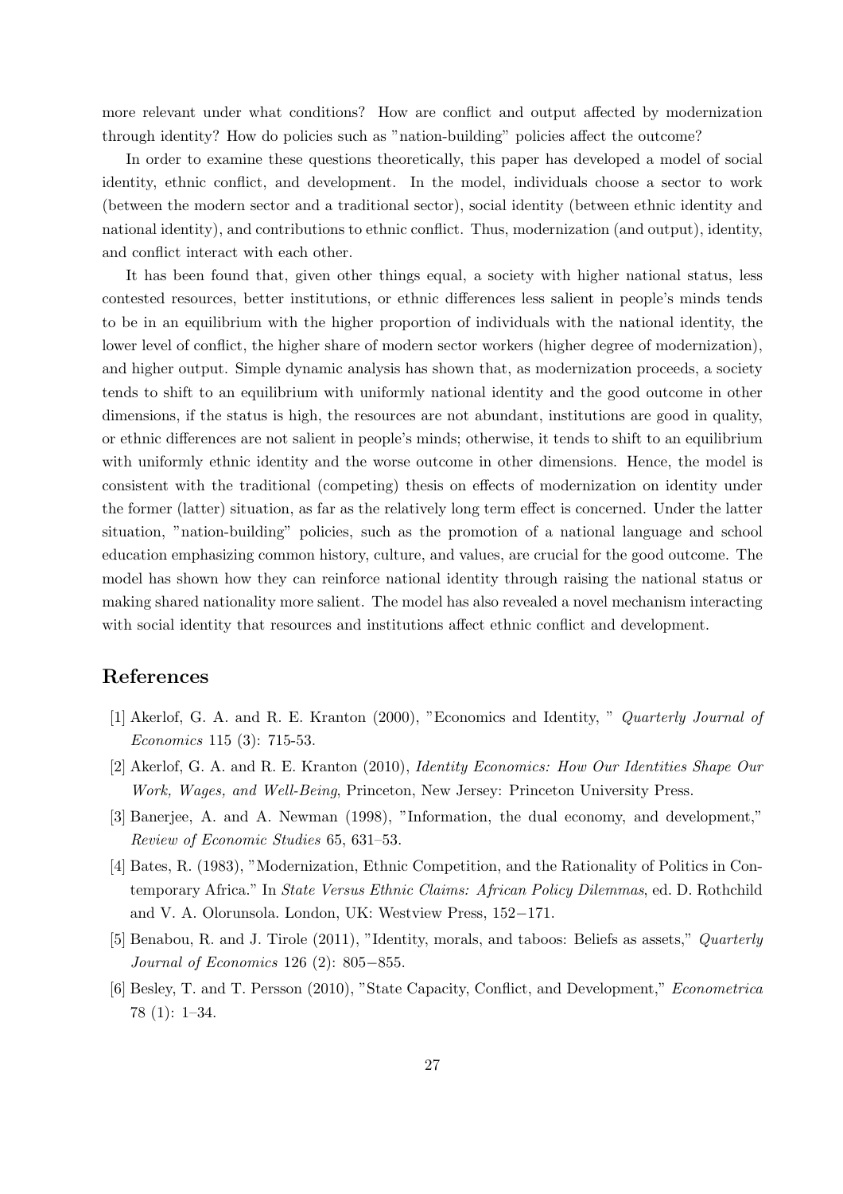more relevant under what conditions? How are conflict and output affected by modernization through identity? How do policies such as "nation-building" policies affect the outcome?

In order to examine these questions theoretically, this paper has developed a model of social identity, ethnic conflict, and development. In the model, individuals choose a sector to work (between the modern sector and a traditional sector), social identity (between ethnic identity and national identity), and contributions to ethnic conflict. Thus, modernization (and output), identity, and conflict interact with each other.

It has been found that, given other things equal, a society with higher national status, less contested resources, better institutions, or ethnic differences less salient in people's minds tends to be in an equilibrium with the higher proportion of individuals with the national identity, the lower level of conflict, the higher share of modern sector workers (higher degree of modernization), and higher output. Simple dynamic analysis has shown that, as modernization proceeds, a society tends to shift to an equilibrium with uniformly national identity and the good outcome in other dimensions, if the status is high, the resources are not abundant, institutions are good in quality, or ethnic differences are not salient in people's minds; otherwise, it tends to shift to an equilibrium with uniformly ethnic identity and the worse outcome in other dimensions. Hence, the model is consistent with the traditional (competing) thesis on effects of modernization on identity under the former (latter) situation, as far as the relatively long term effect is concerned. Under the latter situation, "nation-building" policies, such as the promotion of a national language and school education emphasizing common history, culture, and values, are crucial for the good outcome. The model has shown how they can reinforce national identity through raising the national status or making shared nationality more salient. The model has also revealed a novel mechanism interacting with social identity that resources and institutions affect ethnic conflict and development.

## References

[1] Akerlof, G. A. and R. E. Kranton (2000), "Economics and Identity, " *Quarterly Journal of Economics* 115 (3): 715-53.

[2] Akerlof, G. A. and R. E. Kranton (2010), *Identity Economics: How Our Identities Shape Our Work, Wages, and Well-Being*, Princeton, New Jersey: Princeton University Press.

[3] Banerjee, A. and A. Newman (1998), "Information, the dual economy, and development," *Review of Economic Studies* 65, 631–53.

[4] Bates, R. (1983), "Modernization, Ethnic Competition, and the Rationality of Politics in Contemporary Africa." In *State Versus Ethnic Claims: African Policy Dilemmas*, ed. D. Rothchild and V. A. Olorunsola. London, UK: Westview Press, 152−171.

[5] Benabou, R. and J. Tirole (2011), "Identity, morals, and taboos: Beliefs as assets," *Quarterly Journal of Economics* 126 (2): 805−855.

[6] Besley, T. and T. Persson (2010), "State Capacity, Conflict, and Development," *Econometrica* 78 (1): 1–34.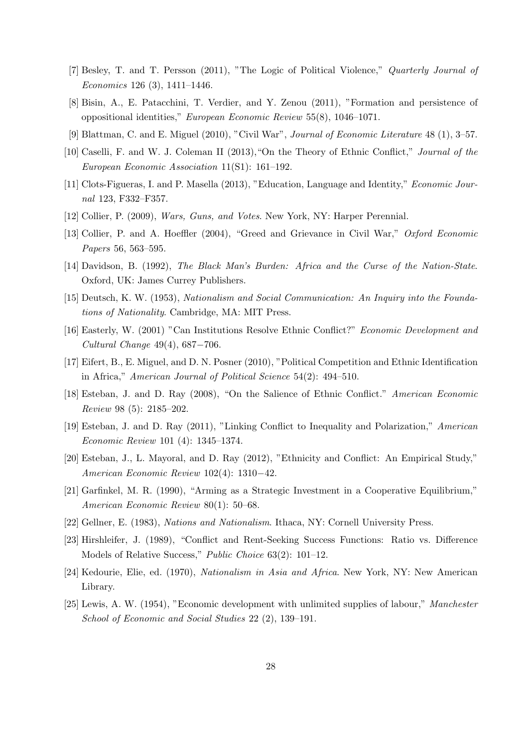[7] Besley, T. and T. Persson (2011), "The Logic of Political Violence," *Quarterly Journal of Economics* 126 (3), 1411–1446.

[8] Bisin, A., E. Patacchini, T. Verdier, and Y. Zenou (2011), "Formation and persistence of oppositional identities," *European Economic Review* 55(8), 1046–1071.

[9] Blattman, C. and E. Miguel (2010), "Civil War", *Journal of Economic Literature* 48 (1), 3–57.

[10] Caselli, F. and W. J. Coleman II (2013),"On the Theory of Ethnic Conflict," *Journal of the European Economic Association* 11(S1): 161–192.

[11] Clots-Figueras, I. and P. Masella (2013), "Education, Language and Identity," *Economic Journal* 123, F332–F357.

[12] Collier, P. (2009), *Wars, Guns, and Votes*. New York, NY: Harper Perennial.

[13] Collier, P. and A. Hoeffler (2004), "Greed and Grievance in Civil War," *Oxford Economic Papers* 56, 563–595.

[14] Davidson, B. (1992), *The Black Man's Burden: Africa and the Curse of the Nation-State*. Oxford, UK: James Currey Publishers.

[15] Deutsch, K. W. (1953), *Nationalism and Social Communication: An Inquiry into the Foundations of Nationality*. Cambridge, MA: MIT Press.

[16] Easterly, W. (2001) "Can Institutions Resolve Ethnic Conflict?" *Economic Development and Cultural Change* 49(4), 687−706.

[17] Eifert, B., E. Miguel, and D. N. Posner (2010), "Political Competition and Ethnic Identification in Africa," *American Journal of Political Science* 54(2): 494–510.

[18] Esteban, J. and D. Ray (2008), "On the Salience of Ethnic Conflict." *American Economic Review* 98 (5): 2185–202.

[19] Esteban, J. and D. Ray (2011), "Linking Conflict to Inequality and Polarization," *American Economic Review* 101 (4): 1345–1374.

[20] Esteban, J., L. Mayoral, and D. Ray (2012), "Ethnicity and Conflict: An Empirical Study," *American Economic Review* 102(4): 1310−42.

[21] Garfinkel, M. R. (1990), "Arming as a Strategic Investment in a Cooperative Equilibrium," *American Economic Review* 80(1): 50–68.

[22] Gellner, E. (1983), *Nations and Nationalism*. Ithaca, NY: Cornell University Press.

[23] Hirshleifer, J. (1989), "Conflict and Rent-Seeking Success Functions: Ratio vs. Difference Models of Relative Success," *Public Choice* 63(2): 101–12.

[24] Kedourie, Elie, ed. (1970), *Nationalism in Asia and Africa*. New York, NY: New American Library.

[25] Lewis, A. W. (1954), "Economic development with unlimited supplies of labour," *Manchester School of Economic and Social Studies* 22 (2), 139–191.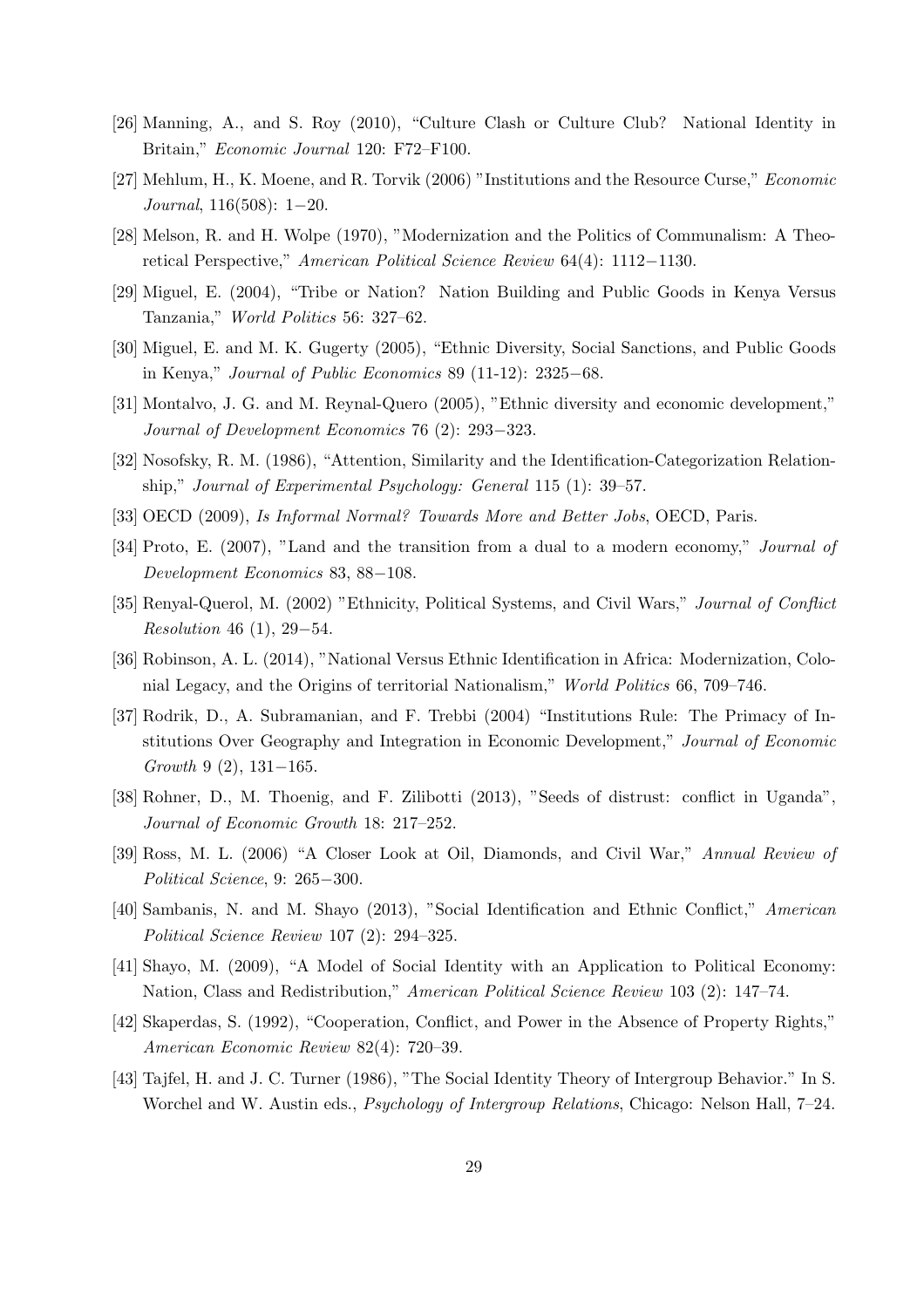[26] Manning, A., and S. Roy (2010), “Culture Clash or Culture Club? National Identity in Britain,” *Economic Journal* 120: F72–F100.

[27] Mehlum, H., K. Moene, and R. Torvik (2006) "Institutions and the Resource Curse," *Economic Journal*, 116(508): 1−20.

[28] Melson, R. and H. Wolpe (1970), "Modernization and the Politics of Communalism: A Theoretical Perspective," *American Political Science Review* 64(4): 1112−1130.

[29] Miguel, E. (2004), “Tribe or Nation? Nation Building and Public Goods in Kenya Versus Tanzania,” *World Politics* 56: 327–62.

[30] Miguel, E. and M. K. Gugerty (2005), “Ethnic Diversity, Social Sanctions, and Public Goods in Kenya,” *Journal of Public Economics* 89 (11-12): 2325−68.

[31] Montalvo, J. G. and M. Reynal-Quero (2005), "Ethnic diversity and economic development," *Journal of Development Economics* 76 (2): 293−323.

[32] Nosofsky, R. M. (1986), “Attention, Similarity and the Identification-Categorization Relationship,” *Journal of Experimental Psychology: General* 115 (1): 39–57.

[33] OECD (2009), *Is Informal Normal? Towards More and Better Jobs*, OECD, Paris.

[34] Proto, E. (2007), "Land and the transition from a dual to a modern economy," *Journal of Development Economics* 83, 88−108.

[35] Renyal-Querol, M. (2002) "Ethnicity, Political Systems, and Civil Wars," *Journal of Conflict Resolution* 46 (1), 29−54.

[36] Robinson, A. L. (2014), "National Versus Ethnic Identification in Africa: Modernization, Colonial Legacy, and the Origins of territorial Nationalism," *World Politics* 66, 709–746.

[37] Rodrik, D., A. Subramanian, and F. Trebbi (2004) “Institutions Rule: The Primacy of Institutions Over Geography and Integration in Economic Development,” *Journal of Economic Growth* 9 (2), 131−165.

[38] Rohner, D., M. Thoenig, and F. Zilibotti (2013), "Seeds of distrust: conflict in Uganda", *Journal of Economic Growth* 18: 217–252.

[39] Ross, M. L. (2006) “A Closer Look at Oil, Diamonds, and Civil War,” *Annual Review of Political Science*, 9: 265−300.

[40] Sambanis, N. and M. Shayo (2013), "Social Identification and Ethnic Conflict," *American Political Science Review* 107 (2): 294–325.

[41] Shayo, M. (2009), “A Model of Social Identity with an Application to Political Economy: Nation, Class and Redistribution,” *American Political Science Review* 103 (2): 147–74.

[42] Skaperdas, S. (1992), “Cooperation, Conflict, and Power in the Absence of Property Rights,” *American Economic Review* 82(4): 720–39.

[43] Tajfel, H. and J. C. Turner (1986), "The Social Identity Theory of Intergroup Behavior." In S. Worchel and W. Austin eds., *Psychology of Intergroup Relations*, Chicago: Nelson Hall, 7–24.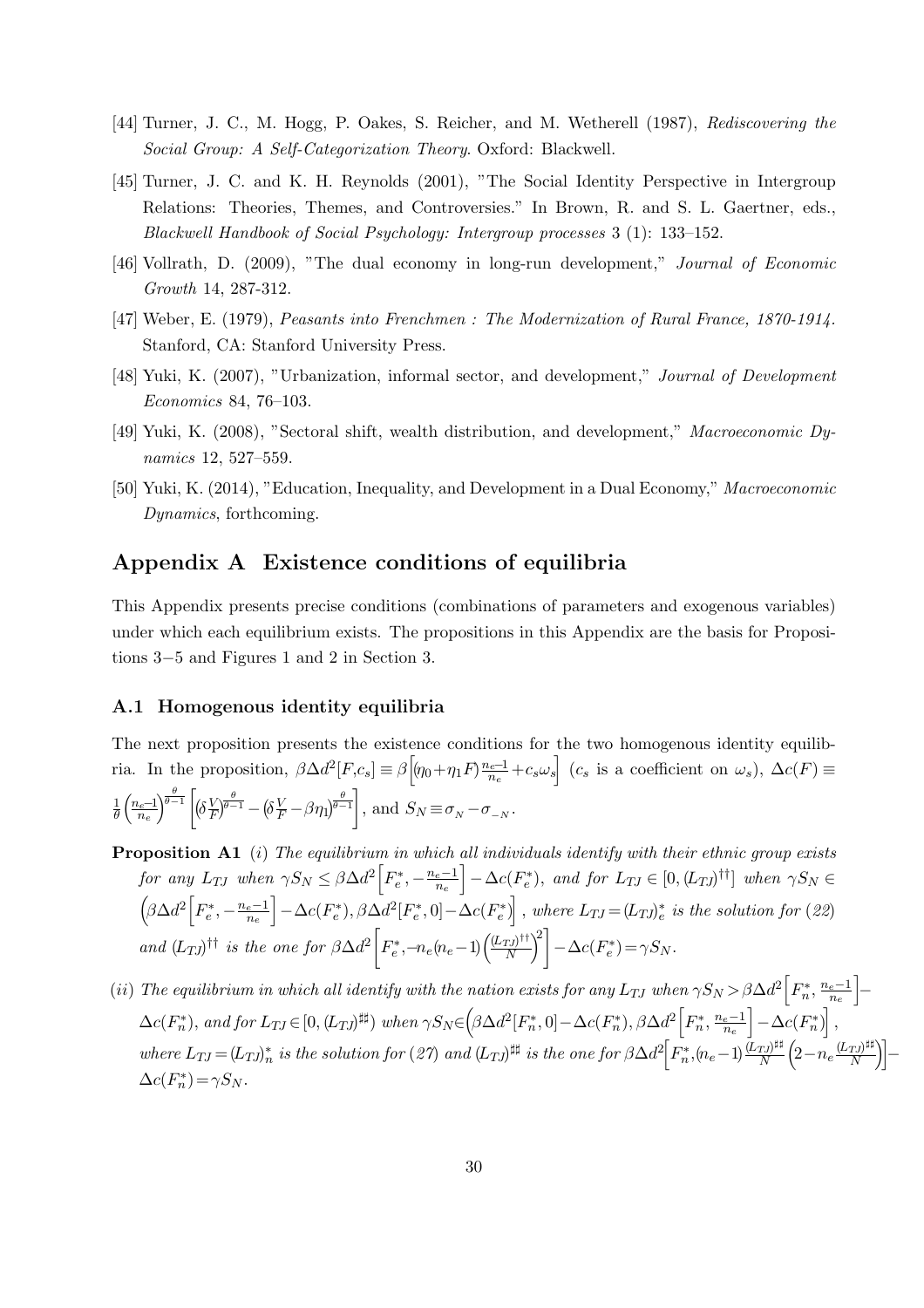[44] Turner, J. C., M. Hogg, P. Oakes, S. Reicher, and M. Wetherell (1987), *Rediscovering the Social Group: A Self-Categorization Theory*. Oxford: Blackwell.

[45] Turner, J. C. and K. H. Reynolds (2001), "The Social Identity Perspective in Intergroup Relations: Theories, Themes, and Controversies." In Brown, R. and S. L. Gaertner, eds., *Blackwell Handbook of Social Psychology: Intergroup processes* 3 (1): 133–152.

[46] Vollrath, D. (2009), "The dual economy in long-run development," *Journal of Economic Growth* 14, 287-312.

[47] Weber, E. (1979), *Peasants into Frenchmen : The Modernization of Rural France, 1870-1914*. Stanford, CA: Stanford University Press.

[48] Yuki, K. (2007), "Urbanization, informal sector, and development," *Journal of Development Economics* 84, 76–103.

[49] Yuki, K. (2008), "Sectoral shift, wealth distribution, and development," *Macroeconomic Dynamics* 12, 527–559.

[50] Yuki, K. (2014), "Education, Inequality, and Development in a Dual Economy," *Macroeconomic Dynamics*, forthcoming.

# Appendix A Existence conditions of equilibria

This Appendix presents precise conditions (combinations of parameters and exogenous variables) under which each equilibrium exists. The propositions in this Appendix are the basis for Propositions 3−5 and Figures 1 and 2 in Section 3.

## A.1 Homogenous identity equilibria

The next proposition presents the existence conditions for the two homogenous identity equilibria. In the proposition, $\beta\Delta d^2[F,c_s] \equiv \beta\Big[(\eta_0+\eta_1 F)\frac{n_e-1}{n_e}+c_s\omega_s\Big]$ ($c_s$ is a coefficient on $\omega_s$), $\Delta c(F) \equiv \frac{1}{\theta}\left(\frac{n_e-1}{n_e}\right)^{\frac{\theta}{\theta-1}}\left[\left(\delta\frac{V}{F}\right)^{\frac{\theta}{\theta-1}}-\left(\delta\frac{V}{F}-\beta\eta_1\right)^{\frac{\theta}{\theta-1}}\right]$, and $S_N \equiv \sigma_{_N}-\sigma_{_{-N}}$.

**Proposition A1** *(i) The equilibrium in which all individuals identify with their ethnic group exists for any $L_{TJ}$ when $\gamma S_N \leq \beta\Delta d^2\Big[F_e^*,-\frac{n_e-1}{n_e}\Big]-\Delta c(F_e^*)$, and for $L_{TJ}\in[0,(L_{TJ})^{\dagger\dagger}]$ when $\gamma S_N \in \Big(\beta\Delta d^2\Big[F_e^*,-\frac{n_e-1}{n_e}\Big]-\Delta c(F_e^*), \beta\Delta d^2[F_e^*,0]-\Delta c(F_e^*)\Big]$, where $L_{TJ}=(L_{TJ})_e^*$ is the solution for (22) and $(L_{TJ})^{\dagger\dagger}$ is the one for $\beta\Delta d^2\Big[F_e^*,-n_e(n_e-1)\Big(\frac{(L_{TJ})^{\dagger\dagger}}{N}\Big)^2\Big]-\Delta c(F_e^*)=\gamma S_N$.*

*(ii) The equilibrium in which all identify with the nation exists for any $L_{TJ}$ when $\gamma S_N > \beta\Delta d^2\Big[F_n^*,\frac{n_e-1}{n_e}\Big]-\Delta c(F_n^*)$, and for $L_{TJ}\in[0,(L_{TJ})^{\sharp\sharp})$ when $\gamma S_N\in\Big(\beta\Delta d^2[F_n^*,0]-\Delta c(F_n^*), \beta\Delta d^2\Big[F_n^*,\frac{n_e-1}{n_e}\Big]-\Delta c(F_n^*)\Big]$, where $L_{TJ}=(L_{TJ})_n^*$ is the solution for (27) and $(L_{TJ})^{\sharp\sharp}$ is the one for $\beta\Delta d^2\Big[F_n^*,(n_e-1)\frac{(L_{TJ})^{\sharp\sharp}}{N}\Big(2-n_e\frac{(L_{TJ})^{\sharp\sharp}}{N}\Big)\Big]-\Delta c(F_n^*)=\gamma S_N$.*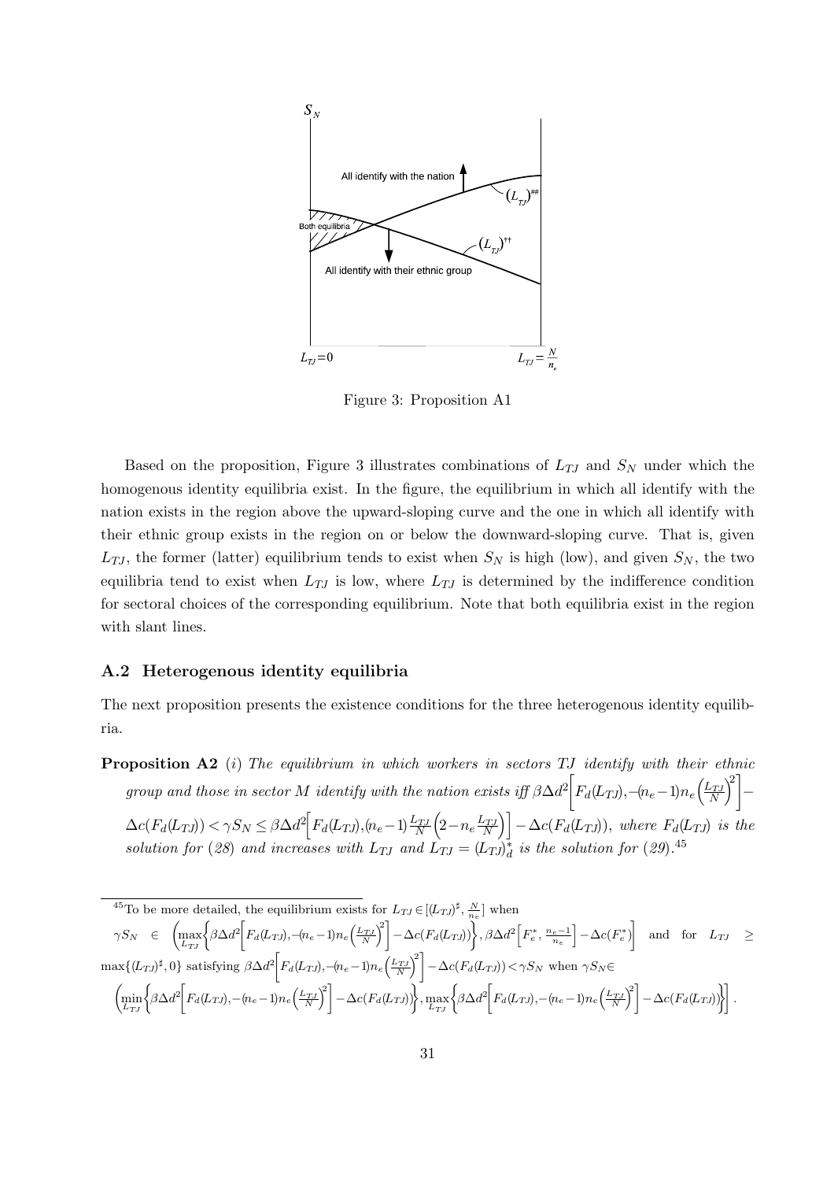Figure 3: Proposition A1

Based on the proposition, Figure 3 illustrates combinations of $L_{TJ}$ and $S_N$ under which the homogenous identity equilibria exist. In the figure, the equilibrium in which all identify with the nation exists in the region above the upward-sloping curve and the one in which all identify with their ethnic group exists in the region on or below the downward-sloping curve. That is, given $L_{TJ}$, the former (latter) equilibrium tends to exist when $S_N$ is high (low), and given $S_N$, the two equilibria tend to exist when $L_{TJ}$ is low, where $L_{TJ}$ is determined by the indifference condition for sectoral choices of the corresponding equilibrium. Note that both equilibria exist in the region with slant lines.

## A.2 Heterogenous identity equilibria

The next proposition presents the existence conditions for the three heterogenous identity equilibria.

**Proposition A2** (*i*) *The equilibrium in which workers in sectors TJ identify with their ethnic group and those in sector M identify with the nation exists iff* $\beta\Delta d^2\left[F_d(L_{TJ}),-(n_e-1)n_e\left(\frac{L_{TJ}}{N}\right)^2\right]-\Delta c(F_d(L_{TJ}))<\gamma S_N\leq\beta\Delta d^2\left[F_d(L_{TJ}),(n_e-1)\frac{L_{TJ}}{N}\left(2-n_e\frac{L_{TJ}}{N}\right)\right]-\Delta c(F_d(L_{TJ}))$, *where* $F_d(L_{TJ})$ *is the solution for (28) and increases with* $L_{TJ}$ *and* $L_{TJ}=(L_{TJ})^*_d$ *is the solution for (29).*[45]

[45] To be more detailed, the equilibrium exists for $L_{TJ}\in[(L_{TJ})^\sharp,\frac{N}{n_e}]$ when $\gamma S_N \in \left(\max_{L_{TJ}}\left\{\beta\Delta d^2\left[F_d(L_{TJ}),-(n_e-1)n_e\left(\frac{L_{TJ}}{N}\right)^2\right]-\Delta c(F_d(L_{TJ}))\right\},\beta\Delta d^2\left[F_e^*,\frac{n_e-1}{n_e}\right]-\Delta c(F_e^*)\right]$ and for $L_{TJ}\geq\max\{(L_{TJ})^\sharp,0\}$ satisfying $\beta\Delta d^2\left[F_d(L_{TJ}),-(n_e-1)n_e\left(\frac{L_{TJ}}{N}\right)^2\right]-\Delta c(F_d(L_{TJ}))<\gamma S_N$ when $\gamma S_N\in \left(\min_{L_{TJ}}\left\{\beta\Delta d^2\left[F_d(L_{TJ}),-(n_e-1)n_e\left(\frac{L_{TJ}}{N}\right)^2\right]-\Delta c(F_d(L_{TJ}))\right\},\max_{L_{TJ}}\left\{\beta\Delta d^2\left[F_d(L_{TJ}),-(n_e-1)n_e\left(\frac{L_{TJ}}{N}\right)^2\right]-\Delta c(F_d(L_{TJ}))\right\}\right]$.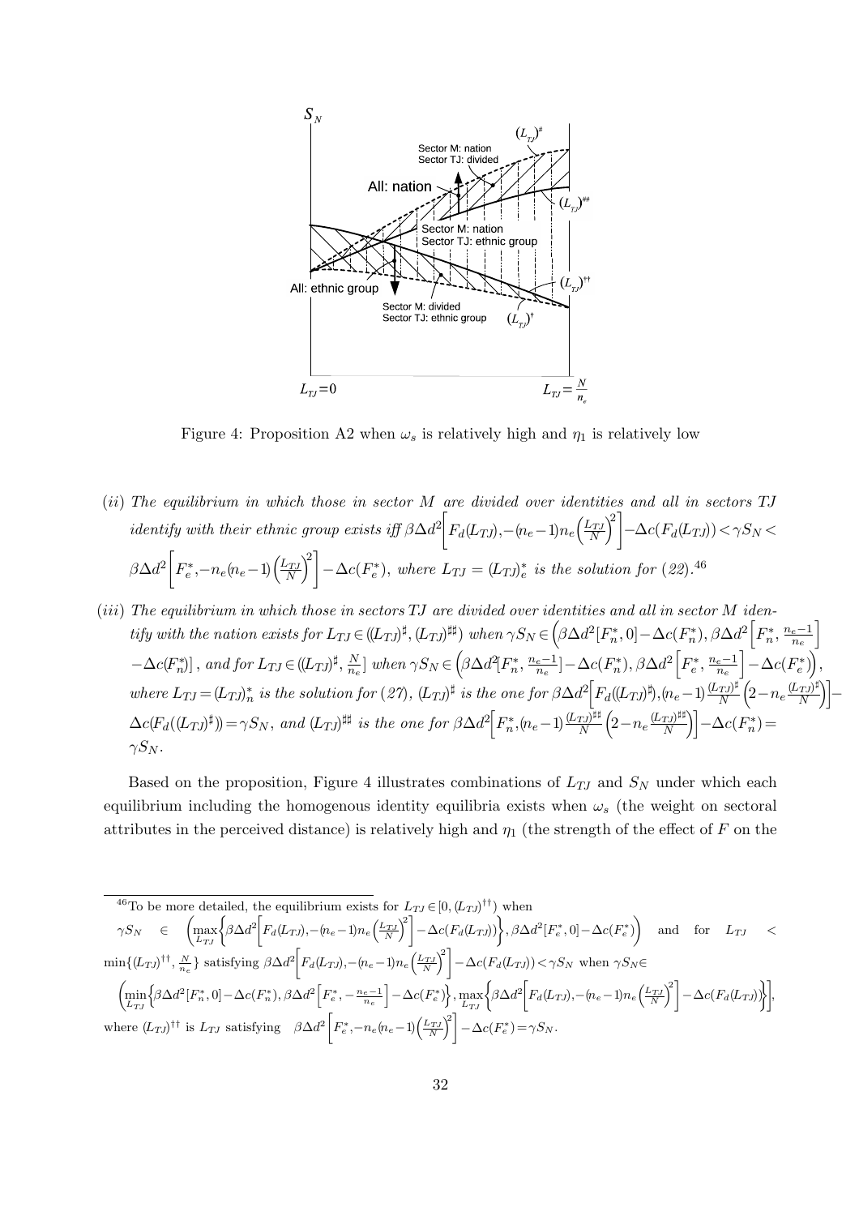Figure 4: Proposition A2 when $\omega_s$ is relatively high and $\eta_1$ is relatively low

($ii$) *The equilibrium in which those in sector M are divided over identities and all in sectors TJ identify with their ethnic group exists iff* $\beta\Delta d^2\left[F_d(L_{TJ}), -(n_e-1)n_e\left(\frac{L_{TJ}}{N}\right)^2\right] - \Delta c(F_d(L_{TJ})) < \gamma S_N < \beta\Delta d^2\left[F_e^*, -n_e(n_e-1)\left(\frac{L_{TJ}}{N}\right)^2\right] - \Delta c(F_e^*)$, *where* $L_{TJ} = (L_{TJ})_e^*$ *is the solution for (22).*[46]

($iii$) *The equilibrium in which those in sectors TJ are divided over identities and all in sector M identify with the nation exists for* $L_{TJ} \in ((L_{TJ})^\sharp, (L_{TJ})^{\sharp\sharp})$ *when* $\gamma S_N \in \left(\beta\Delta d^2[F_n^*, 0] - \Delta c(F_n^*), \beta\Delta d^2\left[F_n^*, \frac{n_e-1}{n_e}\right] - \Delta c(F_n^*)\right]$, *and for* $L_{TJ} \in ((L_{TJ})^\sharp, \frac{N}{n_e}]$ *when* $\gamma S_N \in \left(\beta\Delta d^2[F_n^*, \frac{n_e-1}{n_e}] - \Delta c(F_n^*), \beta\Delta d^2\left[F_e^*, \frac{n_e-1}{n_e}\right] - \Delta c(F_e^*)\right)$, *where* $L_{TJ} = (L_{TJ})_n^*$ *is the solution for (27),* $(L_{TJ})^\sharp$ *is the one for* $\beta\Delta d^2\left[F_d((L_{TJ})^\sharp), (n_e-1)\frac{(L_{TJ})^\sharp}{N}\left(2 - n_e\frac{(L_{TJ})^\sharp}{N}\right)\right] - \Delta c(F_d((L_{TJ})^\sharp)) = \gamma S_N$, *and* $(L_{TJ})^{\sharp\sharp}$ *is the one for* $\beta\Delta d^2\left[F_n^*, (n_e-1)\frac{(L_{TJ})^{\sharp\sharp}}{N}\left(2 - n_e\frac{(L_{TJ})^{\sharp\sharp}}{N}\right)\right] - \Delta c(F_n^*) = \gamma S_N$.

Based on the proposition, Figure 4 illustrates combinations of $L_{TJ}$ and $S_N$ under which each equilibrium including the homogenous identity equilibria exists when $\omega_s$ (the weight on sectoral attributes in the perceived distance) is relatively high and $\eta_1$ (the strength of the effect of $F$ on the

[46] To be more detailed, the equilibrium exists for $L_{TJ} \in [0, (L_{TJ})^{\dagger\dagger})$ when $\gamma S_N \in \left(\max_{L_{TJ}}\left\{\beta\Delta d^2\left[F_d(L_{TJ}), -(n_e-1)n_e\left(\frac{L_{TJ}}{N}\right)^2\right] - \Delta c(F_d(L_{TJ}))\right\}, \beta\Delta d^2[F_e^*, 0] - \Delta c(F_e^*)\right)$ and for $L_{TJ} < \min\{(L_{TJ})^{\dagger\dagger}, \frac{N}{n_e}\}$ satisfying $\beta\Delta d^2\left[F_d(L_{TJ}), -(n_e-1)n_e\left(\frac{L_{TJ}}{N}\right)^2\right] - \Delta c(F_d(L_{TJ})) < \gamma S_N$ when $\gamma S_N \in \left(\min_{L_{TJ}}\left\{\beta\Delta d^2[F_n^*, 0] - \Delta c(F_n^*), \beta\Delta d^2\left[F_e^*, -\frac{n_e-1}{n_e}\right] - \Delta c(F_e^*)\right\}, \max_{L_{TJ}}\left\{\beta\Delta d^2\left[F_d(L_{TJ}), -(n_e-1)n_e\left(\frac{L_{TJ}}{N}\right)^2\right] - \Delta c(F_d(L_{TJ}))\right\}\right]$, where $(L_{TJ})^{\dagger\dagger}$ is $L_{TJ}$ satisfying $\beta\Delta d^2\left[F_e^*, -n_e(n_e-1)\left(\frac{L_{TJ}}{N}\right)^2\right] - \Delta c(F_e^*) = \gamma S_N$.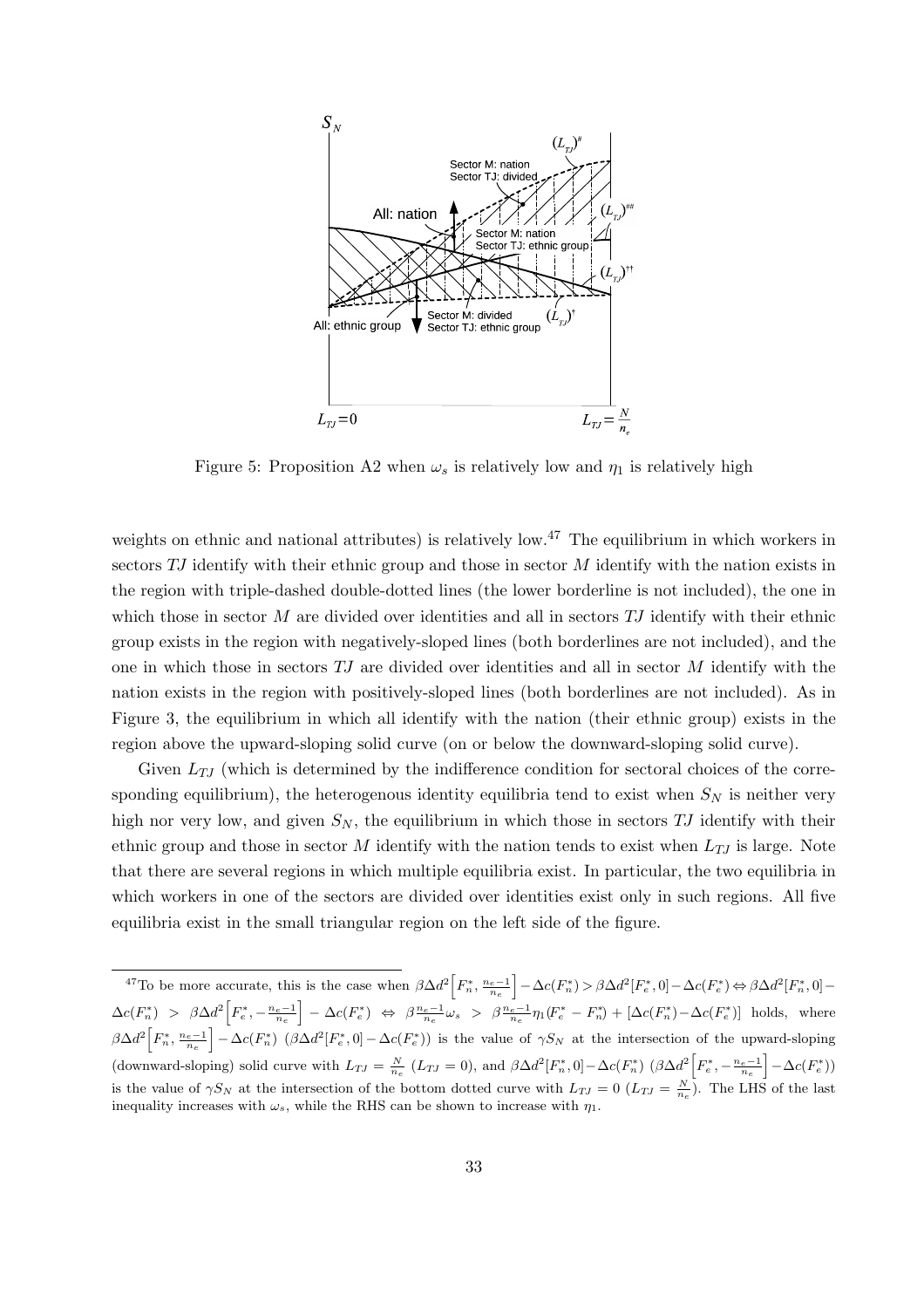Figure 5: Proposition A2 when $\omega_s$ is relatively low and $\eta_1$ is relatively high

weights on ethnic and national attributes) is relatively low.[47] The equilibrium in which workers in sectors $TJ$ identify with their ethnic group and those in sector $M$ identify with the nation exists in the region with triple-dashed double-dotted lines (the lower borderline is not included), the one in which those in sector $M$ are divided over identities and all in sectors $TJ$ identify with their ethnic group exists in the region with negatively-sloped lines (both borderlines are not included), and the one in which those in sectors $TJ$ are divided over identities and all in sector $M$ identify with the nation exists in the region with positively-sloped lines (both borderlines are not included). As in Figure 3, the equilibrium in which all identify with the nation (their ethnic group) exists in the region above the upward-sloping solid curve (on or below the downward-sloping solid curve).

Given $L_{TJ}$ (which is determined by the indifference condition for sectoral choices of the corresponding equilibrium), the heterogenous identity equilibria tend to exist when $S_N$ is neither very high nor very low, and given $S_N$, the equilibrium in which those in sectors $TJ$ identify with their ethnic group and those in sector $M$ identify with the nation tends to exist when $L_{TJ}$ is large. Note that there are several regions in which multiple equilibria exist. In particular, the two equilibria in which workers in one of the sectors are divided over identities exist only in such regions. All five equilibria exist in the small triangular region on the left side of the figure.

[47] To be more accurate, this is the case when $\beta\Delta d^2\left[F_n^*, \frac{n_e-1}{n_e}\right] - \Delta c(F_n^*) > \beta\Delta d^2[F_e^*, 0] - \Delta c(F_e^*) \Leftrightarrow \beta\Delta d^2[F_n^*, 0] - \Delta c(F_n^*) > \beta\Delta d^2\left[F_e^*, -\frac{n_e-1}{n_e}\right] - \Delta c(F_e^*) \Leftrightarrow \beta\frac{n_e-1}{n_e}\omega_s > \beta\frac{n_e-1}{n_e}\eta_1(F_e^* - F_n^*) + [\Delta c(F_n^*) - \Delta c(F_e^*)]$ holds, where $\beta\Delta d^2\left[F_n^*, \frac{n_e-1}{n_e}\right] - \Delta c(F_n^*)$ ($\beta\Delta d^2[F_e^*, 0] - \Delta c(F_e^*)$) is the value of $\gamma S_N$ at the intersection of the upward-sloping (downward-sloping) solid curve with $L_{TJ} = \frac{N}{n_e}$ ($L_{TJ} = 0$), and $\beta\Delta d^2[F_n^*, 0] - \Delta c(F_n^*)$ ($\beta\Delta d^2\left[F_e^*, -\frac{n_e-1}{n_e}\right] - \Delta c(F_e^*)$) is the value of $\gamma S_N$ at the intersection of the bottom dotted curve with $L_{TJ} = 0$ ($L_{TJ} = \frac{N}{n_e}$). The LHS of the last inequality increases with $\omega_s$, while the RHS can be shown to increase with $\eta_1$.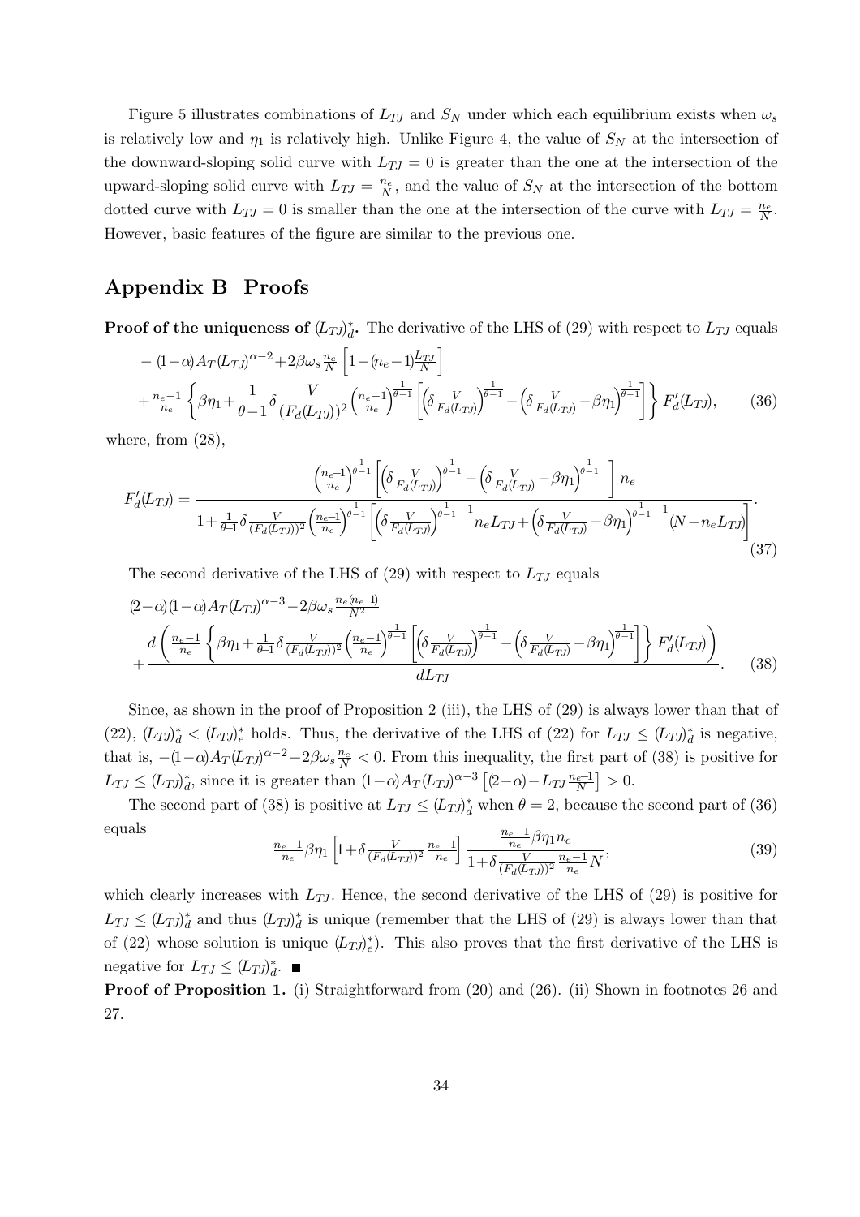Figure 5 illustrates combinations of $L_{TJ}$ and $S_N$ under which each equilibrium exists when $\omega_s$ is relatively low and $\eta_1$ is relatively high. Unlike Figure 4, the value of $S_N$ at the intersection of the downward-sloping solid curve with $L_{TJ} = 0$ is greater than the one at the intersection of the upward-sloping solid curve with $L_{TJ} = \frac{n_e}{N}$, and the value of $S_N$ at the intersection of the bottom dotted curve with $L_{TJ} = 0$ is smaller than the one at the intersection of the curve with $L_{TJ} = \frac{n_e}{N}$. However, basic features of the figure are similar to the previous one.

## Appendix B Proofs

**Proof of the uniqueness of $(L_{TJ})^*_d$.** The derivative of the LHS of (29) with respect to $L_{TJ}$ equals

$$
\begin{aligned}
&-(1-\alpha)A_T(L_{TJ})^{\alpha-2}+2\beta\omega_s\tfrac{n_e}{N}\left[1-(n_e-1)\tfrac{L_{TJ}}{N}\right] \\
&+\tfrac{n_e-1}{n_e}\left\{\beta\eta_1+\frac{1}{\theta-1}\delta\frac{V}{(F_d(L_{TJ}))^2}\left(\tfrac{n_e-1}{n_e}\right)^{\frac{1}{\theta-1}}\left[\left(\delta\tfrac{V}{F_d(L_{TJ})}\right)^{\frac{1}{\theta-1}}-\left(\delta\tfrac{V}{F_d(L_{TJ})}-\beta\eta_1\right)^{\frac{1}{\theta-1}}\right]\right\}F_d'(L_{TJ}),
\end{aligned}
\tag{36}
$$

where, from (28),

$$
F_d'(L_{TJ}) = \frac{\left(\frac{n_e-1}{n_e}\right)^{\frac{1}{\theta-1}}\left[\left(\delta\frac{V}{F_d(L_{TJ})}\right)^{\frac{1}{\theta-1}}-\left(\delta\frac{V}{F_d(L_{TJ})}-\beta\eta_1\right)^{\frac{1}{\theta-1}}\right]n_e}{1+\frac{1}{\theta-1}\delta\frac{V}{(F_d(L_{TJ}))^2}\left(\frac{n_e-1}{n_e}\right)^{\frac{1}{\theta-1}}\left[\left(\delta\frac{V}{F_d(L_{TJ})}\right)^{\frac{1}{\theta-1}-1}n_eL_{TJ}+\left(\delta\frac{V}{F_d(L_{TJ})}-\beta\eta_1\right)^{\frac{1}{\theta-1}-1}(N-n_eL_{TJ})\right]}.
\tag{37}
$$

The second derivative of the LHS of (29) with respect to $L_{TJ}$ equals

$$
\begin{aligned}
&(2-\alpha)(1-\alpha)A_T(L_{TJ})^{\alpha-3}-2\beta\omega_s\tfrac{n_e(n_e-1)}{N^2} \\
&+\frac{d\left(\frac{n_e-1}{n_e}\left\{\beta\eta_1+\frac{1}{\theta-1}\delta\frac{V}{(F_d(L_{TJ}))^2}\left(\frac{n_e-1}{n_e}\right)^{\frac{1}{\theta-1}}\left[\left(\delta\frac{V}{F_d(L_{TJ})}\right)^{\frac{1}{\theta-1}}-\left(\delta\frac{V}{F_d(L_{TJ})}-\beta\eta_1\right)^{\frac{1}{\theta-1}}\right]\right\}F_d'(L_{TJ})\right)}{dL_{TJ}}.
\end{aligned}
\tag{38}
$$

Since, as shown in the proof of Proposition 2 (iii), the LHS of (29) is always lower than that of (22), $(L_{TJ})^*_d < (L_{TJ})^*_e$ holds. Thus, the derivative of the LHS of (22) for $L_{TJ} \leq (L_{TJ})^*_d$ is negative, that is, $-(1-\alpha)A_T(L_{TJ})^{\alpha-2}+2\beta\omega_s\frac{n_e}{N} < 0$. From this inequality, the first part of (38) is positive for $L_{TJ} \leq (L_{TJ})^*_d$, since it is greater than $(1-\alpha)A_T(L_{TJ})^{\alpha-3}\left[(2-\alpha)-L_{TJ}\frac{n_e-1}{N}\right] > 0$.

The second part of (38) is positive at $L_{TJ} \leq (L_{TJ})^*_d$ when $\theta = 2$, because the second part of (36) equals

$$
\tfrac{n_e-1}{n_e}\beta\eta_1\left[1+\delta\tfrac{V}{(F_d(L_{TJ}))^2}\tfrac{n_e-1}{n_e}\right]\frac{\frac{n_e-1}{n_e}\beta\eta_1 n_e}{1+\delta\frac{V}{(F_d(L_{TJ}))^2}\frac{n_e-1}{n_e}N},
\tag{39}
$$

which clearly increases with $L_{TJ}$. Hence, the second derivative of the LHS of (29) is positive for $L_{TJ} \leq (L_{TJ})^*_d$ and thus $(L_{TJ})^*_d$ is unique (remember that the LHS of (29) is always lower than that of (22) whose solution is unique $(L_{TJ})^*_e$). This also proves that the first derivative of the LHS is negative for $L_{TJ} \leq (L_{TJ})^*_d$. ■

**Proof of Proposition 1.** (i) Straightforward from (20) and (26). (ii) Shown in footnotes 26 and 27.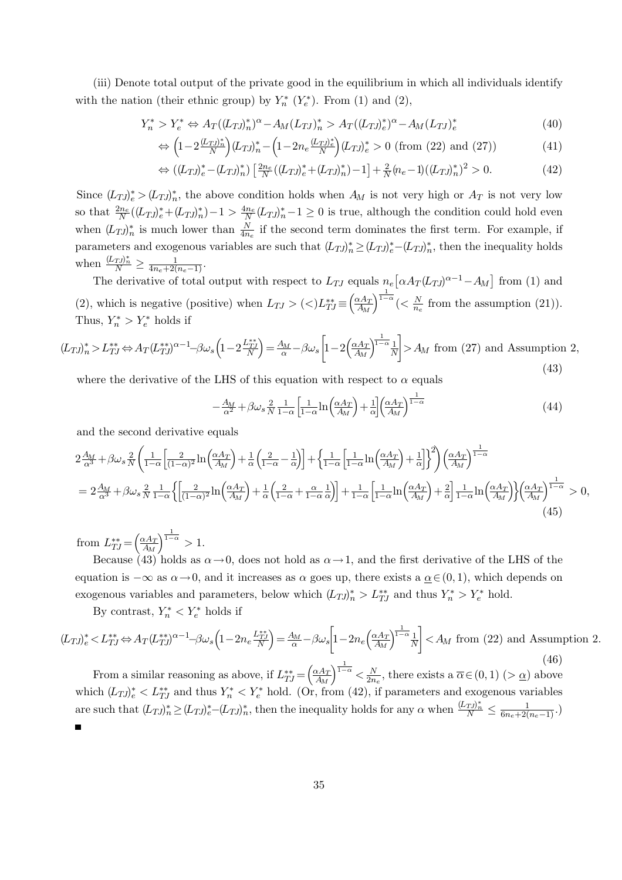(iii) Denote total output of the private good in the equilibrium in which all individuals identify with the nation (their ethnic group) by $Y_n^*$ ($Y_e^*$). From (1) and (2),

$$Y_n^* > Y_e^* \Leftrightarrow A_T((L_{TJ})_n^*)^\alpha - A_M(L_{TJ})_n^* > A_T((L_{TJ})_e^*)^\alpha - A_M(L_{TJ})_e^* \tag{40}$$

$$\Leftrightarrow \left(1-2\frac{(L_{TJ})_n^*}{N}\right)(L_{TJ})_n^* - \left(1-2n_e\frac{(L_{TJ})_e^*}{N}\right)(L_{TJ})_e^* > 0 \text{ (from (22) and (27))} \tag{41}$$

$$\Leftrightarrow ((L_{TJ})_e^* - (L_{TJ})_n^*)\left[\frac{2n_e}{N}((L_{TJ})_e^* + (L_{TJ})_n^*) - 1\right] + \frac{2}{N}(n_e-1)((L_{TJ})_n^*)^2 > 0. \tag{42}$$

Since $(L_{TJ})_e^* > (L_{TJ})_n^*$, the above condition holds when $A_M$ is not very high or $A_T$ is not very low so that $\frac{2n_e}{N}((L_{TJ})_e^* + (L_{TJ})_n^*) - 1 > \frac{4n_e}{N}(L_{TJ})_n^* - 1 \geq 0$ is true, although the condition could hold even when $(L_{TJ})_n^*$ is much lower than $\frac{N}{4n_e}$ if the second term dominates the first term. For example, if parameters and exogenous variables are such that $(L_{TJ})_n^* \geq (L_{TJ})_e^* - (L_{TJ})_n^*$, then the inequality holds when $\frac{(L_{TJ})_n^*}{N} \geq \frac{1}{4n_e+2(n_e-1)}$.

The derivative of total output with respect to $L_{TJ}$ equals $n_e\left[\alpha A_T(L_{TJ})^{\alpha-1} - A_M\right]$ from (1) and (2), which is negative (positive) when $L_{TJ} > (<) L_{TJ}^{**} \equiv \left(\frac{\alpha A_T}{A_M}\right)^{\frac{1}{1-\alpha}} (< \frac{N}{n_e}$ from the assumption (21)). Thus, $Y_n^* > Y_e^*$ holds if

$$(L_{TJ})_n^* > L_{TJ}^{**} \Leftrightarrow A_T(L_{TJ}^{**})^{\alpha-1} - \beta\omega_s\left(1-2\frac{L_{TJ}^{**}}{N}\right) = \frac{A_M}{\alpha} - \beta\omega_s\left[1-2\left(\frac{\alpha A_T}{A_M}\right)^{\frac{1}{1-\alpha}}\frac{1}{N}\right] > A_M \text{ from (27) and Assumption 2,} \tag{43}$$

where the derivative of the LHS of this equation with respect to $\alpha$ equals

$$-\frac{A_M}{\alpha^2} + \beta\omega_s\frac{2}{N}\frac{1}{1-\alpha}\left[\frac{1}{1-\alpha}\ln\left(\frac{\alpha A_T}{A_M}\right) + \frac{1}{\alpha}\right]\left(\frac{\alpha A_T}{A_M}\right)^{\frac{1}{1-\alpha}} \tag{44}$$

and the second derivative equals

$$\begin{aligned}
&2\frac{A_M}{\alpha^3} + \beta\omega_s\frac{2}{N}\left(\frac{1}{1-\alpha}\left[\frac{2}{(1-\alpha)^2}\ln\left(\frac{\alpha A_T}{A_M}\right) + \frac{1}{\alpha}\left(\frac{2}{1-\alpha} - \frac{1}{\alpha}\right)\right] + \left\{\frac{1}{1-\alpha}\left[\frac{1}{1-\alpha}\ln\left(\frac{\alpha A_T}{A_M}\right) + \frac{1}{\alpha}\right]\right\}^2\right)\left(\frac{\alpha A_T}{A_M}\right)^{\frac{1}{1-\alpha}} \\
&= 2\frac{A_M}{\alpha^3} + \beta\omega_s\frac{2}{N}\frac{1}{1-\alpha}\left\{\left[\frac{2}{(1-\alpha)^2}\ln\left(\frac{\alpha A_T}{A_M}\right) + \frac{1}{\alpha}\left(\frac{2}{1-\alpha} + \frac{\alpha}{1-\alpha}\frac{1}{\alpha}\right)\right] + \frac{1}{1-\alpha}\left[\frac{1}{1-\alpha}\ln\left(\frac{\alpha A_T}{A_M}\right) + \frac{2}{\alpha}\right]\frac{1}{1-\alpha}\ln\left(\frac{\alpha A_T}{A_M}\right)\right\}\left(\frac{\alpha A_T}{A_M}\right)^{\frac{1}{1-\alpha}} > 0,
\end{aligned} \tag{45}$$

from $L_{TJ}^{**} = \left(\frac{\alpha A_T}{A_M}\right)^{\frac{1}{1-\alpha}} > 1$.

Because (43) holds as $\alpha \to 0$, does not hold as $\alpha \to 1$, and the first derivative of the LHS of the equation is $-\infty$ as $\alpha \to 0$, and it increases as $\alpha$ goes up, there exists a $\underline{\alpha} \in (0,1)$, which depends on exogenous variables and parameters, below which $(L_{TJ})_n^* > L_{TJ}^{**}$ and thus $Y_n^* > Y_e^*$ hold.

By contrast, $Y_n^* < Y_e^*$ holds if

$$(L_{TJ})_e^* < L_{TJ}^{**} \Leftrightarrow A_T(L_{TJ}^{**})^{\alpha-1} - \beta\omega_s\left(1-2n_e\frac{L_{TJ}^{**}}{N}\right) = \frac{A_M}{\alpha} - \beta\omega_s\left[1-2n_e\left(\frac{\alpha A_T}{A_M}\right)^{\frac{1}{1-\alpha}}\frac{1}{N}\right] < A_M \text{ from (22) and Assumption 2.} \tag{46}$$

From a similar reasoning as above, if $L_{TJ}^{**} = \left(\frac{\alpha A_T}{A_M}\right)^{\frac{1}{1-\alpha}} < \frac{N}{2n_e}$, there exists a $\overline{\alpha} \in (0,1)$ ($> \underline{\alpha}$) above which $(L_{TJ})_e^* < L_{TJ}^{**}$ and thus $Y_n^* < Y_e^*$ hold. (Or, from (42), if parameters and exogenous variables are such that $(L_{TJ})_n^* \geq (L_{TJ})_e^* - (L_{TJ})_n^*$, then the inequality holds for any $\alpha$ when $\frac{(L_{TJ})_n^*}{N} \leq \frac{1}{6n_e+2(n_e-1)}$.)

■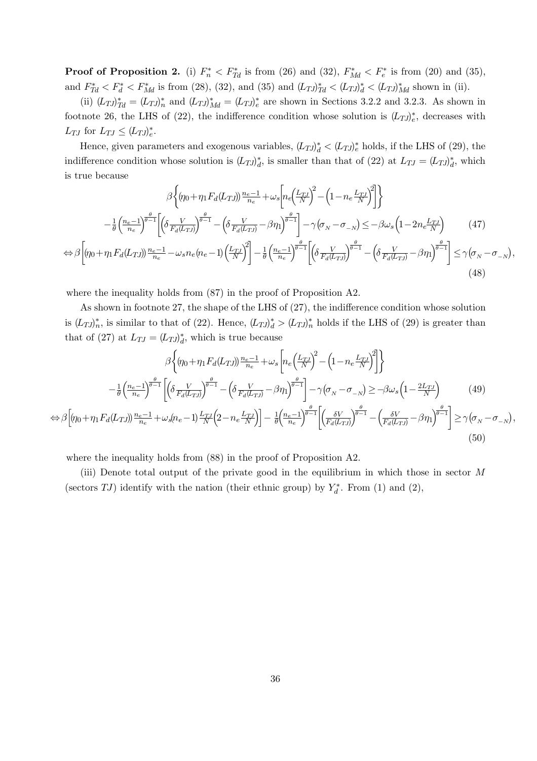**Proof of Proposition 2.** (i) $F_n^* < F_{Td}^*$ is from (26) and (32), $F_{Md}^* < F_e^*$ is from (20) and (35), and $F_{Td}^* < F_d^* < F_{Md}^*$ is from (28), (32), and (35) and $(L_{TJ})_{Td}^* < (L_{TJ})_d^* < (L_{TJ})_{Md}^*$ shown in (ii).

(ii) $(L_{TJ})_{Td}^* = (L_{TJ})_n^*$ and $(L_{TJ})_{Md}^* = (L_{TJ})_e^*$ are shown in Sections 3.2.2 and 3.2.3. As shown in footnote 26, the LHS of (22), the indifference condition whose solution is $(L_{TJ})_e^*$, decreases with $L_{TJ}$ for $L_{TJ} \leq (L_{TJ})_e^*$.

Hence, given parameters and exogenous variables, $(L_{TJ})_d^* < (L_{TJ})_e^*$ holds, if the LHS of (29), the indifference condition whose solution is $(L_{TJ})_d^*$, is smaller than that of (22) at $L_{TJ} = (L_{TJ})_d^*$, which is true because

$$
\begin{aligned}
&\beta\left\{(\eta_0+\eta_1 F_d(L_{TJ}))\frac{n_e-1}{n_e}+\omega_s\left[n_e\left(\frac{L_{TJ}}{N}\right)^2-\left(1-n_e\frac{L_{TJ}}{N}\right)^2\right]\right\} \\
&-\frac{1}{\theta}\left(\frac{n_e-1}{n_e}\right)^{\frac{\theta}{\theta-1}}\left[\left(\delta\frac{V}{F_d(L_{TJ})}\right)^{\frac{\theta}{\theta-1}}-\left(\delta\frac{V}{F_d(L_{TJ})}-\beta\eta_1\right)^{\frac{\theta}{\theta-1}}\right]-\gamma(\sigma_N-\sigma_{-N}) \leq -\beta\omega_s\left(1-2n_e\frac{L_{TJ}}{N}\right) \qquad (47)
\end{aligned}
$$

$$
\Leftrightarrow \beta\left[(\eta_0+\eta_1 F_d(L_{TJ}))\frac{n_e-1}{n_e}-\omega_s n_e(n_e-1)\left(\frac{L_{TJ}}{N}\right)^2\right]-\frac{1}{\theta}\left(\frac{n_e-1}{n_e}\right)^{\frac{\theta}{\theta-1}}\left[\left(\delta\frac{V}{F_d(L_{TJ})}\right)^{\frac{\theta}{\theta-1}}-\left(\delta\frac{V}{F_d(L_{TJ})}-\beta\eta_1\right)^{\frac{\theta}{\theta-1}}\right] \leq \gamma(\sigma_N-\sigma_{-N}), \qquad (48)
$$

where the inequality holds from (87) in the proof of Proposition A2.

As shown in footnote 27, the shape of the LHS of (27), the indifference condition whose solution is $(L_{TJ})_n^*$, is similar to that of (22). Hence, $(L_{TJ})_d^* > (L_{TJ})_n^*$ holds if the LHS of (29) is greater than that of (27) at $L_{TJ} = (L_{TJ})_d^*$, which is true because

$$
\begin{aligned}
&\beta\left\{(\eta_0+\eta_1 F_d(L_{TJ}))\frac{n_e-1}{n_e}+\omega_s\left[n_e\left(\frac{L_{TJ}}{N}\right)^2-\left(1-n_e\frac{L_{TJ}}{N}\right)^2\right]\right\} \\
&-\frac{1}{\theta}\left(\frac{n_e-1}{n_e}\right)^{\frac{\theta}{\theta-1}}\left[\left(\delta\frac{V}{F_d(L_{TJ})}\right)^{\frac{\theta}{\theta-1}}-\left(\delta\frac{V}{F_d(L_{TJ})}-\beta\eta_1\right)^{\frac{\theta}{\theta-1}}\right]-\gamma(\sigma_N-\sigma_{-N}) \geq -\beta\omega_s\left(1-\frac{2L_{TJ}}{N}\right) \qquad (49)
\end{aligned}
$$

$$
\Leftrightarrow \beta\left[(\eta_0+\eta_1 F_d(L_{TJ}))\frac{n_e-1}{n_e}+\omega_s(n_e-1)\frac{L_{TJ}}{N}\left(2-n_e\frac{L_{TJ}}{N}\right)\right]-\frac{1}{\theta}\left(\frac{n_e-1}{n_e}\right)^{\frac{\theta}{\theta-1}}\left[\left(\frac{\delta V}{F_d(L_{TJ})}\right)^{\frac{\theta}{\theta-1}}-\left(\frac{\delta V}{F_d(L_{TJ})}-\beta\eta_1\right)^{\frac{\theta}{\theta-1}}\right] \geq \gamma(\sigma_N-\sigma_{-N}), \qquad (50)
$$

where the inequality holds from (88) in the proof of Proposition A2.

(iii) Denote total output of the private good in the equilibrium in which those in sector $M$ (sectors $TJ$) identify with the nation (their ethnic group) by $Y_d^*$. From (1) and (2),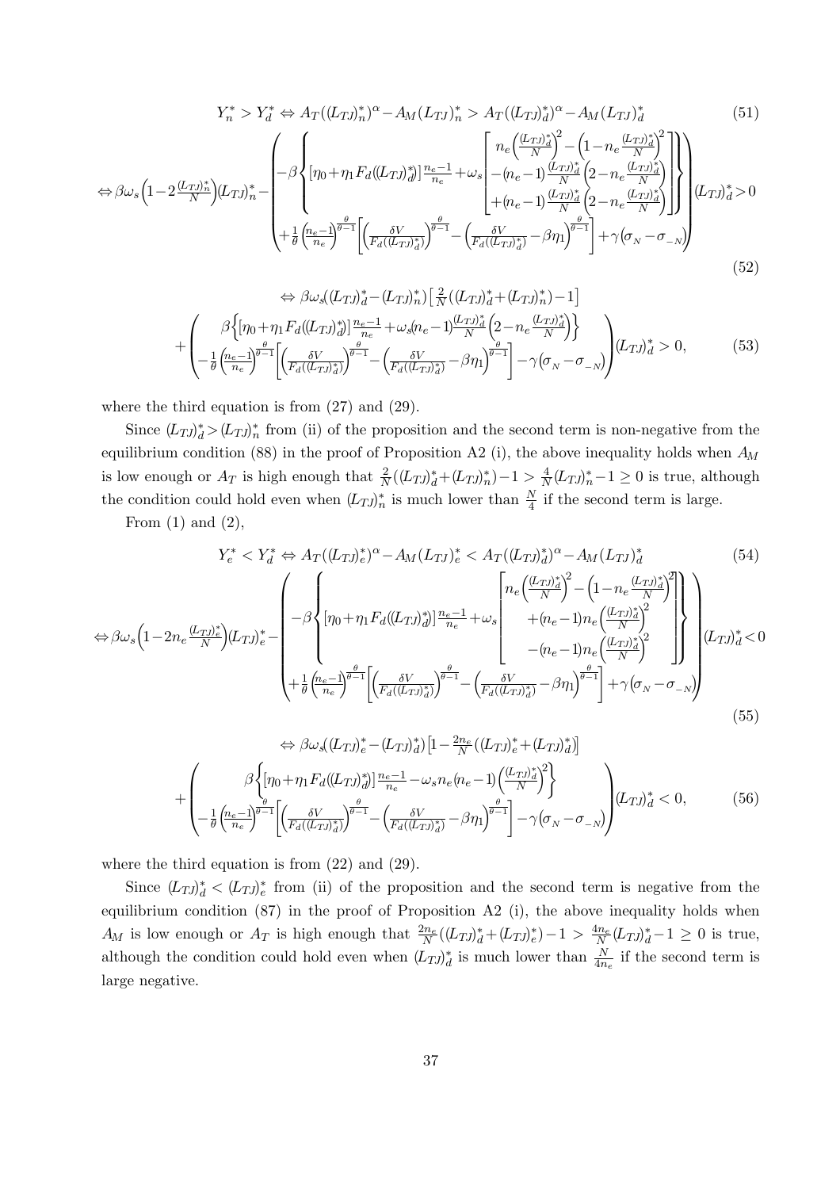$$Y_n^* > Y_d^* \Leftrightarrow A_T((L_{TJ})_n^*)^\alpha - A_M(L_{TJ})_n^* > A_T((L_{TJ})_d^*)^\alpha - A_M(L_{TJ})_d^* \tag{51}$$

$$\Leftrightarrow \beta\omega_s\left(1-2\frac{(L_{TJ})_n^*}{N}\right)(L_{TJ})_n^* - \left(\begin{array}{c} -\beta\left\{[\eta_0+\eta_1 F_d((L_{TJ})_d^*)]\frac{n_e-1}{n_e}+\omega_s\left[\begin{array}{c} n_e\left(\frac{(L_{TJ})_d^*}{N}\right)^2-\left(1-n_e\frac{(L_{TJ})_d^*}{N}\right)^2 \\ -(n_e-1)\frac{(L_{TJ})_d^*}{N}\left(2-n_e\frac{(L_{TJ})_d^*}{N}\right) \\ +(n_e-1)\frac{(L_{TJ})_d^*}{N}\left(2-n_e\frac{(L_{TJ})_d^*}{N}\right)\end{array}\right]\right\} \\ +\frac{1}{\theta}\left(\frac{n_e-1}{n_e}\right)^{\frac{\theta}{\theta-1}}\left[\left(\frac{\delta V}{F_d((L_{TJ})_d^*)}\right)^{\frac{\theta}{\theta-1}}-\left(\frac{\delta V}{F_d((L_{TJ})_d^*)}-\beta\eta_1\right)^{\frac{\theta}{\theta-1}}\right]+\gamma\left(\sigma_N-\sigma_{-N}\right)\end{array}\right)(L_{TJ})_d^* > 0 \tag{52}$$

$$\Leftrightarrow \beta\omega_s((L_{TJ})_d^*-(L_{TJ})_n^*)\left[\frac{2}{N}((L_{TJ})_d^*+(L_{TJ})_n^*)-1\right]$$
$$+\left(\begin{array}{c}\beta\left\{[\eta_0+\eta_1 F_d((L_{TJ})_d^*)]\frac{n_e-1}{n_e}+\omega_s(n_e-1)\frac{(L_{TJ})_d^*}{N}\left(2-n_e\frac{(L_{TJ})_d^*}{N}\right)\right\} \\ -\frac{1}{\theta}\left(\frac{n_e-1}{n_e}\right)^{\frac{\theta}{\theta-1}}\left[\left(\frac{\delta V}{F_d((L_{TJ})_d^*)}\right)^{\frac{\theta}{\theta-1}}-\left(\frac{\delta V}{F_d((L_{TJ})_d^*)}-\beta\eta_1\right)^{\frac{\theta}{\theta-1}}\right]-\gamma\left(\sigma_N-\sigma_{-N}\right)\end{array}\right)(L_{TJ})_d^* > 0, \tag{53}$$

where the third equation is from (27) and (29).

Since $(L_{TJ})_d^* > (L_{TJ})_n^*$ from (ii) of the proposition and the second term is non-negative from the equilibrium condition (88) in the proof of Proposition A2 (i), the above inequality holds when $A_M$ is low enough or $A_T$ is high enough that $\frac{2}{N}((L_{TJ})_d^*+(L_{TJ})_n^*)-1 > \frac{4}{N}(L_{TJ})_n^*-1 \geq 0$ is true, although the condition could hold even when $(L_{TJ})_n^*$ is much lower than $\frac{N}{4}$ if the second term is large.

From (1) and (2),

$$Y_e^* < Y_d^* \Leftrightarrow A_T((L_{TJ})_e^*)^\alpha - A_M(L_{TJ})_e^* < A_T((L_{TJ})_d^*)^\alpha - A_M(L_{TJ})_d^* \tag{54}$$

$$\Leftrightarrow \beta\omega_s\left(1-2n_e\frac{(L_{TJ})_e^*}{N}\right)(L_{TJ})_e^* - \left(\begin{array}{c} -\beta\left\{[\eta_0+\eta_1 F_d((L_{TJ})_d^*)]\frac{n_e-1}{n_e}+\omega_s\left[\begin{array}{c} n_e\left(\frac{(L_{TJ})_d^*}{N}\right)^2-\left(1-n_e\frac{(L_{TJ})_d^*}{N}\right)^2 \\ +(n_e-1)n_e\left(\frac{(L_{TJ})_d^*}{N}\right)^2 \\ -(n_e-1)n_e\left(\frac{(L_{TJ})_d^*}{N}\right)^2\end{array}\right]\right\} \\ +\frac{1}{\theta}\left(\frac{n_e-1}{n_e}\right)^{\frac{\theta}{\theta-1}}\left[\left(\frac{\delta V}{F_d((L_{TJ})_d^*)}\right)^{\frac{\theta}{\theta-1}}-\left(\frac{\delta V}{F_d((L_{TJ})_d^*)}-\beta\eta_1\right)^{\frac{\theta}{\theta-1}}\right]+\gamma\left(\sigma_N-\sigma_{-N}\right)\end{array}\right)(L_{TJ})_d^* < 0 \tag{55}$$

$$\Leftrightarrow \beta\omega_s((L_{TJ})_e^*-(L_{TJ})_d^*)\left[1-\frac{2n_e}{N}((L_{TJ})_e^*+(L_{TJ})_d^*)\right]$$
$$+\left(\begin{array}{c}\beta\left\{[\eta_0+\eta_1 F_d((L_{TJ})_d^*)]\frac{n_e-1}{n_e}-\omega_s n_e(n_e-1)\left(\frac{(L_{TJ})_d^*}{N}\right)^2\right\} \\ -\frac{1}{\theta}\left(\frac{n_e-1}{n_e}\right)^{\frac{\theta}{\theta-1}}\left[\left(\frac{\delta V}{F_d((L_{TJ})_d^*)}\right)^{\frac{\theta}{\theta-1}}-\left(\frac{\delta V}{F_d((L_{TJ})_d^*)}-\beta\eta_1\right)^{\frac{\theta}{\theta-1}}\right]-\gamma\left(\sigma_N-\sigma_{-N}\right)\end{array}\right)(L_{TJ})_d^* < 0, \tag{56}$$

where the third equation is from (22) and (29).

Since $(L_{TJ})_d^* < (L_{TJ})_e^*$ from (ii) of the proposition and the second term is negative from the equilibrium condition (87) in the proof of Proposition A2 (i), the above inequality holds when $A_M$ is low enough or $A_T$ is high enough that $\frac{2n_e}{N}((L_{TJ})_d^*+(L_{TJ})_e^*)-1 > \frac{4n_e}{N}(L_{TJ})_d^*-1 \geq 0$ is true, although the condition could hold even when $(L_{TJ})_d^*$ is much lower than $\frac{N}{4n_e}$ if the second term is large negative.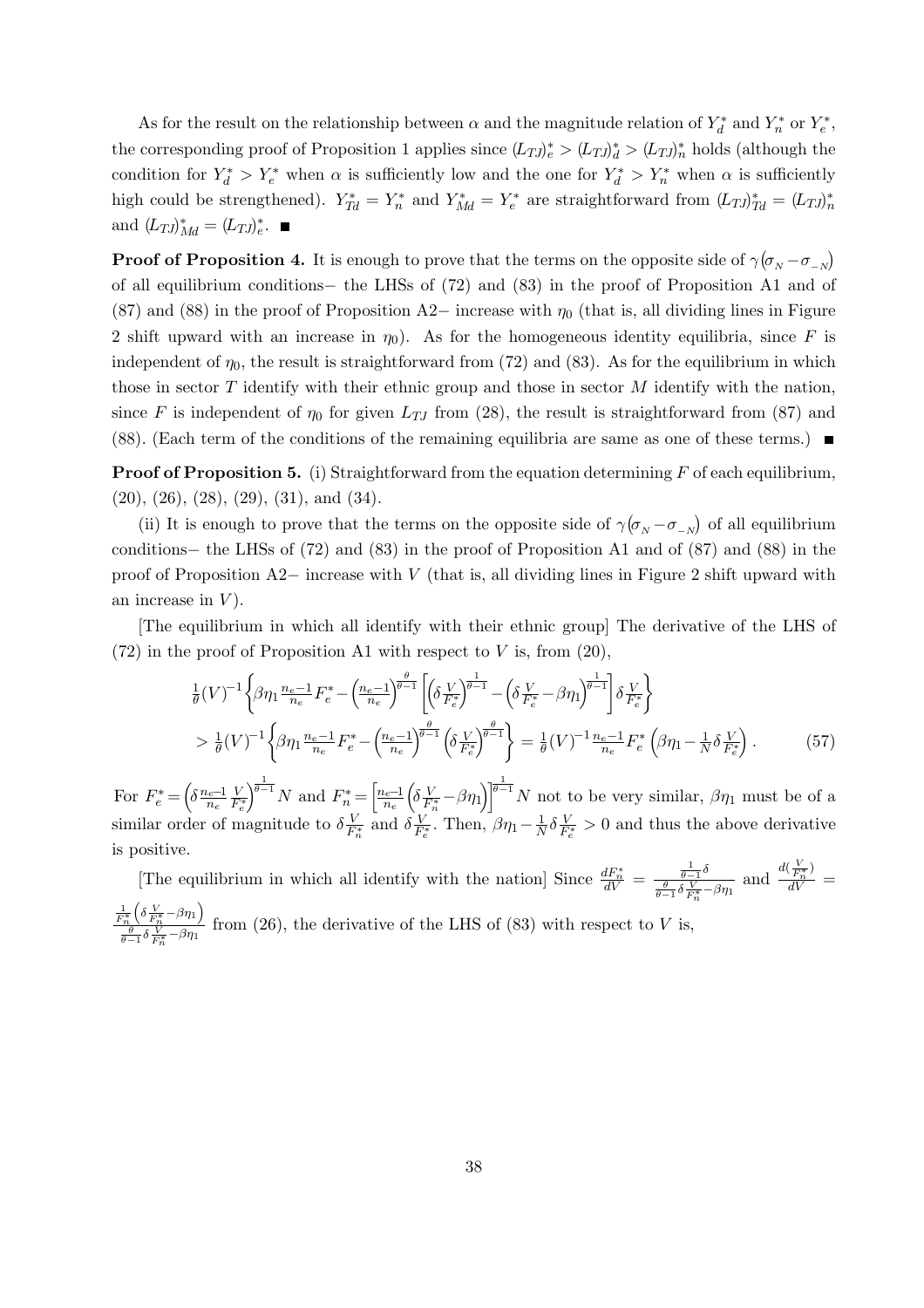As for the result on the relationship between $\alpha$ and the magnitude relation of $Y_d^*$ and $Y_n^*$ or $Y_e^*$, the corresponding proof of Proposition 1 applies since $(L_{TJ})_e^* > (L_{TJ})_d^* > (L_{TJ})_n^*$ holds (although the condition for $Y_d^* > Y_e^*$ when $\alpha$ is sufficiently low and the one for $Y_d^* > Y_n^*$ when $\alpha$ is sufficiently high could be strengthened). $Y_{Td}^* = Y_n^*$ and $Y_{Md}^* = Y_e^*$ are straightforward from $(L_{TJ})_{Td}^* = (L_{TJ})_n^*$ and $(L_{TJ})_{Md}^* = (L_{TJ})_e^*$. ■

**Proof of Proposition 4.** It is enough to prove that the terms on the opposite side of $\gamma(\sigma_N - \sigma_{-N})$ of all equilibrium conditions− the LHSs of (72) and (83) in the proof of Proposition A1 and of (87) and (88) in the proof of Proposition A2− increase with $\eta_0$ (that is, all dividing lines in Figure 2 shift upward with an increase in $\eta_0$). As for the homogeneous identity equilibria, since $F$ is independent of $\eta_0$, the result is straightforward from (72) and (83). As for the equilibrium in which those in sector $T$ identify with their ethnic group and those in sector $M$ identify with the nation, since $F$ is independent of $\eta_0$ for given $L_{TJ}$ from (28), the result is straightforward from (87) and (88). (Each term of the conditions of the remaining equilibria are same as one of these terms.) ■

**Proof of Proposition 5.** (i) Straightforward from the equation determining $F$ of each equilibrium, (20), (26), (28), (29), (31), and (34).

(ii) It is enough to prove that the terms on the opposite side of $\gamma(\sigma_N - \sigma_{-N})$ of all equilibrium conditions− the LHSs of (72) and (83) in the proof of Proposition A1 and of (87) and (88) in the proof of Proposition A2− increase with $V$ (that is, all dividing lines in Figure 2 shift upward with an increase in $V$).

[The equilibrium in which all identify with their ethnic group] The derivative of the LHS of (72) in the proof of Proposition A1 with respect to $V$ is, from (20),

$$
\begin{aligned}
&\tfrac{1}{\theta}(V)^{-1}\left\{\beta\eta_1 \tfrac{n_e-1}{n_e} F_e^* - \left(\tfrac{n_e-1}{n_e}\right)^{\frac{\theta}{\theta-1}}\left[\left(\delta\tfrac{V}{F_e^*}\right)^{\frac{1}{\theta-1}} - \left(\delta\tfrac{V}{F_e^*} - \beta\eta_1\right)^{\frac{1}{\theta-1}}\right]\delta\tfrac{V}{F_e^*}\right\} \\
&> \tfrac{1}{\theta}(V)^{-1}\left\{\beta\eta_1 \tfrac{n_e-1}{n_e} F_e^* - \left(\tfrac{n_e-1}{n_e}\right)^{\frac{\theta}{\theta-1}}\left(\delta\tfrac{V}{F_e^*}\right)^{\frac{\theta}{\theta-1}}\right\} = \tfrac{1}{\theta}(V)^{-1}\tfrac{n_e-1}{n_e}F_e^*\left(\beta\eta_1 - \tfrac{1}{N}\delta\tfrac{V}{F_e^*}\right). \qquad (57)
\end{aligned}
$$

For $F_e^* = \left(\delta\frac{n_e-1}{n_e}\frac{V}{F_e^*}\right)^{\frac{1}{\theta-1}} N$ and $F_n^* = \left[\frac{n_e-1}{n_e}\left(\delta\frac{V}{F_n^*} - \beta\eta_1\right)\right]^{\frac{1}{\theta-1}} N$ not to be very similar, $\beta\eta_1$ must be of a similar order of magnitude to $\delta\frac{V}{F_n^*}$ and $\delta\frac{V}{F_e^*}$. Then, $\beta\eta_1 - \frac{1}{N}\delta\frac{V}{F_e^*} > 0$ and thus the above derivative is positive.

[The equilibrium in which all identify with the nation] Since $\frac{dF_n^*}{dV} = \frac{\frac{1}{\theta-1}\delta}{\frac{\theta}{\theta-1}\delta\frac{V}{F_n^*} - \beta\eta_1}$ and $\frac{d(\frac{V}{F_n^*})}{dV} = \frac{\frac{1}{F_n^*}\left(\delta\frac{V}{F_n^*} - \beta\eta_1\right)}{\frac{\theta}{\theta-1}\delta\frac{V}{F_n^*} - \beta\eta_1}$ from (26), the derivative of the LHS of (83) with respect to $V$ is,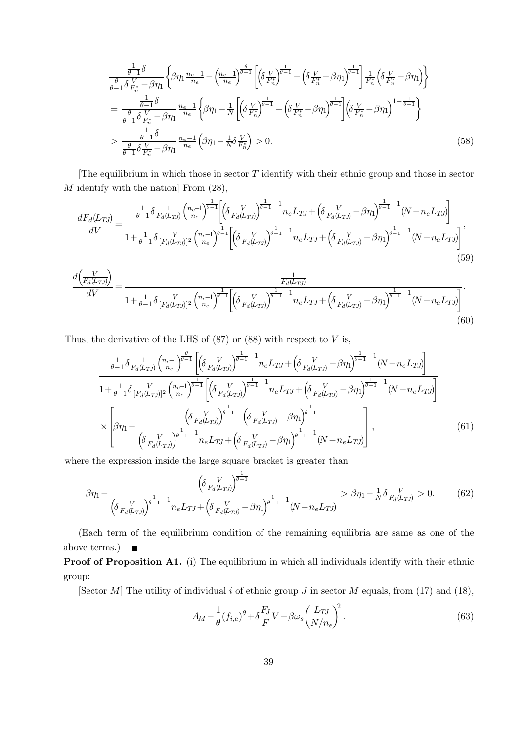$$\frac{\frac{1}{\theta-1}\delta}{\frac{\theta}{\theta-1}\delta\frac{V}{F_n^*}-\beta\eta_1}\left\{\beta\eta_1\frac{n_e-1}{n_e}-\left(\frac{n_e-1}{n_e}\right)^{\frac{\theta}{\theta-1}}\left[\left(\delta\frac{V}{F_n^*}\right)^{\frac{1}{\theta-1}}-\left(\delta\frac{V}{F_n^*}-\beta\eta_1\right)^{\frac{1}{\theta-1}}\right]\frac{1}{F_n^*}\left(\delta\frac{V}{F_n^*}-\beta\eta_1\right)\right\}$$
$$=\frac{\frac{1}{\theta-1}\delta}{\frac{\theta}{\theta-1}\delta\frac{V}{F_n^*}-\beta\eta_1}\frac{n_e-1}{n_e}\left\{\beta\eta_1-\frac{1}{N}\left[\left(\delta\frac{V}{F_n^*}\right)^{\frac{1}{\theta-1}}-\left(\delta\frac{V}{F_n^*}-\beta\eta_1\right)^{\frac{1}{\theta-1}}\right]\left(\delta\frac{V}{F_n^*}-\beta\eta_1\right)^{1-\frac{1}{\theta-1}}\right\}$$
$$>\frac{\frac{1}{\theta-1}\delta}{\frac{\theta}{\theta-1}\delta\frac{V}{F_n^*}-\beta\eta_1}\frac{n_e-1}{n_e}\left(\beta\eta_1-\frac{1}{N}\delta\frac{V}{F_n^*}\right)>0. \tag{58}$$

[The equilibrium in which those in sector $T$ identify with their ethnic group and those in sector $M$ identify with the nation] From (28),

$$\frac{dF_d(L_{TJ})}{dV}=\frac{\frac{1}{\theta-1}\delta\frac{1}{F_d(L_{TJ})}\left(\frac{n_e-1}{n_e}\right)^{\frac{1}{\theta-1}}\left[\left(\delta\frac{V}{F_d(L_{TJ})}\right)^{\frac{1}{\theta-1}-1}n_eL_{TJ}+\left(\delta\frac{V}{F_d(L_{TJ})}-\beta\eta_1\right)^{\frac{1}{\theta-1}-1}(N-n_eL_{TJ})\right]}{1+\frac{1}{\theta-1}\delta\frac{V}{[F_d(L_{TJ})]^2}\left(\frac{n_e-1}{n_e}\right)^{\frac{1}{\theta-1}}\left[\left(\delta\frac{V}{F_d(L_{TJ})}\right)^{\frac{1}{\theta-1}-1}n_eL_{TJ}+\left(\delta\frac{V}{F_d(L_{TJ})}-\beta\eta_1\right)^{\frac{1}{\theta-1}-1}(N-n_eL_{TJ})\right]}, \tag{59}$$

$$\frac{d\left(\frac{V}{F_d(L_{TJ})}\right)}{dV}=\frac{\frac{1}{F_d(L_{TJ})}}{1+\frac{1}{\theta-1}\delta\frac{V}{[F_d(L_{TJ})]^2}\left(\frac{n_e-1}{n_e}\right)^{\frac{1}{\theta-1}}\left[\left(\delta\frac{V}{F_d(L_{TJ})}\right)^{\frac{1}{\theta-1}-1}n_eL_{TJ}+\left(\delta\frac{V}{F_d(L_{TJ})}-\beta\eta_1\right)^{\frac{1}{\theta-1}-1}(N-n_eL_{TJ})\right]}. \tag{60}$$

Thus, the derivative of the LHS of (87) or (88) with respect to $V$ is,

$$\frac{\frac{1}{\theta-1}\delta\frac{1}{F_d(L_{TJ})}\left(\frac{n_e-1}{n_e}\right)^{\frac{\theta}{\theta-1}}\left[\left(\delta\frac{V}{F_d(L_{TJ})}\right)^{\frac{1}{\theta-1}-1}n_eL_{TJ}+\left(\delta\frac{V}{F_d(L_{TJ})}-\beta\eta_1\right)^{\frac{1}{\theta-1}-1}(N-n_eL_{TJ})\right]}{1+\frac{1}{\theta-1}\delta\frac{V}{[F_d(L_{TJ})]^2}\left(\frac{n_e-1}{n_e}\right)^{\frac{1}{\theta-1}}\left[\left(\delta\frac{V}{F_d(L_{TJ})}\right)^{\frac{1}{\theta-1}-1}n_eL_{TJ}+\left(\delta\frac{V}{F_d(L_{TJ})}-\beta\eta_1\right)^{\frac{1}{\theta-1}-1}(N-n_eL_{TJ})\right]}$$
$$\times\left[\beta\eta_1-\frac{\left(\delta\frac{V}{F_d(L_{TJ})}\right)^{\frac{1}{\theta-1}}-\left(\delta\frac{V}{F_d(L_{TJ})}-\beta\eta_1\right)^{\frac{1}{\theta-1}}}{\left(\delta\frac{V}{F_d(L_{TJ})}\right)^{\frac{1}{\theta-1}-1}n_eL_{TJ}+\left(\delta\frac{V}{F_d(L_{TJ})}-\beta\eta_1\right)^{\frac{1}{\theta-1}-1}(N-n_eL_{TJ})}\right], \tag{61}$$

where the expression inside the large square bracket is greater than

$$\beta\eta_1-\frac{\left(\delta\frac{V}{F_d(L_{TJ})}\right)^{\frac{1}{\theta-1}}}{\left(\delta\frac{V}{F_d(L_{TJ})}\right)^{\frac{1}{\theta-1}-1}n_eL_{TJ}+\left(\delta\frac{V}{F_d(L_{TJ})}-\beta\eta_1\right)^{\frac{1}{\theta-1}-1}(N-n_eL_{TJ})}>\beta\eta_1-\frac{1}{N}\delta\frac{V}{F_d(L_{TJ})}>0. \tag{62}$$

(Each term of the equilibrium condition of the remaining equilibria are same as one of the above terms.) ∎

**Proof of Proposition A1.** (i) The equilibrium in which all individuals identify with their ethnic group:

[Sector $M$] The utility of individual $i$ of ethnic group $J$ in sector $M$ equals, from (17) and (18),

$$A_M-\frac{1}{\theta}(f_{i,e})^{\theta}+\delta\frac{F_J}{F}V-\beta\omega_s\left(\frac{L_{TJ}}{N/n_e}\right)^2. \tag{63}$$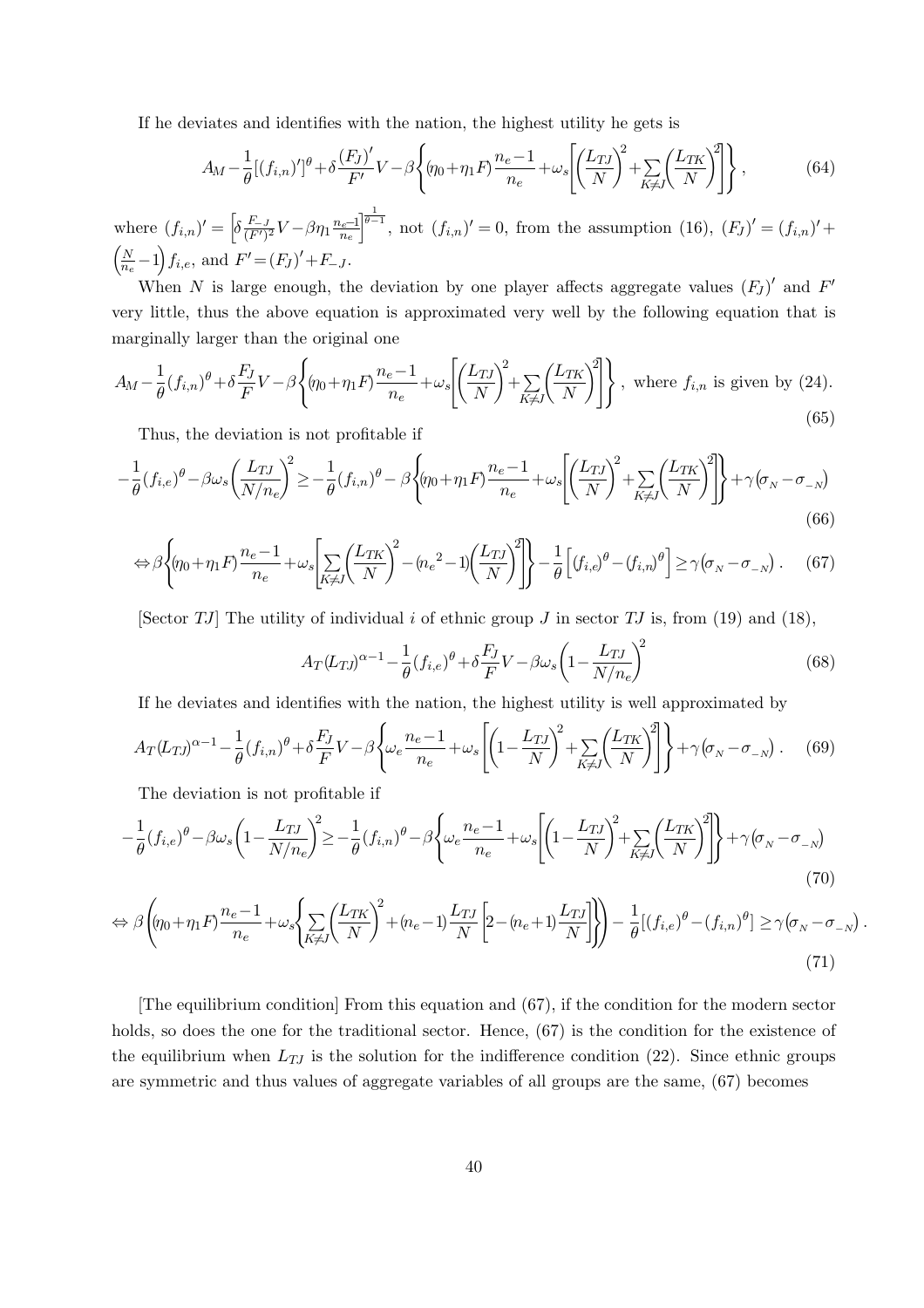If he deviates and identifies with the nation, the highest utility he gets is

$$A_M - \frac{1}{\theta}[(f_{i,n})']^{\theta} + \delta\frac{(F_J)'}{F'}V - \beta\left\{(\eta_0+\eta_1 F)\frac{n_e-1}{n_e} + \omega_s\left[\left(\frac{L_{TJ}}{N}\right)^2 + \sum_{K\neq J}\left(\frac{L_{TK}}{N}\right)^2\right]\right\}, \tag{64}$$

where $(f_{i,n})' = \left[\delta\frac{F_{-J}}{(F')^2}V - \beta\eta_1\frac{n_e-1}{n_e}\right]^{\frac{1}{\theta-1}}$, not $(f_{i,n})'=0$, from the assumption (16), $(F_J)' = (f_{i,n})' + \left(\frac{N}{n_e}-1\right)f_{i,e}$, and $F' = (F_J)' + F_{-J}$.

When $N$ is large enough, the deviation by one player affects aggregate values $(F_J)'$ and $F'$ very little, thus the above equation is approximated very well by the following equation that is marginally larger than the original one

$$A_M - \frac{1}{\theta}(f_{i,n})^{\theta} + \delta\frac{F_J}{F}V - \beta\left\{(\eta_0+\eta_1 F)\frac{n_e-1}{n_e} + \omega_s\left[\left(\frac{L_{TJ}}{N}\right)^2 + \sum_{K\neq J}\left(\frac{L_{TK}}{N}\right)^2\right]\right\}, \text{ where } f_{i,n} \text{ is given by (24).} \tag{65}$$

Thus, the deviation is not profitable if

$$-\frac{1}{\theta}(f_{i,e})^{\theta} - \beta\omega_s\left(\frac{L_{TJ}}{N/n_e}\right)^2 \geq -\frac{1}{\theta}(f_{i,n})^{\theta} - \beta\left\{(\eta_0+\eta_1 F)\frac{n_e-1}{n_e} + \omega_s\left[\left(\frac{L_{TJ}}{N}\right)^2 + \sum_{K\neq J}\left(\frac{L_{TK}}{N}\right)^2\right]\right\} + \gamma\left(\sigma_N - \sigma_{-N}\right) \tag{66}$$

$$\Leftrightarrow \beta\left\{(\eta_0+\eta_1 F)\frac{n_e-1}{n_e} + \omega_s\left[\sum_{K\neq J}\left(\frac{L_{TK}}{N}\right)^2 - (n_e{}^2-1)\left(\frac{L_{TJ}}{N}\right)^2\right]\right\} - \frac{1}{\theta}\left[(f_{i,e})^{\theta} - (f_{i,n})^{\theta}\right] \geq \gamma\left(\sigma_N - \sigma_{-N}\right). \tag{67}$$

[Sector $TJ$] The utility of individual $i$ of ethnic group $J$ in sector $TJ$ is, from (19) and (18),

$$A_T(L_{TJ})^{\alpha-1} - \frac{1}{\theta}(f_{i,e})^{\theta} + \delta\frac{F_J}{F}V - \beta\omega_s\left(1 - \frac{L_{TJ}}{N/n_e}\right)^2 \tag{68}$$

If he deviates and identifies with the nation, the highest utility is well approximated by

$$A_T(L_{TJ})^{\alpha-1} - \frac{1}{\theta}(f_{i,n})^{\theta} + \delta\frac{F_J}{F}V - \beta\left\{\omega_e\frac{n_e-1}{n_e} + \omega_s\left[\left(1-\frac{L_{TJ}}{N}\right)^2 + \sum_{K\neq J}\left(\frac{L_{TK}}{N}\right)^2\right]\right\} + \gamma\left(\sigma_N - \sigma_{-N}\right). \tag{69}$$

The deviation is not profitable if

$$-\frac{1}{\theta}(f_{i,e})^{\theta} - \beta\omega_s\left(1-\frac{L_{TJ}}{N/n_e}\right)^2 \geq -\frac{1}{\theta}(f_{i,n})^{\theta} - \beta\left\{\omega_e\frac{n_e-1}{n_e} + \omega_s\left[\left(1-\frac{L_{TJ}}{N}\right)^2 + \sum_{K\neq J}\left(\frac{L_{TK}}{N}\right)^2\right]\right\} + \gamma\left(\sigma_N - \sigma_{-N}\right) \tag{70}$$

$$\Leftrightarrow \beta\left((\eta_0+\eta_1 F)\frac{n_e-1}{n_e} + \omega_s\left\{\sum_{K\neq J}\left(\frac{L_{TK}}{N}\right)^2 + (n_e-1)\frac{L_{TJ}}{N}\left[2-(n_e+1)\frac{L_{TJ}}{N}\right]\right\}\right) - \frac{1}{\theta}\left[(f_{i,e})^{\theta} - (f_{i,n})^{\theta}\right] \geq \gamma\left(\sigma_N - \sigma_{-N}\right). \tag{71}$$

[The equilibrium condition] From this equation and (67), if the condition for the modern sector holds, so does the one for the traditional sector. Hence, (67) is the condition for the existence of the equilibrium when $L_{TJ}$ is the solution for the indifference condition (22). Since ethnic groups are symmetric and thus values of aggregate variables of all groups are the same, (67) becomes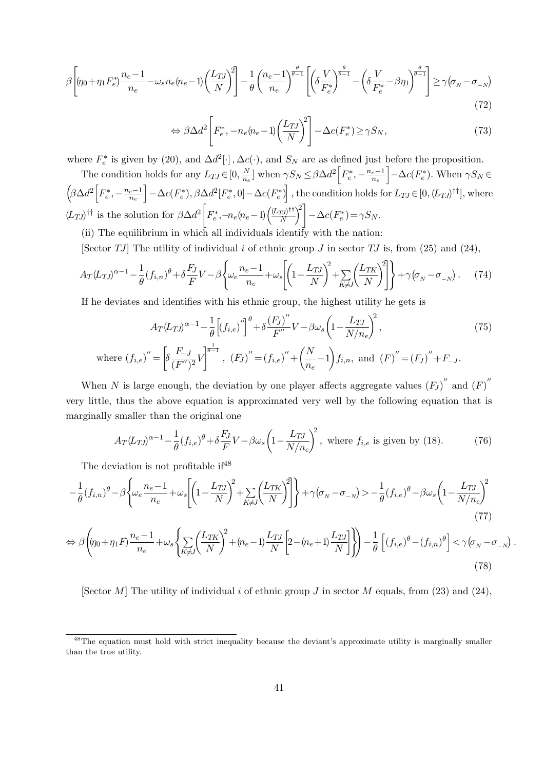$$\beta\left[(\eta_0+\eta_1 F_e^*)\frac{n_e-1}{n_e}-\omega_s n_e(n_e-1)\left(\frac{L_{TJ}}{N}\right)^2\right]-\frac{1}{\theta}\left(\frac{n_e-1}{n_e}\right)^{\frac{\theta}{\theta-1}}\left[\left(\delta\frac{V}{F_e^*}\right)^{\frac{\theta}{\theta-1}}-\left(\delta\frac{V}{F_e^*}-\beta\eta_1\right)^{\frac{\theta}{\theta-1}}\right]\geq\gamma\left(\sigma_{N}-\sigma_{-N}\right) \tag{72}$$

$$\Leftrightarrow \beta\Delta d^2\left[F_e^*,-n_e(n_e-1)\left(\frac{L_{TJ}}{N}\right)^2\right]-\Delta c(F_e^*)\geq\gamma S_N, \tag{73}$$

where $F_e^*$ is given by (20), and $\Delta d^2[\cdot]$, $\Delta c(\cdot)$, and $S_N$ are as defined just before the proposition.

The condition holds for any $L_{TJ}\in[0,\frac{N}{n_e}]$ when $\gamma S_N\leq\beta\Delta d^2\left[F_e^*,-\frac{n_e-1}{n_e}\right]-\Delta c(F_e^*)$. When $\gamma S_N\in\left(\beta\Delta d^2\left[F_e^*,-\frac{n_e-1}{n_e}\right]-\Delta c(F_e^*),\beta\Delta d^2[F_e^*,0]-\Delta c(F_e^*)\right]$, the condition holds for $L_{TJ}\in[0,(L_{TJ})^{\dagger\dagger}]$, where $(L_{TJ})^{\dagger\dagger}$ is the solution for $\beta\Delta d^2\left[F_e^*,-n_e(n_e-1)\left(\frac{(L_{TJ})^{\dagger\dagger}}{N}\right)^2\right]-\Delta c(F_e^*)=\gamma S_N$.

(ii) The equilibrium in which all individuals identify with the nation:

[Sector $TJ$] The utility of individual $i$ of ethnic group $J$ in sector $TJ$ is, from (25) and (24),

$$A_T(L_{TJ})^{\alpha-1}-\frac{1}{\theta}(f_{i,n})^{\theta}+\delta\frac{F_J}{F}V-\beta\left\{\omega_e\frac{n_e-1}{n_e}+\omega_s\left[\left(1-\frac{L_{TJ}}{N}\right)^2+\sum_{K\neq J}\left(\frac{L_{TK}}{N}\right)^2\right]\right\}+\gamma\left(\sigma_{N}-\sigma_{-N}\right). \tag{74}$$

If he deviates and identifies with his ethnic group, the highest utility he gets is

$$A_T(L_{TJ})^{\alpha-1}-\frac{1}{\theta}\left[(f_{i,e})''\right]^{\theta}+\delta\frac{(F_J)''}{F''}V-\beta\omega_s\left(1-\frac{L_{TJ}}{N/n_e}\right)^2, \tag{75}$$

$$\text{where } (f_{i,e})''=\left[\delta\frac{F_{-J}}{(F'')^2}V\right]^{\frac{1}{\theta-1}},\ (F_J)''=(f_{i,e})''+\left(\frac{N}{n_e}-1\right)f_{i,n},\ \text{and } (F)''=(F_J)''+F_{-J}.$$

When $N$ is large enough, the deviation by one player affects aggregate values $(F_J)''$ and $(F)''$ very little, thus the above equation is approximated very well by the following equation that is marginally smaller than the original one

$$A_T(L_{TJ})^{\alpha-1}-\frac{1}{\theta}(f_{i,e})^{\theta}+\delta\frac{F_J}{F}V-\beta\omega_s\left(1-\frac{L_{TJ}}{N/n_e}\right)^2,\ \text{where } f_{i,e} \text{ is given by (18)}. \tag{76}$$

The deviation is not profitable if[48]

$$-\frac{1}{\theta}(f_{i,n})^{\theta}-\beta\left\{\omega_e\frac{n_e-1}{n_e}+\omega_s\left[\left(1-\frac{L_{TJ}}{N}\right)^2+\sum_{K\neq J}\left(\frac{L_{TK}}{N}\right)^2\right]\right\}+\gamma\left(\sigma_{N}-\sigma_{-N}\right)>-\frac{1}{\theta}(f_{i,e})^{\theta}-\beta\omega_s\left(1-\frac{L_{TJ}}{N/n_e}\right)^2 \tag{77}$$

$$\Leftrightarrow \beta\left((\eta_0+\eta_1 F)\frac{n_e-1}{n_e}+\omega_s\left\{\sum_{K\neq J}\left(\frac{L_{TK}}{N}\right)^2+(n_e-1)\frac{L_{TJ}}{N}\left[2-(n_e+1)\frac{L_{TJ}}{N}\right]\right\}\right)-\frac{1}{\theta}\left[(f_{i,e})^{\theta}-(f_{i,n})^{\theta}\right]<\gamma\left(\sigma_{N}-\sigma_{-N}\right). \tag{78}$$

[Sector $M$] The utility of individual $i$ of ethnic group $J$ in sector $M$ equals, from (23) and (24),

[48] The equation must hold with strict inequality because the deviant's approximate utility is marginally smaller than the true utility.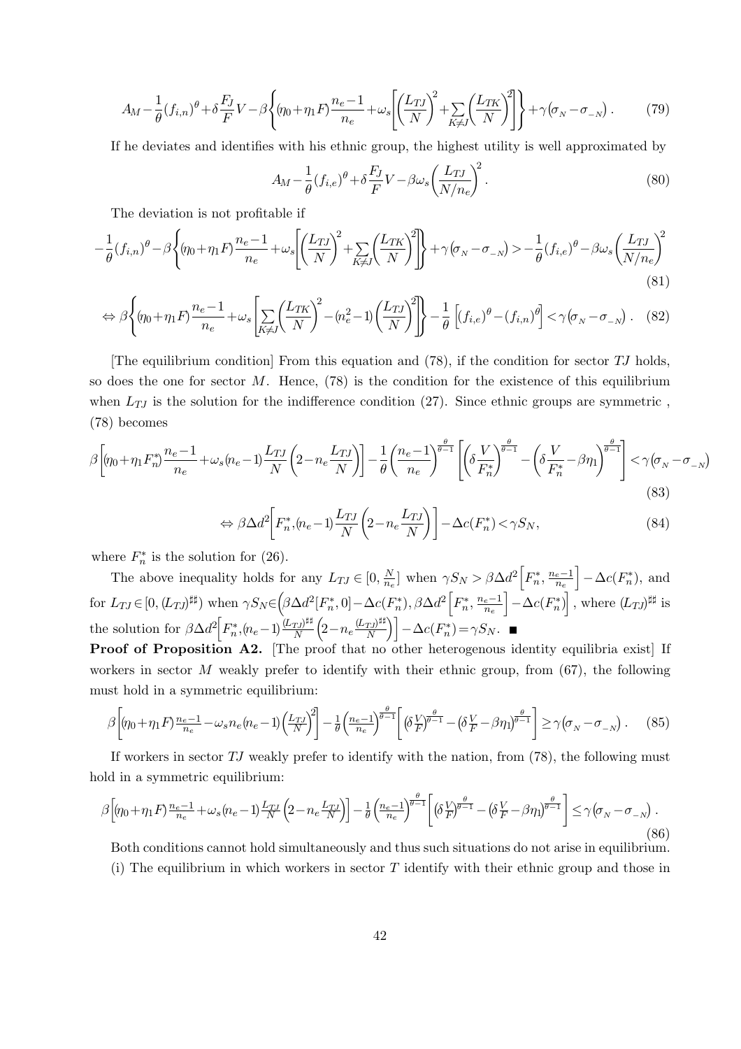$$A_M - \frac{1}{\theta}(f_{i,n})^\theta + \delta\frac{F_J}{F}V - \beta\left\{(\eta_0+\eta_1 F)\frac{n_e-1}{n_e} + \omega_s\left[\left(\frac{L_{TJ}}{N}\right)^2 + \sum_{K\neq J}\left(\frac{L_{TK}}{N}\right)^2\right]\right\} + \gamma(\sigma_N - \sigma_{-N}). \tag{79}$$

If he deviates and identifies with his ethnic group, the highest utility is well approximated by

$$A_M - \frac{1}{\theta}(f_{i,e})^\theta + \delta\frac{F_J}{F}V - \beta\omega_s\left(\frac{L_{TJ}}{N/n_e}\right)^2. \tag{80}$$

The deviation is not profitable if

$$-\frac{1}{\theta}(f_{i,n})^\theta - \beta\left\{(\eta_0+\eta_1 F)\frac{n_e-1}{n_e} + \omega_s\left[\left(\frac{L_{TJ}}{N}\right)^2 + \sum_{K\neq J}\left(\frac{L_{TK}}{N}\right)^2\right]\right\} + \gamma(\sigma_N - \sigma_{-N}) > -\frac{1}{\theta}(f_{i,e})^\theta - \beta\omega_s\left(\frac{L_{TJ}}{N/n_e}\right)^2 \tag{81}$$

$$\Leftrightarrow \beta\left\{(\eta_0+\eta_1 F)\frac{n_e-1}{n_e} + \omega_s\left[\sum_{K\neq J}\left(\frac{L_{TK}}{N}\right)^2 - (n_e^2-1)\left(\frac{L_{TJ}}{N}\right)^2\right]\right\} - \frac{1}{\theta}\left[(f_{i,e})^\theta - (f_{i,n})^\theta\right] < \gamma(\sigma_N - \sigma_{-N}). \tag{82}$$

[The equilibrium condition] From this equation and (78), if the condition for sector $TJ$ holds, so does the one for sector $M$. Hence, (78) is the condition for the existence of this equilibrium when $L_{TJ}$ is the solution for the indifference condition (27). Since ethnic groups are symmetric , (78) becomes

$$\beta\left[(\eta_0+\eta_1 F_n^*)\frac{n_e-1}{n_e} + \omega_s(n_e-1)\frac{L_{TJ}}{N}\left(2-n_e\frac{L_{TJ}}{N}\right)\right] - \frac{1}{\theta}\left(\frac{n_e-1}{n_e}\right)^{\frac{\theta}{\theta-1}}\left[\left(\delta\frac{V}{F_n^*}\right)^{\frac{\theta}{\theta-1}} - \left(\delta\frac{V}{F_n^*} - \beta\eta_1\right)^{\frac{\theta}{\theta-1}}\right] < \gamma(\sigma_N - \sigma_{-N}) \tag{83}$$

$$\Leftrightarrow \beta\Delta d^2\left[F_n^*, (n_e-1)\frac{L_{TJ}}{N}\left(2-n_e\frac{L_{TJ}}{N}\right)\right] - \Delta c(F_n^*) < \gamma S_N, \tag{84}$$

where $F_n^*$ is the solution for (26).

The above inequality holds for any $L_{TJ} \in [0, \frac{N}{n_e}]$ when $\gamma S_N > \beta\Delta d^2\left[F_n^*, \frac{n_e-1}{n_e}\right] - \Delta c(F_n^*)$, and for $L_{TJ} \in [0, (L_{TJ})^{\sharp\sharp})$ when $\gamma S_N \in \left(\beta\Delta d^2[F_n^*, 0] - \Delta c(F_n^*), \beta\Delta d^2\left[F_n^*, \frac{n_e-1}{n_e}\right] - \Delta c(F_n^*)\right]$, where $(L_{TJ})^{\sharp\sharp}$ is the solution for $\beta\Delta d^2\left[F_n^*, (n_e-1)\frac{(L_{TJ})^{\sharp\sharp}}{N}\left(2-n_e\frac{(L_{TJ})^{\sharp\sharp}}{N}\right)\right] - \Delta c(F_n^*) = \gamma S_N$. ■

**Proof of Proposition A2.** [The proof that no other heterogenous identity equilibria exist] If workers in sector $M$ weakly prefer to identify with their ethnic group, from (67), the following must hold in a symmetric equilibrium:

$$\beta\left[(\eta_0+\eta_1 F)\frac{n_e-1}{n_e} - \omega_s n_e(n_e-1)\left(\frac{L_{TJ}}{N}\right)^2\right] - \frac{1}{\theta}\left(\frac{n_e-1}{n_e}\right)^{\frac{\theta}{\theta-1}}\left[\left(\delta\frac{V}{F}\right)^{\frac{\theta}{\theta-1}} - \left(\delta\frac{V}{F} - \beta\eta_1\right)^{\frac{\theta}{\theta-1}}\right] \geq \gamma(\sigma_N - \sigma_{-N}). \tag{85}$$

If workers in sector $TJ$ weakly prefer to identify with the nation, from (78), the following must hold in a symmetric equilibrium:

$$\beta\left[(\eta_0+\eta_1 F)\frac{n_e-1}{n_e} + \omega_s(n_e-1)\frac{L_{TJ}}{N}\left(2-n_e\frac{L_{TJ}}{N}\right)\right] - \frac{1}{\theta}\left(\frac{n_e-1}{n_e}\right)^{\frac{\theta}{\theta-1}}\left[\left(\delta\frac{V}{F}\right)^{\frac{\theta}{\theta-1}} - \left(\delta\frac{V}{F} - \beta\eta_1\right)^{\frac{\theta}{\theta-1}}\right] \leq \gamma(\sigma_N - \sigma_{-N}). \tag{86}$$

Both conditions cannot hold simultaneously and thus such situations do not arise in equilibrium.

(i) The equilibrium in which workers in sector $T$ identify with their ethnic group and those in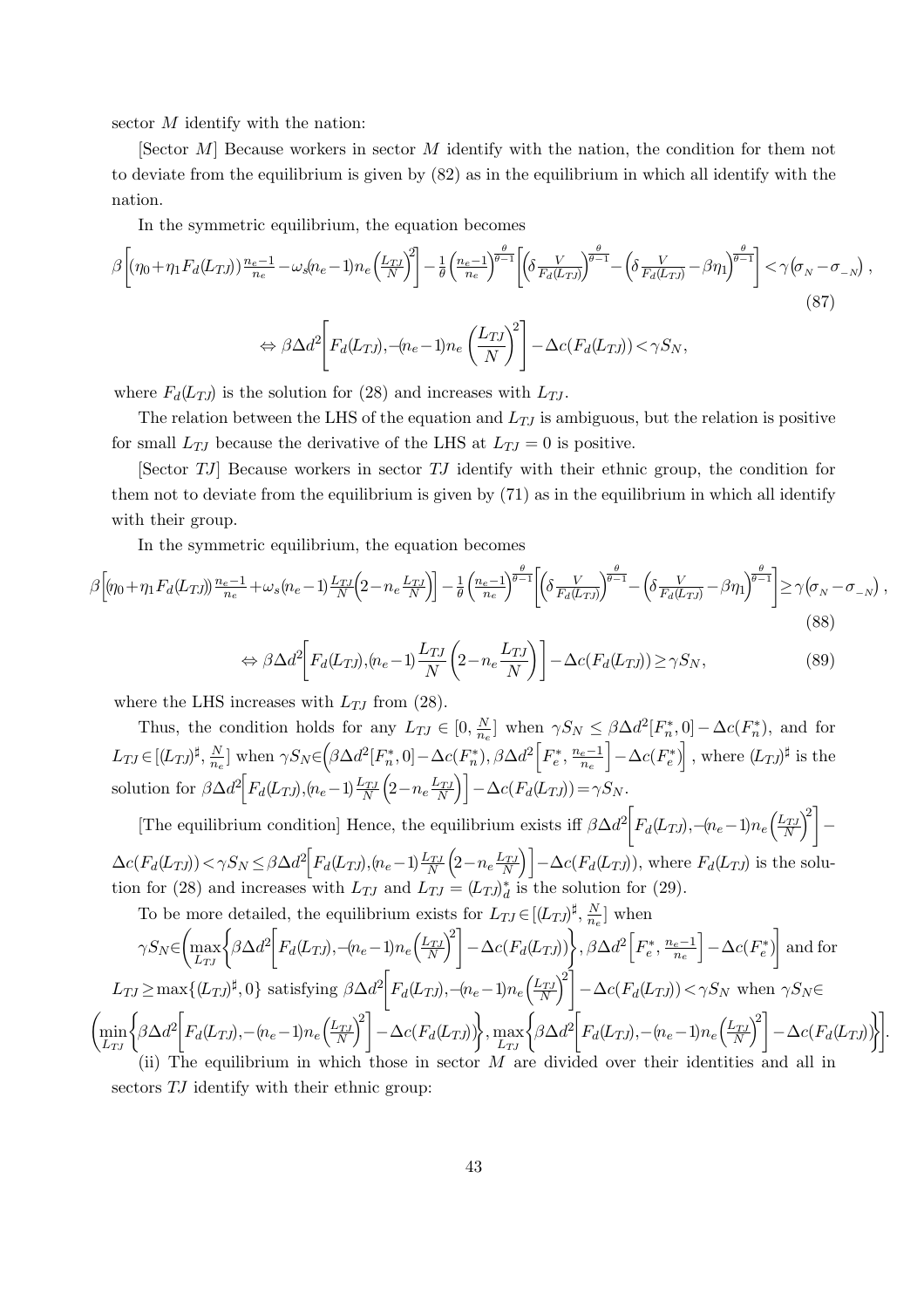sector $M$ identify with the nation:

[Sector $M$] Because workers in sector $M$ identify with the nation, the condition for them not to deviate from the equilibrium is given by (82) as in the equilibrium in which all identify with the nation.

In the symmetric equilibrium, the equation becomes

$$\beta\left[(\eta_0+\eta_1 F_d(L_{TJ}))\frac{n_e-1}{n_e}-\omega_s(n_e-1)n_e\left(\frac{L_{TJ}}{N}\right)^2\right]-\frac{1}{\theta}\left(\frac{n_e-1}{n_e}\right)^{\frac{\theta}{\theta-1}}\left[\left(\delta\frac{V}{F_d(L_{TJ})}\right)^{\frac{\theta}{\theta-1}}-\left(\delta\frac{V}{F_d(L_{TJ})}-\beta\eta_1\right)^{\frac{\theta}{\theta-1}}\right]<\gamma\left(\sigma_{N}-\sigma_{-N}\right), \tag{87}$$

$$\Leftrightarrow \beta\Delta d^2\left[F_d(L_{TJ}),-(n_e-1)n_e\left(\frac{L_{TJ}}{N}\right)^2\right]-\Delta c(F_d(L_{TJ}))<\gamma S_N,$$

where $F_d(L_{TJ})$ is the solution for (28) and increases with $L_{TJ}$.

The relation between the LHS of the equation and $L_{TJ}$ is ambiguous, but the relation is positive for small $L_{TJ}$ because the derivative of the LHS at $L_{TJ}=0$ is positive.

[Sector $TJ$] Because workers in sector $TJ$ identify with their ethnic group, the condition for them not to deviate from the equilibrium is given by (71) as in the equilibrium in which all identify with their group.

In the symmetric equilibrium, the equation becomes

$$\beta\left[(\eta_0+\eta_1 F_d(L_{TJ}))\frac{n_e-1}{n_e}+\omega_s(n_e-1)\frac{L_{TJ}}{N}\left(2-n_e\frac{L_{TJ}}{N}\right)\right]-\frac{1}{\theta}\left(\frac{n_e-1}{n_e}\right)^{\frac{\theta}{\theta-1}}\left[\left(\delta\frac{V}{F_d(L_{TJ})}\right)^{\frac{\theta}{\theta-1}}-\left(\delta\frac{V}{F_d(L_{TJ})}-\beta\eta_1\right)^{\frac{\theta}{\theta-1}}\right]\geq\gamma\left(\sigma_{N}-\sigma_{-N}\right), \tag{88}$$

$$\Leftrightarrow \beta\Delta d^2\left[F_d(L_{TJ}),(n_e-1)\frac{L_{TJ}}{N}\left(2-n_e\frac{L_{TJ}}{N}\right)\right]-\Delta c(F_d(L_{TJ}))\geq\gamma S_N, \tag{89}$$

where the LHS increases with $L_{TJ}$ from (28).

Thus, the condition holds for any $L_{TJ}\in[0,\frac{N}{n_e}]$ when $\gamma S_N\leq\beta\Delta d^2[F_n^*,0]-\Delta c(F_n^*)$, and for $L_{TJ}\in[(L_{TJ})^\sharp,\frac{N}{n_e}]$ when $\gamma S_N\in\left(\beta\Delta d^2[F_n^*,0]-\Delta c(F_n^*),\beta\Delta d^2\left[F_e^*,\frac{n_e-1}{n_e}\right]-\Delta c(F_e^*)\right]$, where $(L_{TJ})^\sharp$ is the solution for $\beta\Delta d^2\left[F_d(L_{TJ}),(n_e-1)\frac{L_{TJ}}{N}\left(2-n_e\frac{L_{TJ}}{N}\right)\right]-\Delta c(F_d(L_{TJ}))=\gamma S_N$.

[The equilibrium condition] Hence, the equilibrium exists iff $\beta\Delta d^2\left[F_d(L_{TJ}),-(n_e-1)n_e\left(\frac{L_{TJ}}{N}\right)^2\right]-\Delta c(F_d(L_{TJ}))<\gamma S_N\leq\beta\Delta d^2\left[F_d(L_{TJ}),(n_e-1)\frac{L_{TJ}}{N}\left(2-n_e\frac{L_{TJ}}{N}\right)\right]-\Delta c(F_d(L_{TJ}))$, where $F_d(L_{TJ})$ is the solution for (28) and increases with $L_{TJ}$ and $L_{TJ}=(L_{TJ})_d^*$ is the solution for (29).

To be more detailed, the equilibrium exists for $L_{TJ}\in[(L_{TJ})^\sharp,\frac{N}{n_e}]$ when $\gamma S_N\in\left(\max_{L_{TJ}}\left\{\beta\Delta d^2\left[F_d(L_{TJ}),-(n_e-1)n_e\left(\frac{L_{TJ}}{N}\right)^2\right]-\Delta c(F_d(L_{TJ}))\right\},\beta\Delta d^2\left[F_e^*,\frac{n_e-1}{n_e}\right]-\Delta c(F_e^*)\right]$ and for $L_{TJ}\geq\max\{(L_{TJ})^\sharp,0\}$ satisfying $\beta\Delta d^2\left[F_d(L_{TJ}),-(n_e-1)n_e\left(\frac{L_{TJ}}{N}\right)^2\right]-\Delta c(F_d(L_{TJ}))<\gamma S_N$ when $\gamma S_N\in\left(\min_{L_{TJ}}\left\{\beta\Delta d^2\left[F_d(L_{TJ}),-(n_e-1)n_e\left(\frac{L_{TJ}}{N}\right)^2\right]-\Delta c(F_d(L_{TJ}))\right\},\max_{L_{TJ}}\left\{\beta\Delta d^2\left[F_d(L_{TJ}),-(n_e-1)n_e\left(\frac{L_{TJ}}{N}\right)^2\right]-\Delta c(F_d(L_{TJ}))\right\}\right]$.

(ii) The equilibrium in which those in sector $M$ are divided over their identities and all in sectors $TJ$ identify with their ethnic group: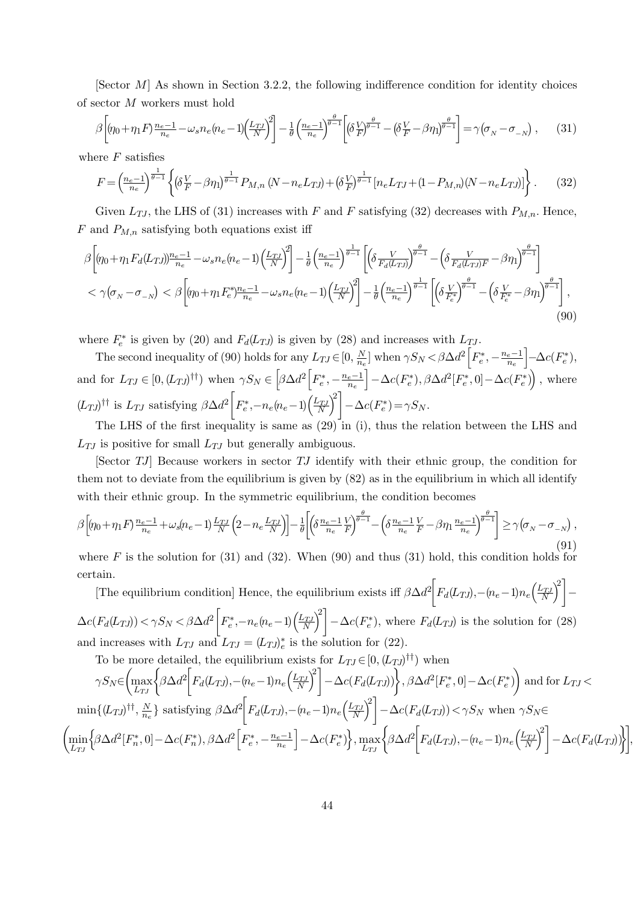[Sector $M$] As shown in Section 3.2.2, the following indifference condition for identity choices of sector $M$ workers must hold

$$\beta\left[(\eta_0+\eta_1 F)\frac{n_e-1}{n_e}-\omega_s n_e(n_e-1)\left(\frac{L_{TJ}}{N}\right)^2\right]-\frac{1}{\theta}\left(\frac{n_e-1}{n_e}\right)^{\frac{\theta}{\theta-1}}\left[\left(\delta\frac{V}{F}\right)^{\frac{\theta}{\theta-1}}-\left(\delta\frac{V}{F}-\beta\eta_1\right)^{\frac{\theta}{\theta-1}}\right]=\gamma\left(\sigma_{_N}-\sigma_{_{-N}}\right), \tag{31}$$

where $F$ satisfies

$$F=\left(\frac{n_e-1}{n_e}\right)^{\frac{1}{\theta-1}}\left\{\left(\delta\frac{V}{F}-\beta\eta_1\right)^{\frac{1}{\theta-1}}P_{M,n}\left(N-n_e L_{TJ}\right)+\left(\delta\frac{V}{F}\right)^{\frac{1}{\theta-1}}\left[n_e L_{TJ}+(1-P_{M,n})(N-n_e L_{TJ})\right]\right\}. \tag{32}$$

Given $L_{TJ}$, the LHS of (31) increases with $F$ and $F$ satisfying (32) decreases with $P_{M,n}$. Hence, $F$ and $P_{M,n}$ satisfying both equations exist iff

$$\begin{aligned}
&\beta\left[(\eta_0+\eta_1 F_d(L_{TJ}))\frac{n_e-1}{n_e}-\omega_s n_e(n_e-1)\left(\frac{L_{TJ}}{N}\right)^2\right]-\frac{1}{\theta}\left(\frac{n_e-1}{n_e}\right)^{\frac{1}{\theta-1}}\left[\left(\delta\frac{V}{F_d(L_{TJ})}\right)^{\frac{\theta}{\theta-1}}-\left(\delta\frac{V}{F_d(L_{TJ})F}-\beta\eta_1\right)^{\frac{\theta}{\theta-1}}\right]\\
&<\gamma\left(\sigma_{_N}-\sigma_{_{-N}}\right)<\beta\left[(\eta_0+\eta_1 F_e^*)\frac{n_e-1}{n_e}-\omega_s n_e(n_e-1)\left(\frac{L_{TJ}}{N}\right)^2\right]-\frac{1}{\theta}\left(\frac{n_e-1}{n_e}\right)^{\frac{1}{\theta-1}}\left[\left(\delta\frac{V}{F_e^*}\right)^{\frac{\theta}{\theta-1}}-\left(\delta\frac{V}{F_e^*}-\beta\eta_1\right)^{\frac{\theta}{\theta-1}}\right],
\end{aligned} \tag{90}$$

where $F_e^*$ is given by (20) and $F_d(L_{TJ})$ is given by (28) and increases with $L_{TJ}$.

The second inequality of (90) holds for any $L_{TJ}\in[0,\frac{N}{n_e}]$ when $\gamma S_N<\beta\Delta d^2\left[F_e^*,-\frac{n_e-1}{n_e}\right]-\Delta c(F_e^*)$, and for $L_{TJ}\in[0,(L_{TJ})^{\dagger\dagger})$ when $\gamma S_N\in\left[\beta\Delta d^2\left[F_e^*,-\frac{n_e-1}{n_e}\right]-\Delta c(F_e^*),\beta\Delta d^2[F_e^*,0]-\Delta c(F_e^*)\right)$, where $(L_{TJ})^{\dagger\dagger}$ is $L_{TJ}$ satisfying $\beta\Delta d^2\left[F_e^*,-n_e(n_e-1)\left(\frac{L_{TJ}}{N}\right)^2\right]-\Delta c(F_e^*)=\gamma S_N$.

The LHS of the first inequality is same as (29) in (i), thus the relation between the LHS and $L_{TJ}$ is positive for small $L_{TJ}$ but generally ambiguous.

[Sector $TJ$] Because workers in sector $TJ$ identify with their ethnic group, the condition for them not to deviate from the equilibrium is given by (82) as in the equilibrium in which all identify with their ethnic group. In the symmetric equilibrium, the condition becomes

$$\beta\left[(\eta_0+\eta_1 F)\frac{n_e-1}{n_e}+\omega_s(n_e-1)\frac{L_{TJ}}{N}\left(2-n_e\frac{L_{TJ}}{N}\right)\right]-\frac{1}{\theta}\left[\left(\delta\frac{n_e-1}{n_e}\frac{V}{F}\right)^{\frac{\theta}{\theta-1}}-\left(\delta\frac{n_e-1}{n_e}\frac{V}{F}-\beta\eta_1\frac{n_e-1}{n_e}\right)^{\frac{\theta}{\theta-1}}\right]\geq\gamma\left(\sigma_{_N}-\sigma_{_{-N}}\right), \tag{91}$$

where $F$ is the solution for (31) and (32). When (90) and thus (31) hold, this condition holds for certain.

[The equilibrium condition] Hence, the equilibrium exists iff $\beta\Delta d^2\left[F_d(L_{TJ}),-(n_e-1)n_e\left(\frac{L_{TJ}}{N}\right)^2\right]-\Delta c(F_d(L_{TJ}))<\gamma S_N<\beta\Delta d^2\left[F_e^*,-n_e(n_e-1)\left(\frac{L_{TJ}}{N}\right)^2\right]-\Delta c(F_e^*)$, where $F_d(L_{TJ})$ is the solution for (28) and increases with $L_{TJ}$ and $L_{TJ}=(L_{TJ})_e^*$ is the solution for (22).

To be more detailed, the equilibrium exists for $L_{TJ}\in[0,(L_{TJ})^{\dagger\dagger})$ when $\gamma S_N\in\left(\max_{L_{TJ}}\left\{\beta\Delta d^2\left[F_d(L_{TJ}),-(n_e-1)n_e\left(\frac{L_{TJ}}{N}\right)^2\right]-\Delta c(F_d(L_{TJ}))\right\},\beta\Delta d^2[F_e^*,0]-\Delta c(F_e^*)\right)$ and for $L_{TJ}<\min\{(L_{TJ})^{\dagger\dagger},\frac{N}{n_e}\}$ satisfying $\beta\Delta d^2\left[F_d(L_{TJ}),-(n_e-1)n_e\left(\frac{L_{TJ}}{N}\right)^2\right]-\Delta c(F_d(L_{TJ}))<\gamma S_N$ when $\gamma S_N\in\left(\min_{L_{TJ}}\left\{\beta\Delta d^2[F_n^*,0]-\Delta c(F_n^*),\beta\Delta d^2\left[F_e^*,-\frac{n_e-1}{n_e}\right]-\Delta c(F_e^*)\right\},\max_{L_{TJ}}\left\{\beta\Delta d^2\left[F_d(L_{TJ}),-(n_e-1)n_e\left(\frac{L_{TJ}}{N}\right)^2\right]-\Delta c(F_d(L_{TJ}))\right\}\right],$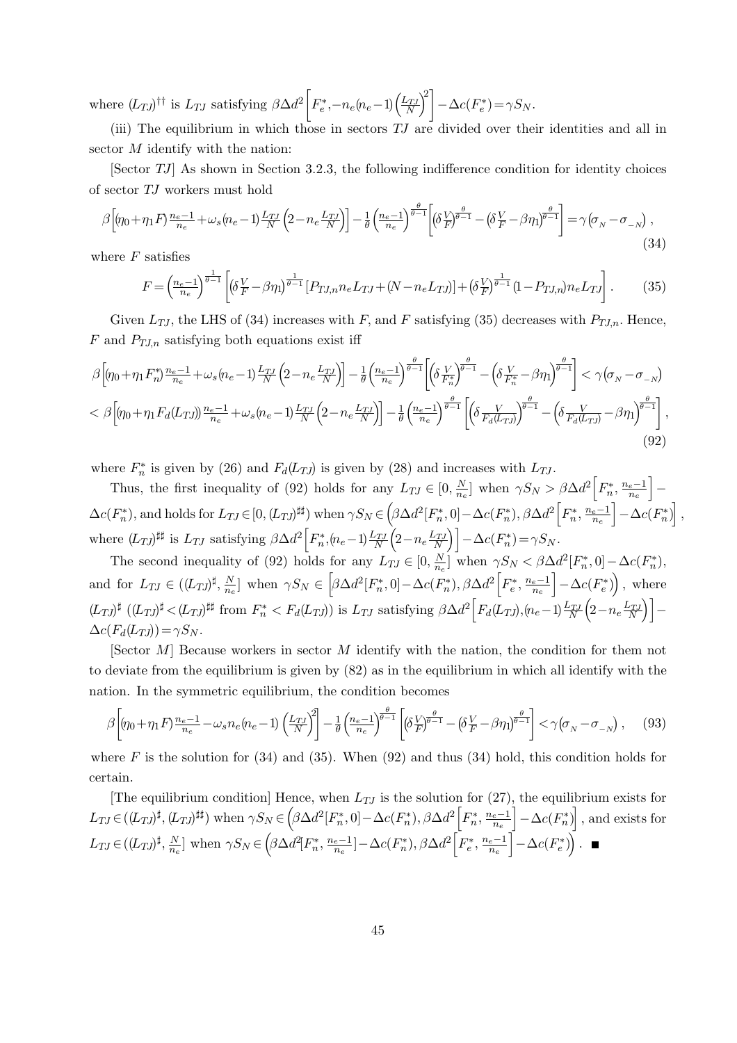where $(L_{TJ})^{\dagger\dagger}$ is $L_{TJ}$ satisfying $\beta\Delta d^2\left[F_e^*, -n_e(n_e-1)\left(\frac{L_{TJ}}{N}\right)^2\right] - \Delta c(F_e^*) = \gamma S_N$.

(iii) The equilibrium in which those in sectors $TJ$ are divided over their identities and all in sector $M$ identify with the nation:

[Sector $TJ$] As shown in Section 3.2.3, the following indifference condition for identity choices of sector $TJ$ workers must hold

$$\beta\left[(\eta_0+\eta_1 F)\frac{n_e-1}{n_e}+\omega_s(n_e-1)\frac{L_{TJ}}{N}\left(2-n_e\frac{L_{TJ}}{N}\right)\right]-\frac{1}{\theta}\left(\frac{n_e-1}{n_e}\right)^{\frac{\theta}{\theta-1}}\left[\left(\delta\frac{V}{F}\right)^{\frac{\theta}{\theta-1}}-\left(\delta\frac{V}{F}-\beta\eta_1\right)^{\frac{\theta}{\theta-1}}\right]=\gamma\left(\sigma_{_N}-\sigma_{_{-N}}\right), \tag{34}$$

where $F$ satisfies

$$F=\left(\frac{n_e-1}{n_e}\right)^{\frac{1}{\theta-1}}\left[\left(\delta\frac{V}{F}-\beta\eta_1\right)^{\frac{1}{\theta-1}}\left[P_{TJ,n}n_e L_{TJ}+(N-n_e L_{TJ})\right]+\left(\delta\frac{V}{F}\right)^{\frac{1}{\theta-1}}(1-P_{TJ,n})n_e L_{TJ}\right]. \tag{35}$$

Given $L_{TJ}$, the LHS of (34) increases with $F$, and $F$ satisfying (35) decreases with $P_{TJ,n}$. Hence, $F$ and $P_{TJ,n}$ satisfying both equations exist iff

$$\begin{aligned}
&\beta\left[(\eta_0+\eta_1 F_n^*)\frac{n_e-1}{n_e}+\omega_s(n_e-1)\frac{L_{TJ}}{N}\left(2-n_e\frac{L_{TJ}}{N}\right)\right]-\frac{1}{\theta}\left(\frac{n_e-1}{n_e}\right)^{\frac{\theta}{\theta-1}}\left[\left(\delta\frac{V}{F_n^*}\right)^{\frac{\theta}{\theta-1}}-\left(\delta\frac{V}{F_n^*}-\beta\eta_1\right)^{\frac{\theta}{\theta-1}}\right]<\gamma\left(\sigma_{_N}-\sigma_{_{-N}}\right)\\
&<\beta\left[(\eta_0+\eta_1 F_d(L_{TJ}))\frac{n_e-1}{n_e}+\omega_s(n_e-1)\frac{L_{TJ}}{N}\left(2-n_e\frac{L_{TJ}}{N}\right)\right]-\frac{1}{\theta}\left(\frac{n_e-1}{n_e}\right)^{\frac{\theta}{\theta-1}}\left[\left(\delta\frac{V}{F_d(L_{TJ})}\right)^{\frac{\theta}{\theta-1}}-\left(\delta\frac{V}{F_d(L_{TJ})}-\beta\eta_1\right)^{\frac{\theta}{\theta-1}}\right],
\end{aligned} \tag{92}$$

where $F_n^*$ is given by (26) and $F_d(L_{TJ})$ is given by (28) and increases with $L_{TJ}$.

Thus, the first inequality of (92) holds for any $L_{TJ}\in[0,\frac{N}{n_e}]$ when $\gamma S_N>\beta\Delta d^2\left[F_n^*,\frac{n_e-1}{n_e}\right]-\Delta c(F_n^*)$, and holds for $L_{TJ}\in[0,(L_{TJ})^{\sharp\sharp})$ when $\gamma S_N\in\left(\beta\Delta d^2[F_n^*,0]-\Delta c(F_n^*),\beta\Delta d^2\left[F_n^*,\frac{n_e-1}{n_e}\right]-\Delta c(F_n^*)\right]$, where $(L_{TJ})^{\sharp\sharp}$ is $L_{TJ}$ satisfying $\beta\Delta d^2\left[F_n^*,(n_e-1)\frac{L_{TJ}}{N}\left(2-n_e\frac{L_{TJ}}{N}\right)\right]-\Delta c(F_n^*)=\gamma S_N$.

The second inequality of (92) holds for any $L_{TJ}\in[0,\frac{N}{n_e}]$ when $\gamma S_N<\beta\Delta d^2[F_n^*,0]-\Delta c(F_n^*)$, and for $L_{TJ}\in((L_{TJ})^{\sharp},\frac{N}{n_e}]$ when $\gamma S_N\in\left[\beta\Delta d^2[F_n^*,0]-\Delta c(F_n^*),\beta\Delta d^2\left[F_e^*,\frac{n_e-1}{n_e}\right]-\Delta c(F_e^*)\right)$, where $(L_{TJ})^{\sharp}$ ($(L_{TJ})^{\sharp}<(L_{TJ})^{\sharp\sharp}$ from $F_n^*<F_d(L_{TJ})$) is $L_{TJ}$ satisfying $\beta\Delta d^2\left[F_d(L_{TJ}),(n_e-1)\frac{L_{TJ}}{N}\left(2-n_e\frac{L_{TJ}}{N}\right)\right]-\Delta c(F_d(L_{TJ}))=\gamma S_N$.

[Sector $M$] Because workers in sector $M$ identify with the nation, the condition for them not to deviate from the equilibrium is given by (82) as in the equilibrium in which all identify with the nation. In the symmetric equilibrium, the condition becomes

$$\beta\left[(\eta_0+\eta_1 F)\frac{n_e-1}{n_e}-\omega_s n_e(n_e-1)\left(\frac{L_{TJ}}{N}\right)^2\right]-\frac{1}{\theta}\left(\frac{n_e-1}{n_e}\right)^{\frac{\theta}{\theta-1}}\left[\left(\delta\frac{V}{F}\right)^{\frac{\theta}{\theta-1}}-\left(\delta\frac{V}{F}-\beta\eta_1\right)^{\frac{\theta}{\theta-1}}\right]<\gamma\left(\sigma_{_N}-\sigma_{_{-N}}\right), \tag{93}$$

where $F$ is the solution for (34) and (35). When (92) and thus (34) hold, this condition holds for certain.

[The equilibrium condition] Hence, when $L_{TJ}$ is the solution for (27), the equilibrium exists for $L_{TJ}\in((L_{TJ})^{\sharp},(L_{TJ})^{\sharp\sharp})$ when $\gamma S_N\in\left(\beta\Delta d^2[F_n^*,0]-\Delta c(F_n^*),\beta\Delta d^2\left[F_n^*,\frac{n_e-1}{n_e}\right]-\Delta c(F_n^*)\right]$, and exists for $L_{TJ}\in((L_{TJ})^{\sharp},\frac{N}{n_e}]$ when $\gamma S_N\in\left(\beta\Delta d^2[F_n^*,\frac{n_e-1}{n_e}]-\Delta c(F_n^*),\beta\Delta d^2\left[F_e^*,\frac{n_e-1}{n_e}\right]-\Delta c(F_e^*)\right)$. ∎